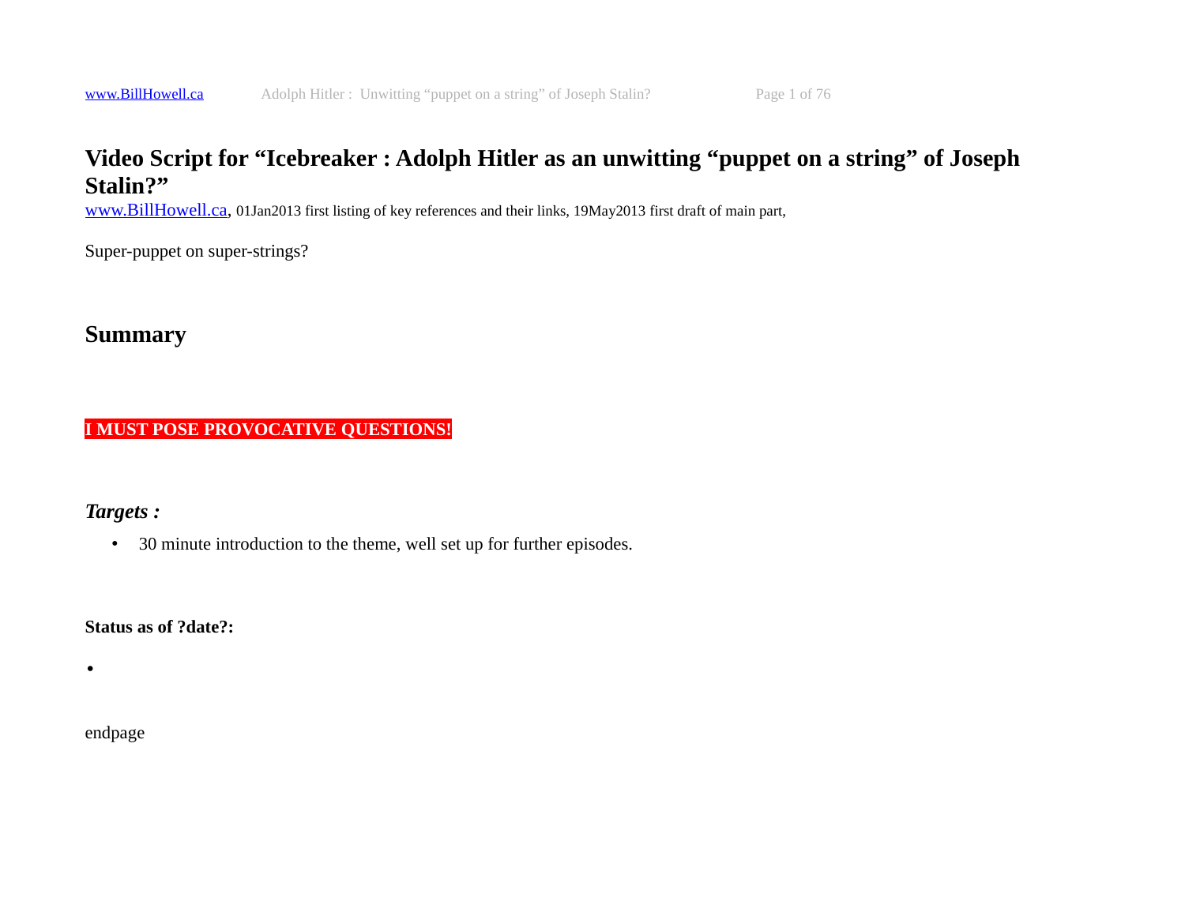# Video Script for "Icebreaker : Adolph Hitler as an unwitting "puppet on a string" of Joseph Stalin?"

www.BillHowell.ca, 01Jan2013 first listing of key references and their links, 19May2013 first draft of main part,

Super-puppet on super-strings?

## Summary

**I MUST POSE PROVOCATIVE QUESTIONS!**

### *Targets :*

- 30 minute introduction to the theme, well set up for further episodes.

**Status as of ?date?:**

- 

endpage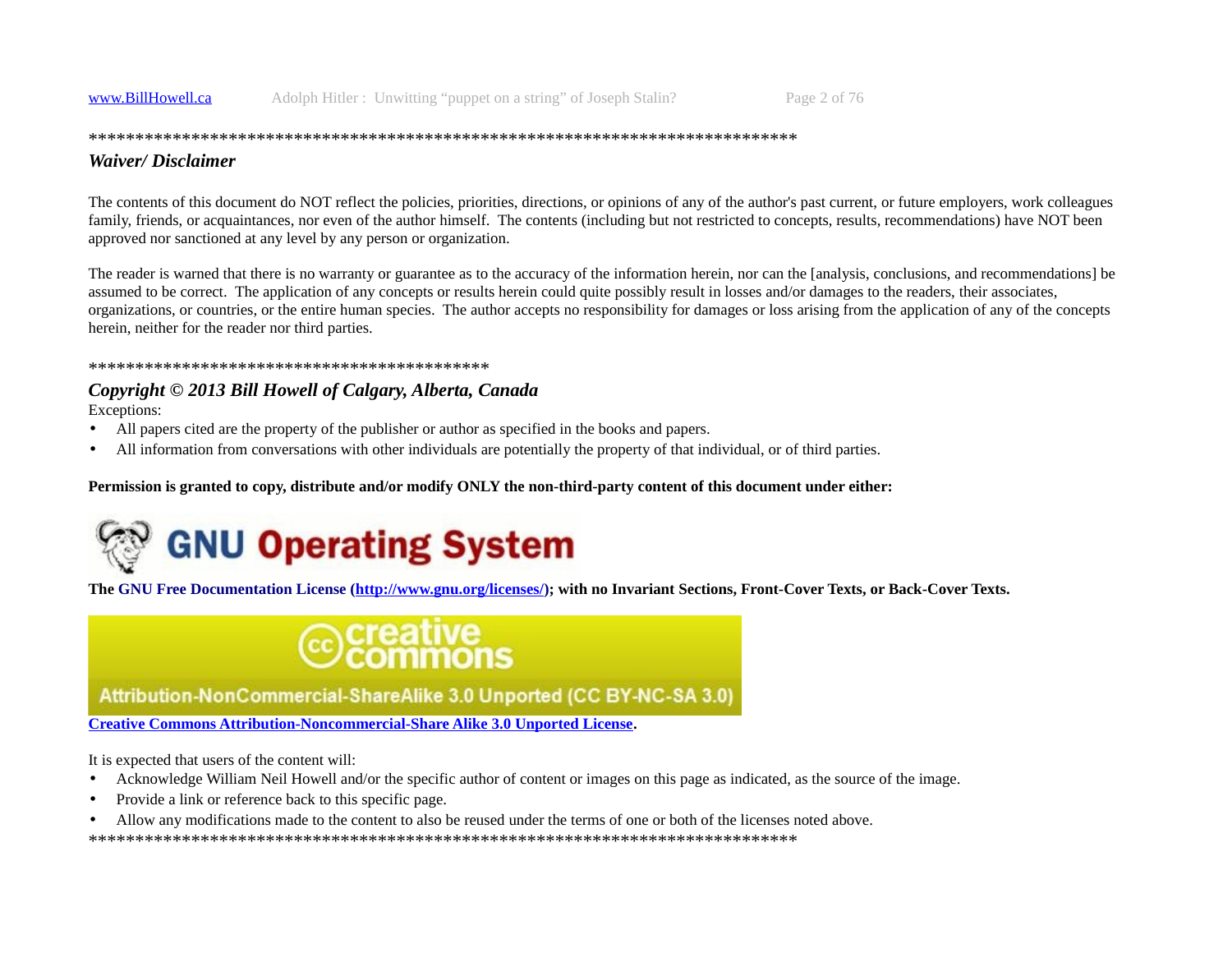********************************************************************************

## *Waiver/ Disclaimer*

The contents of this document do NOT reflect the policies, priorities, directions, or opinions of any of the author's past current, or future employers, work colleagues family, friends, or acquaintances, nor even of the author himself. The contents (including but not restricted to concepts, results, recommendations) have NOT been approved nor sanctioned at any level by any person or organization.

The reader is warned that there is no warranty or guarantee as to the accuracy of the information herein, nor can the [analysis, conclusions, and recommendations] be assumed to be correct. The application of any concepts or results herein could quite possibly result in losses and/or damages to the readers, their associates, organizations, or countries, or the entire human species. The author accepts no responsibility for damages or loss arising from the application of any of the concepts herein, neither for the reader nor third parties.

********************************************

## *Copyright © 2013 Bill Howell of Calgary, Alberta, Canada*

Exceptions:

- All papers cited are the property of the publisher or author as specified in the books and papers.
- All information from conversations with other individuals are potentially the property of that individual, or of third parties.

**Permission is granted to copy, distribute and/or modify ONLY the non-third-party content of this document under either:**

**GNU Operating System**

**The GNU Free Documentation License (http://www.gnu.org/licenses/); with no Invariant Sections, Front-Cover Texts, or Back-Cover Texts.**

creative commons

Attribution-NonCommercial-ShareAlike 3.0 Unported (CC BY-NC-SA 3.0)

**Creative Commons Attribution-Noncommercial-Share Alike 3.0 Unported License.**

It is expected that users of the content will:

- Acknowledge William Neil Howell and/or the specific author of content or images on this page as indicated, as the source of the image.
- Provide a link or reference back to this specific page.
- Allow any modifications made to the content to also be reused under the terms of one or both of the licenses noted above.

********************************************************************************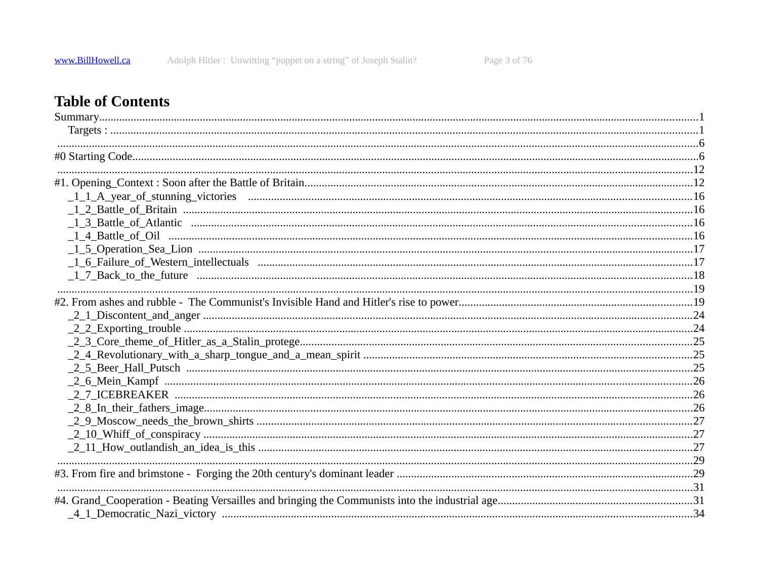# Table of Contents

Summary....................................................................................................1

Targets : ....................................................................................................1

....................................................................................................6

#0 Starting Code....................................................................................................6

....................................................................................................12

#1. Opening_Context : Soon after the Battle of Britain....................................................................................................12

_1_1_A_year_of_stunning_victories ....................................................................................................16

_1_2_Battle_of_Britain ....................................................................................................16

_1_3_Battle_of_Atlantic ....................................................................................................16

_1_4_Battle_of_Oil ....................................................................................................16

_1_5_Operation_Sea_Lion ....................................................................................................17

_1_6_Failure_of_Western_intellectuals ....................................................................................................17

_1_7_Back_to_the_future ....................................................................................................18

....................................................................................................19

#2. From ashes and rubble - The Communist's Invisible Hand and Hitler's rise to power....................................................................................................19

_2_1_Discontent_and_anger ....................................................................................................24

_2_2_Exporting_trouble ....................................................................................................24

_2_3_Core_theme_of_Hitler_as_a_Stalin_protege....................................................................................................25

_2_4_Revolutionary_with_a_sharp_tongue_and_a_mean_spirit ....................................................................................................25

_2_5_Beer_Hall_Putsch ....................................................................................................25

_2_6_Mein_Kampf ....................................................................................................26

_2_7_ICEBREAKER ....................................................................................................26

_2_8_In_their_fathers_image....................................................................................................26

_2_9_Moscow_needs_the_brown_shirts ....................................................................................................27

_2_10_Whiff_of_conspiracy ....................................................................................................27

_2_11_How_outlandish_an_idea_is_this ....................................................................................................27

....................................................................................................29

#3. From fire and brimstone - Forging the 20th century's dominant leader ....................................................................................................29

....................................................................................................31

#4. Grand_Cooperation - Beating Versailles and bringing the Communists into the industrial age....................................................................................................31

_4_1_Democratic_Nazi_victory ....................................................................................................34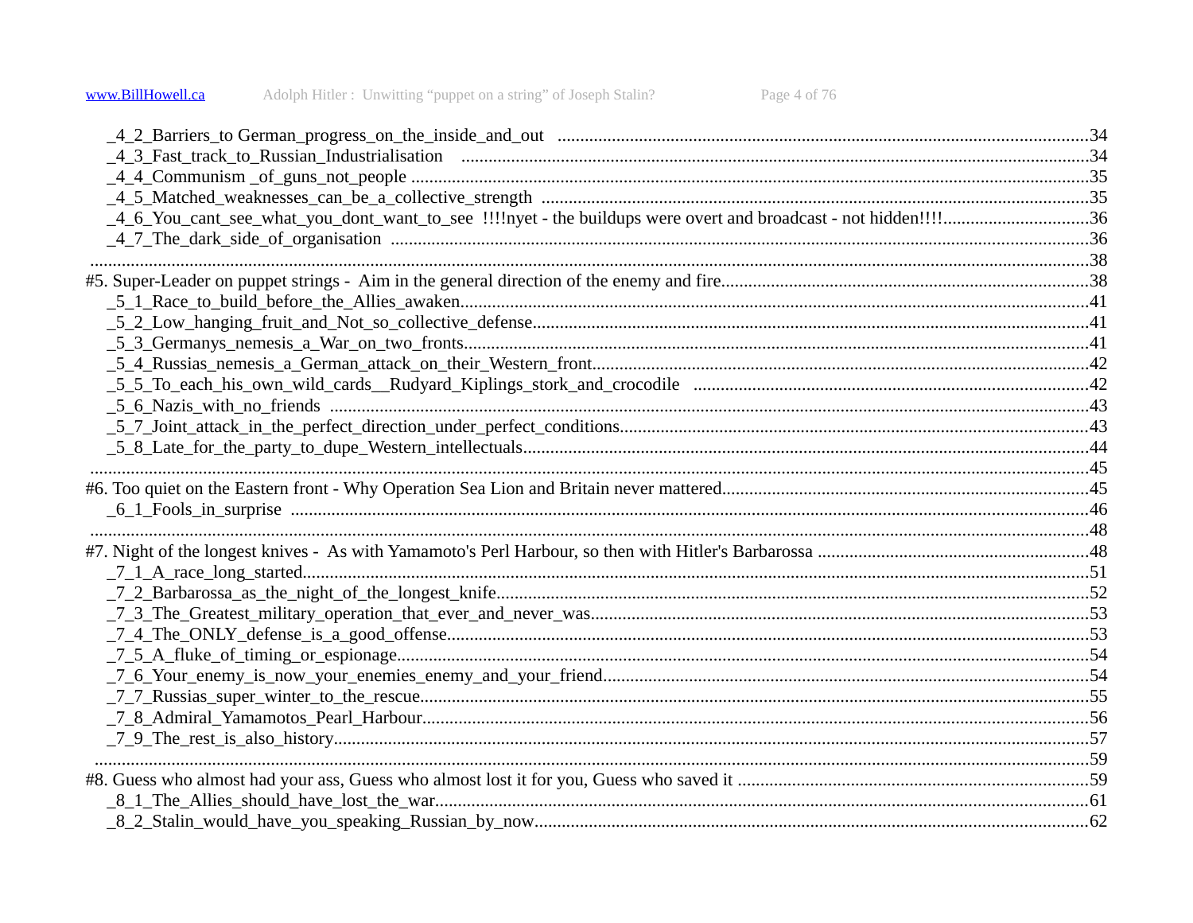_4_2_Barriers_to German_progress_on_the_inside_and_out ....................................................................................................................34
_4_3_Fast_track_to_Russian_Industrialisation ........................................................................................................................34
_4_4_Communism _of_guns_not_people ....................................................................................................................................35
_4_5_Matched_weaknesses_can_be_a_collective_strength ........................................................................................................35
_4_6_You_cant_see_what_you_dont_want_to_see !!!!nyet - the buildups were overt and broadcast - not hidden!!!!................................36
_4_7_The_dark_side_of_organisation ..........................................................................................................................................36
..........................................................................................................................................................................................................38
#5. Super-Leader on puppet strings - Aim in the general direction of the enemy and fire................................................................................38
_5_1_Race_to_build_before_the_Allies_awaken.........................................................................................................................41
_5_2_Low_hanging_fruit_and_Not_so_collective_defense.........................................................................................................41
_5_3_Germanys_nemesis_a_War_on_two_fronts........................................................................................................................41
_5_4_Russias_nemesis_a_German_attack_on_their_Western_front..............................................................................................42
_5_5_To_each_his_own_wild_cards__Rudyard_Kiplings_stork_and_crocodile .......................................................................42
_5_6_Nazis_with_no_friends .......................................................................................................................................................43
_5_7_Joint_attack_in_the_perfect_direction_under_perfect_conditions.......................................................................................43
_5_8_Late_for_the_party_to_dupe_Western_intellectuals...........................................................................................................44
..........................................................................................................................................................................................................45
#6. Too quiet on the Eastern front - Why Operation Sea Lion and Britain never mattered................................................................................45
_6_1_Fools_in_surprise ................................................................................................................................................................46
..........................................................................................................................................................................................................48
#7. Night of the longest knives - As with Yamamoto's Perl Harbour, so then with Hitler's Barbarossa ............................................................48
_7_1_A_race_long_started...........................................................................................................................................................51
_7_2_Barbarossa_as_the_night_of_the_longest_knife.................................................................................................................52
_7_3_The_Greatest_military_operation_that_ever_and_never_was.............................................................................................53
_7_4_The_ONLY_defense_is_a_good_offense...........................................................................................................................53
_7_5_A_fluke_of_timing_or_espionage.......................................................................................................................................54
_7_6_Your_enemy_is_now_your_enemies_enemy_and_your_friend..........................................................................................54
_7_7_Russias_super_winter_to_the_rescue..................................................................................................................................55
_7_8_Admiral_Yamamotos_Pearl_Harbour..................................................................................................................................56
_7_9_The_rest_is_also_history.....................................................................................................................................................57
..........................................................................................................................................................................................................59
#8. Guess who almost had your ass, Guess who almost lost it for you, Guess who saved it ..............................................................................59
_8_1_The_Allies_should_have_lost_the_war..............................................................................................................................61
_8_2_Stalin_would_have_you_speaking_Russian_by_now.........................................................................................................62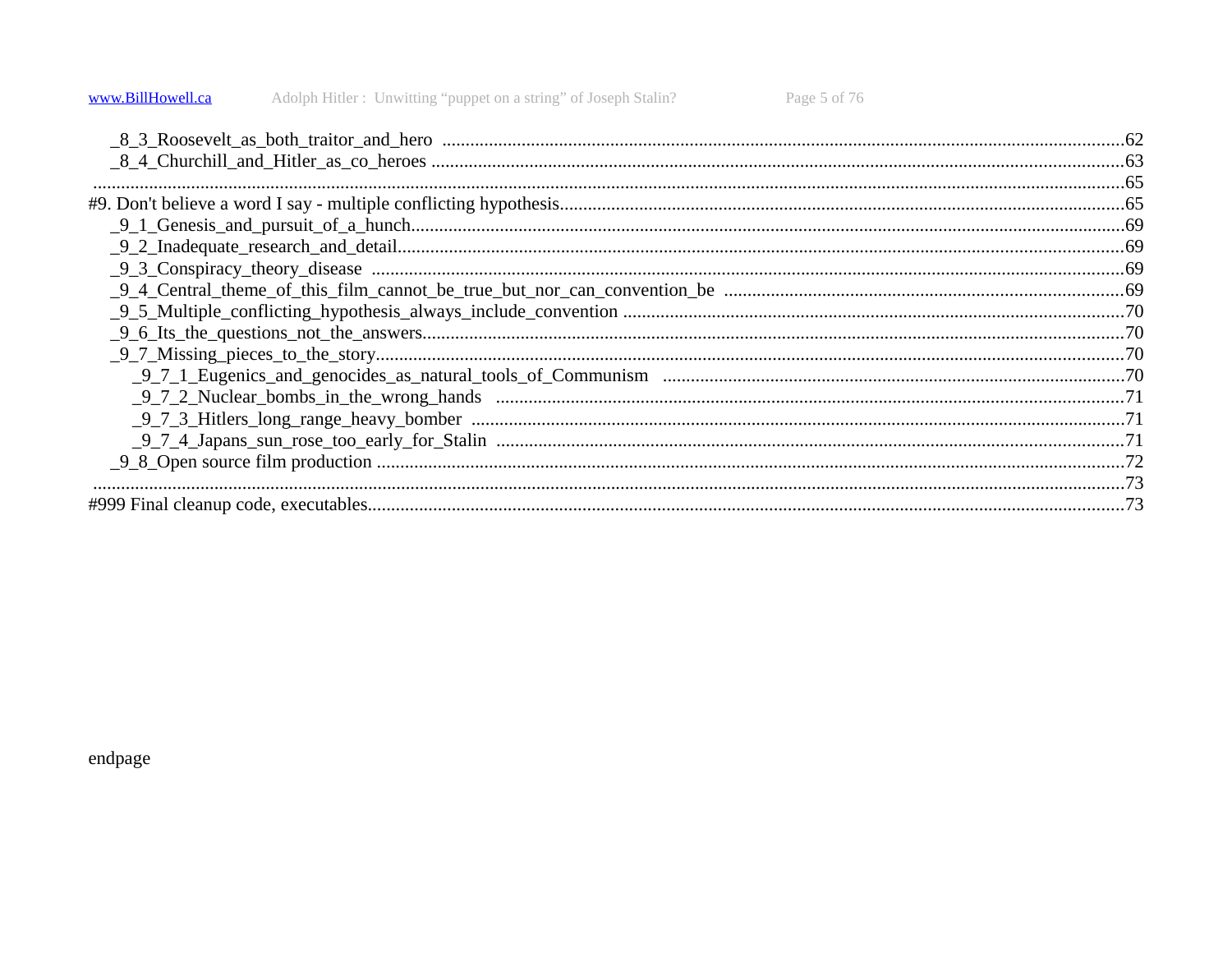_8_3_Roosevelt_as_both_traitor_and_hero ....................................................................................................................................62
_8_4_Churchill_and_Hitler_as_co_heroes .....................................................................................................................................63
.........................................................................................................................................................................................65
#9. Don't believe a word I say - multiple conflicting hypothesis..........................................................................................................65
_9_1_Genesis_and_pursuit_of_a_hunch.........................................................................................................................................69
_9_2_Inadequate_research_and_detail...........................................................................................................................................69
_9_3_Conspiracy_theory_disease .................................................................................................................................................69
_9_4_Central_theme_of_this_film_cannot_be_true_but_nor_can_convention_be .....................................................................................69
_9_5_Multiple_conflicting_hypothesis_always_include_convention ..........................................................................................................70
_9_6_Its_the_questions_not_the_answers.....................................................................................................................................70
_9_7_Missing_pieces_to_the_story...............................................................................................................................................70
_9_7_1_Eugenics_and_genocides_as_natural_tools_of_Communism ..................................................................................................70
_9_7_2_Nuclear_bombs_in_the_wrong_hands .......................................................................................................................71
_9_7_3_Hitlers_long_range_heavy_bomber ............................................................................................................................71
_9_7_4_Japans_sun_rose_too_early_for_Stalin ......................................................................................................................71
_9_8_Open source film production ...............................................................................................................................................72
.........................................................................................................................................................................................73
#999 Final cleanup code, executables..................................................................................................................................................73

endpage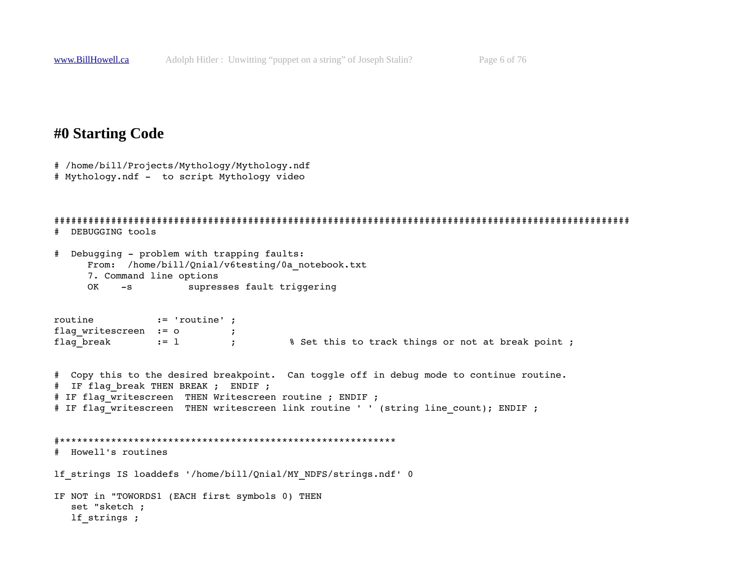# #0 Starting Code

```
# /home/bill/Projects/Mythology/Mythology.ndf
# Mythology.ndf -  to script Mythology video



######################################################################################################
#  DEBUGGING tools

#  Debugging - problem with trapping faults:
      From:  /home/bill/Qnial/v6testing/0a_notebook.txt
      7. Command line options
      OK    -s          supresses fault triggering


routine           := 'routine' ;
flag_writescreen  := o         ;
flag_break        := l         ;         % Set this to track things or not at break point ;


#  Copy this to the desired breakpoint.  Can toggle off in debug mode to continue routine.
#  IF flag_break THEN BREAK ;  ENDIF ;
# IF flag_writescreen  THEN Writescreen routine ; ENDIF ;
# IF flag_writescreen  THEN writescreen link routine ' ' (string line_count); ENDIF ;


#************************************************************
#  Howell's routines

lf_strings IS loaddefs '/home/bill/Qnial/MY_NDFS/strings.ndf' 0

IF NOT in "TOWORDS1 (EACH first symbols 0) THEN
   set "sketch ;
   lf_strings ;
```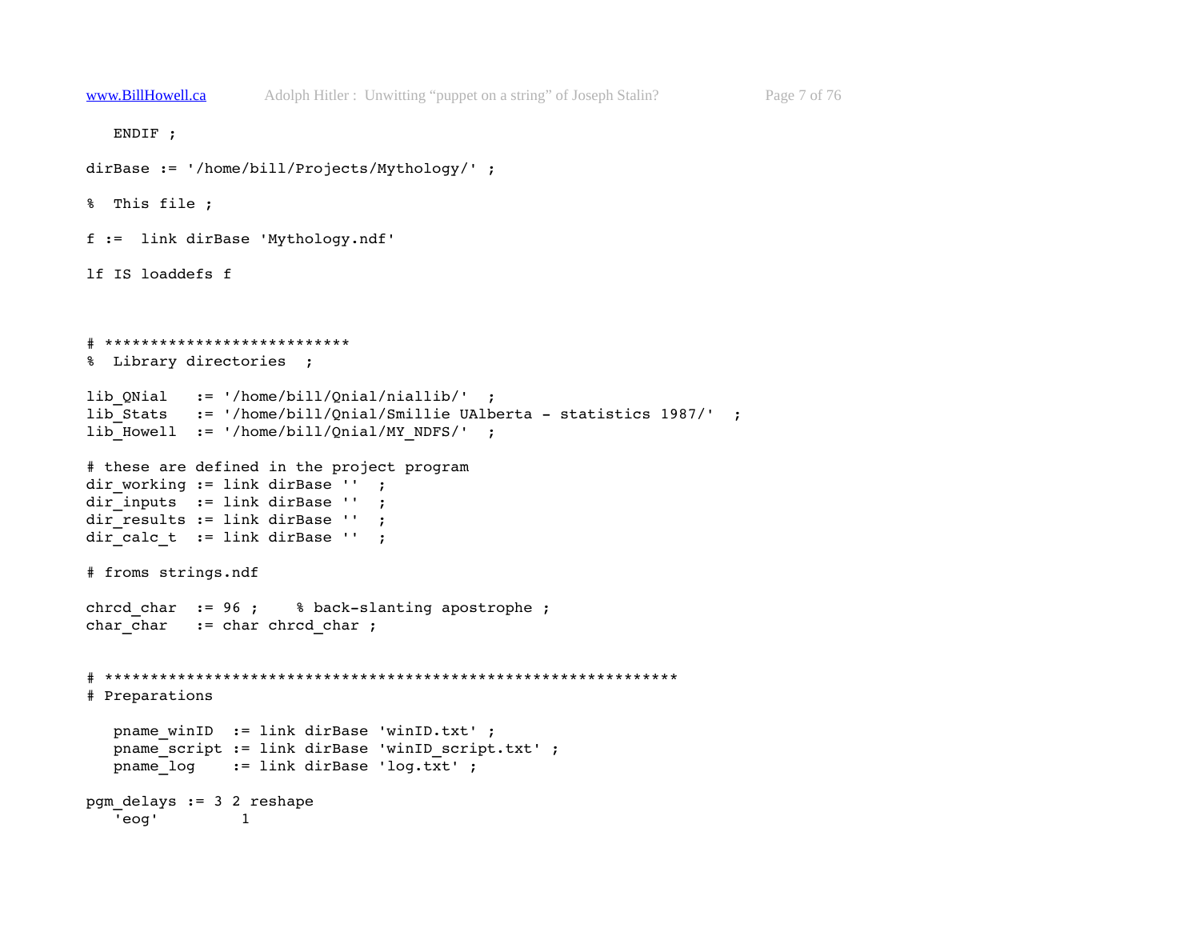```
   ENDIF ;

dirBase := '/home/bill/Projects/Mythology/' ;

%  This file ;

f :=  link dirBase 'Mythology.ndf'

lf IS loaddefs f



# ****************************
%  Library directories  ;

lib_QNial   := '/home/bill/Qnial/niallib/'  ;
lib_Stats   := '/home/bill/Qnial/Smillie UAlberta - statistics 1987/'  ;
lib_Howell  := '/home/bill/Qnial/MY_NDFS/'  ;

# these are defined in the project program
dir_working := link dirBase ''  ;
dir_inputs  := link dirBase ''  ;
dir_results := link dirBase ''  ;
dir_calc_t  := link dirBase ''  ;

# froms strings.ndf

chrcd_char  := 96 ;    % back-slanting apostrophe ;
char_char   := char chrcd_char ;


# ****************************************************************
# Preparations

   pname_winID  := link dirBase 'winID.txt' ;
   pname_script := link dirBase 'winID_script.txt' ;
   pname_log    := link dirBase 'log.txt' ;

pgm_delays := 3 2 reshape
   'eog'         1
```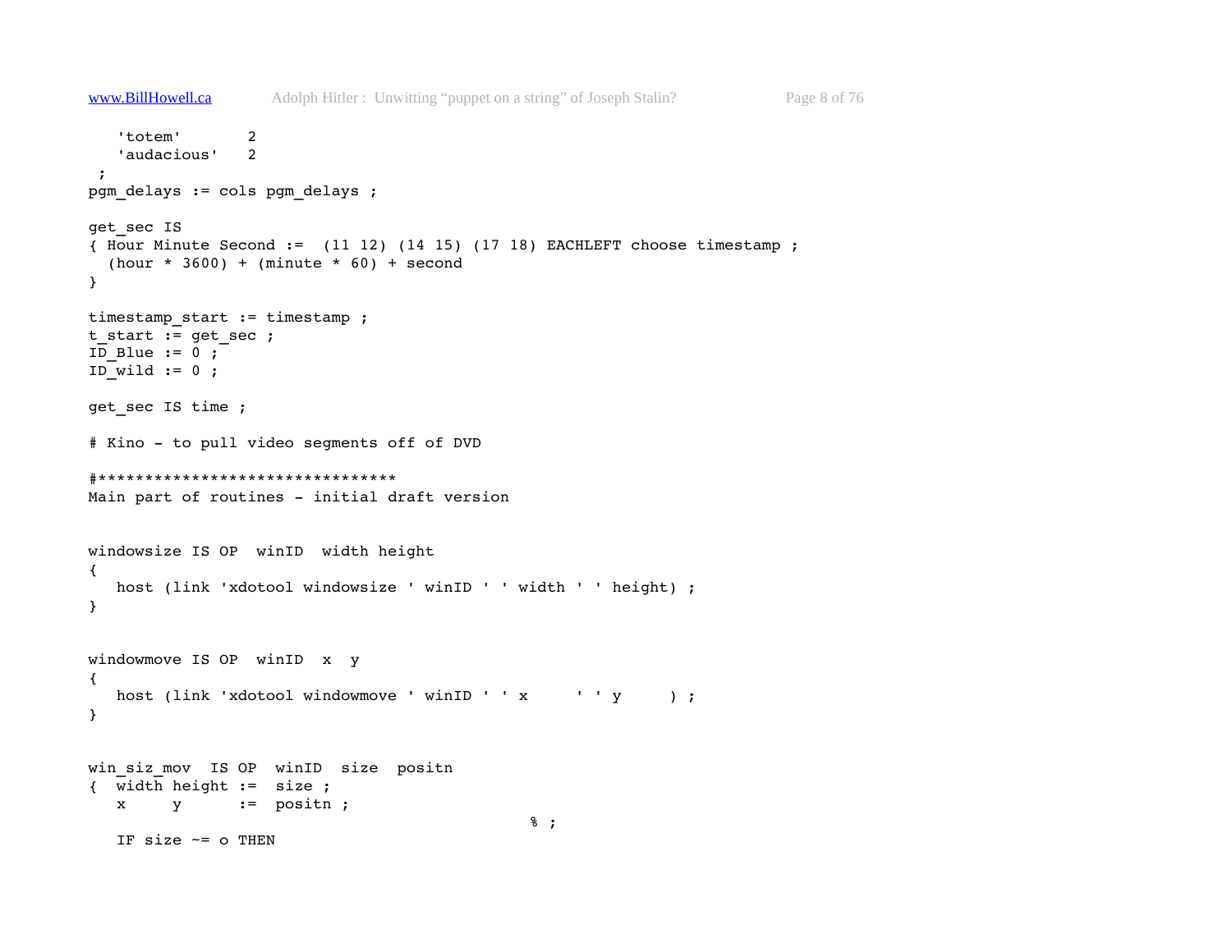```
   'totem'       2
   'audacious'   2
 ;
pgm_delays := cols pgm_delays ;

get_sec IS
{ Hour Minute Second :=  (11 12) (14 15) (17 18) EACHLEFT choose timestamp ;
  (hour * 3600) + (minute * 60) + second
}

timestamp_start := timestamp ;
t_start := get_sec ;
ID_Blue := 0 ;
ID_wild := 0 ;

get_sec IS time ;

# Kino - to pull video segments off of DVD

#********************************
Main part of routines - initial draft version


windowsize IS OP  winID  width height
{
   host (link 'xdotool windowsize ' winID ' ' width ' ' height) ;
}


windowmove IS OP  winID  x  y
{
   host (link 'xdotool windowmove ' winID ' ' x     ' ' y     ) ;
}


win_siz_mov  IS OP  winID  size  positn
{  width height :=  size ;
   x     y      :=  positn ;
                                                 % ;
   IF size ~= o THEN
```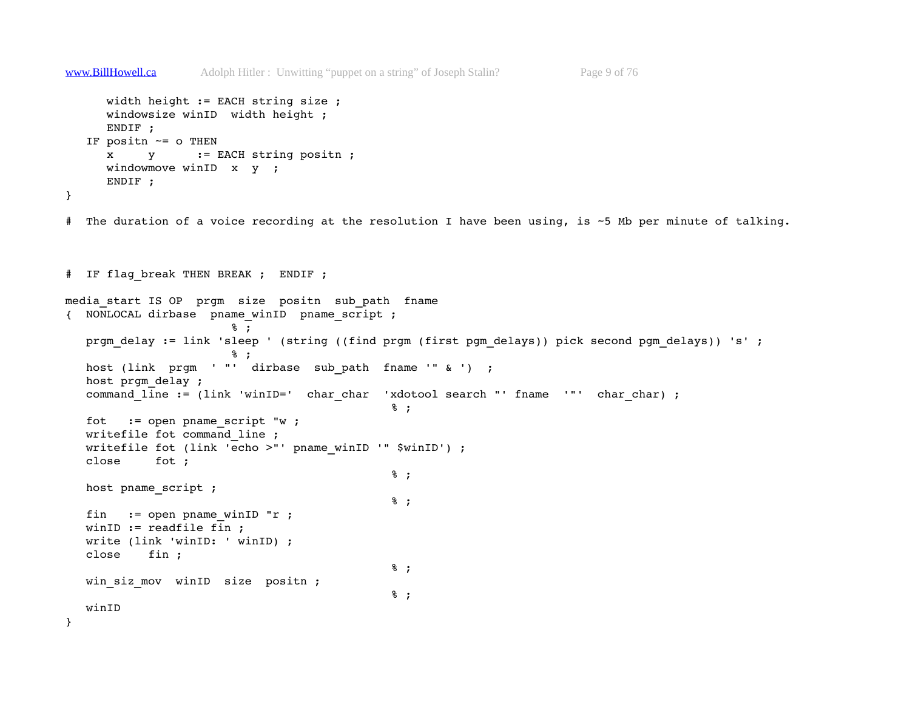```
      width height := EACH string size ;
      windowsize winID  width height ;
      ENDIF ;
   IF positn ~= o THEN
      x     y      := EACH string positn ;
      windowmove winID  x  y  ;
      ENDIF ;
}

#  The duration of a voice recording at the resolution I have been using, is ~5 Mb per minute of talking.



#  IF flag_break THEN BREAK ;  ENDIF ;

media_start IS OP  prgm  size  positn  sub_path  fname
{  NONLOCAL dirbase  pname_winID  pname_script ;
                        % ;
   prgm_delay := link 'sleep ' (string ((find prgm (first pgm_delays)) pick second pgm_delays)) 's' ;
                        % ;
   host (link  prgm  ' "'  dirbase  sub_path  fname '" & ')  ;
   host prgm_delay ;
   command_line := (link 'winID='  char_char  'xdotool search "' fname  '"'  char_char) ;
                                              % ;
   fot   := open pname_script "w ;
   writefile fot command_line ;
   writefile fot (link 'echo >"' pname_winID '" $winID') ;
   close     fot ;
                                              % ;
   host pname_script ;
                                              % ;
   fin   := open pname_winID "r ;
   winID := readfile fin ;
   write (link 'winID: ' winID) ;
   close    fin ;
                                              % ;
   win_siz_mov  winID  size  positn ;
                                              % ;
   winID
}
```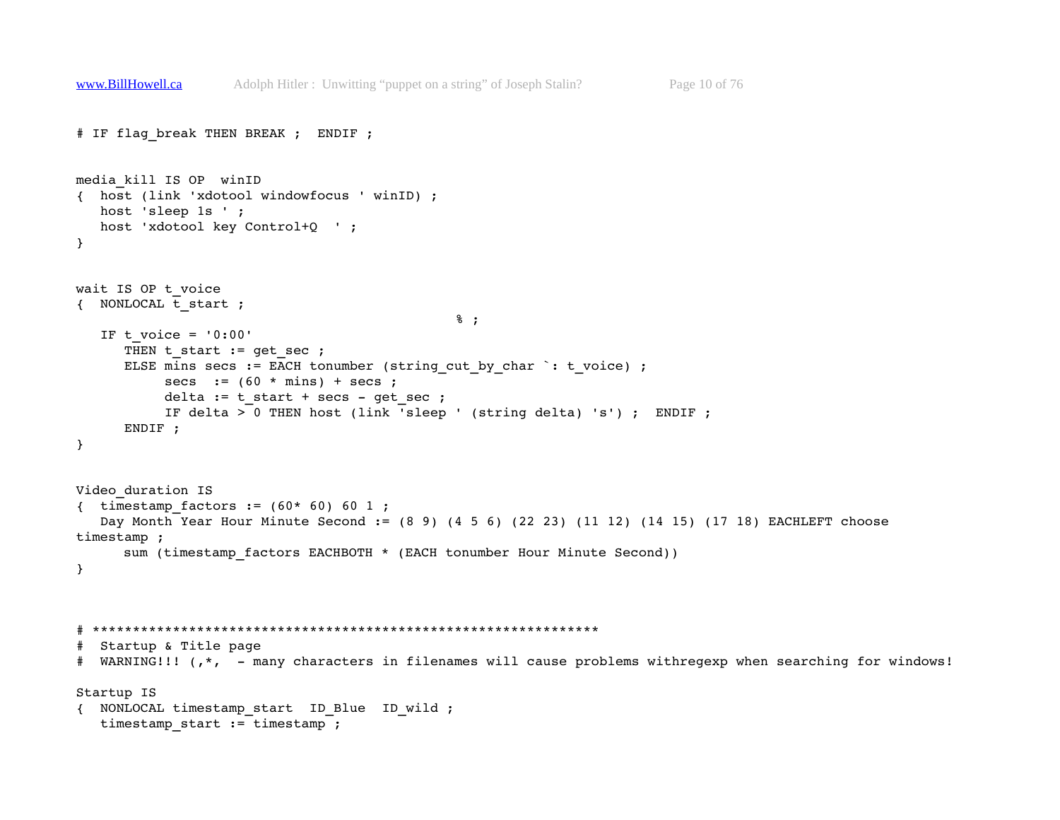```
# IF flag_break THEN BREAK ;  ENDIF ;


media_kill IS OP  winID
{  host (link 'xdotool windowfocus ' winID) ;
   host 'sleep 1s ' ;
   host 'xdotool key Control+Q  ' ;
}


wait IS OP t_voice
{  NONLOCAL t_start ;
                                                   % ;
   IF t_voice = '0:00'
      THEN t_start := get_sec ;
      ELSE mins secs := EACH tonumber (string_cut_by_char `: t_voice) ;
           secs  := (60 * mins) + secs ;
           delta := t_start + secs - get_sec ;
           IF delta > 0 THEN host (link 'sleep ' (string delta) 's') ;  ENDIF ;
      ENDIF ;
}


Video_duration IS
{  timestamp_factors := (60* 60) 60 1 ;
   Day Month Year Hour Minute Second := (8 9) (4 5 6) (22 23) (11 12) (14 15) (17 18) EACHLEFT choose
timestamp ;
      sum (timestamp_factors EACHBOTH * (EACH tonumber Hour Minute Second))
}



# ****************************************************************
#  Startup & Title page
#  WARNING!!! (,*,  - many characters in filenames will cause problems withregexp when searching for windows!

Startup IS
{  NONLOCAL timestamp_start  ID_Blue  ID_wild ;
   timestamp_start := timestamp ;
```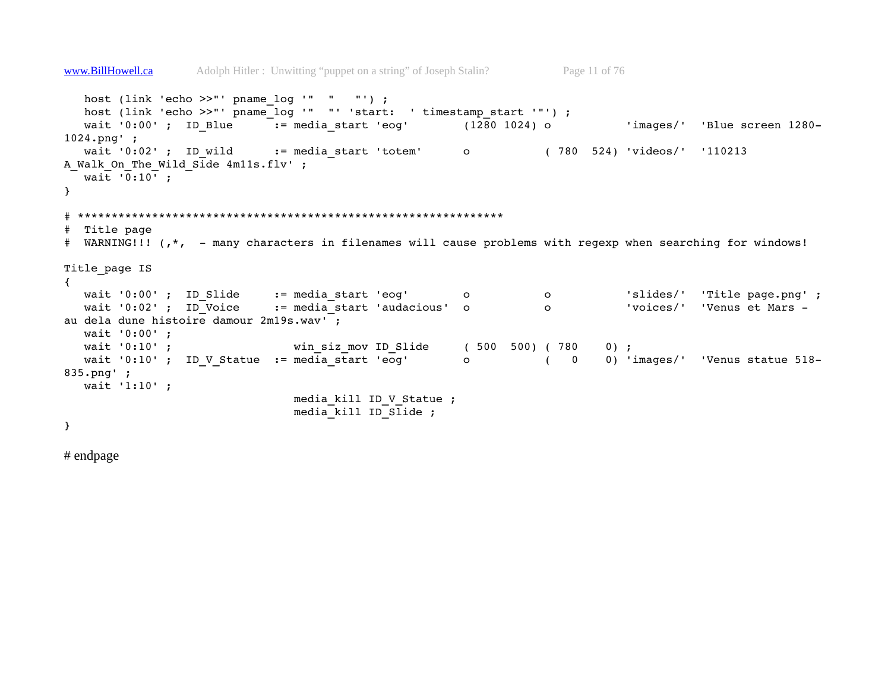```
   host (link 'echo >>"' pname_log '"  "   "') ;
   host (link 'echo >>"' pname_log '"  "' 'start:  ' timestamp_start '"') ;
   wait '0:00' ;  ID_Blue      := media_start 'eog'        (1280 1024) o           'images/'  'Blue screen 1280-
1024.png' ;
   wait '0:02' ;  ID_wild      := media_start 'totem'      o           ( 780  524) 'videos/'  '110213
A_Walk_On_The_Wild_Side 4m11s.flv' ;
   wait '0:10' ;
}

# **************************************************************
#  Title page
#  WARNING!!! (,*,  - many characters in filenames will cause problems with regexp when searching for windows!

Title_page IS
{
   wait '0:00' ;  ID_Slide     := media_start 'eog'        o           o           'slides/'  'Title page.png' ;
   wait '0:02' ;  ID_Voice     := media_start 'audacious'  o           o           'voices/'  'Venus et Mars -
au dela dune histoire damour 2m19s.wav' ;
   wait '0:00' ;
   wait '0:10' ;                  win_siz_mov ID_Slide     ( 500  500) ( 780    0) ;
   wait '0:10' ;  ID_V_Statue  := media_start 'eog'        o           (   0    0) 'images/'  'Venus statue 518-
835.png' ;
   wait '1:10' ;
                                  media_kill ID_V_Statue ;
                                  media_kill ID_Slide ;
}
```

# endpage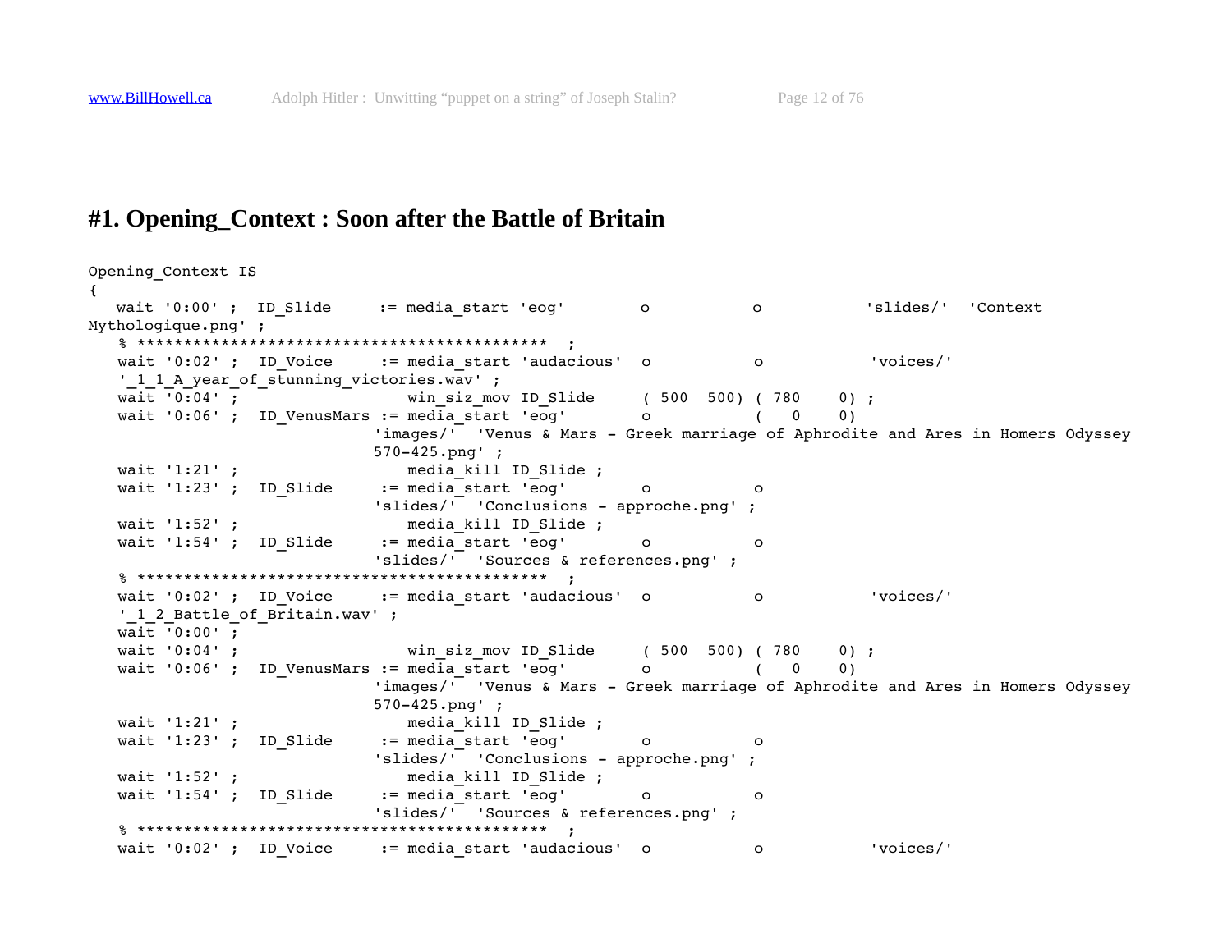# #1. Opening_Context : Soon after the Battle of Britain

```
Opening_Context IS
{
   wait '0:00' ;  ID_Slide     := media_start 'eog'        o           o           'slides/'  'Context
Mythologique.png' ;
   % ********************************************  ;
   wait '0:02' ;  ID_Voice     := media_start 'audacious'  o           o           'voices/'
   '_1_1_A_year_of_stunning_victories.wav' ;
   wait '0:04' ;                  win_siz_mov ID_Slide     ( 500  500) ( 780    0) ;
   wait '0:06' ;  ID_VenusMars := media_start 'eog'        o           (   0    0)
                              'images/'  'Venus & Mars - Greek marriage of Aphrodite and Ares in Homers Odyssey
                              570-425.png' ;
   wait '1:21' ;                  media_kill ID_Slide ;
   wait '1:23' ;  ID_Slide     := media_start 'eog'        o           o
                              'slides/'  'Conclusions - approche.png' ;
   wait '1:52' ;                  media_kill ID_Slide ;
   wait '1:54' ;  ID_Slide     := media_start 'eog'        o           o
                              'slides/'  'Sources & references.png' ;
   % ********************************************  ;
   wait '0:02' ;  ID_Voice     := media_start 'audacious'  o           o           'voices/'
   '_1_2_Battle_of_Britain.wav' ;
   wait '0:00' ;
   wait '0:04' ;                  win_siz_mov ID_Slide     ( 500  500) ( 780    0) ;
   wait '0:06' ;  ID_VenusMars := media_start 'eog'        o           (   0    0)
                              'images/'  'Venus & Mars - Greek marriage of Aphrodite and Ares in Homers Odyssey
                              570-425.png' ;
   wait '1:21' ;                  media_kill ID_Slide ;
   wait '1:23' ;  ID_Slide     := media_start 'eog'        o           o
                              'slides/'  'Conclusions - approche.png' ;
   wait '1:52' ;                  media_kill ID_Slide ;
   wait '1:54' ;  ID_Slide     := media_start 'eog'        o           o
                              'slides/'  'Sources & references.png' ;
   % ********************************************  ;
   wait '0:02' ;  ID_Voice     := media_start 'audacious'  o           o           'voices/'
```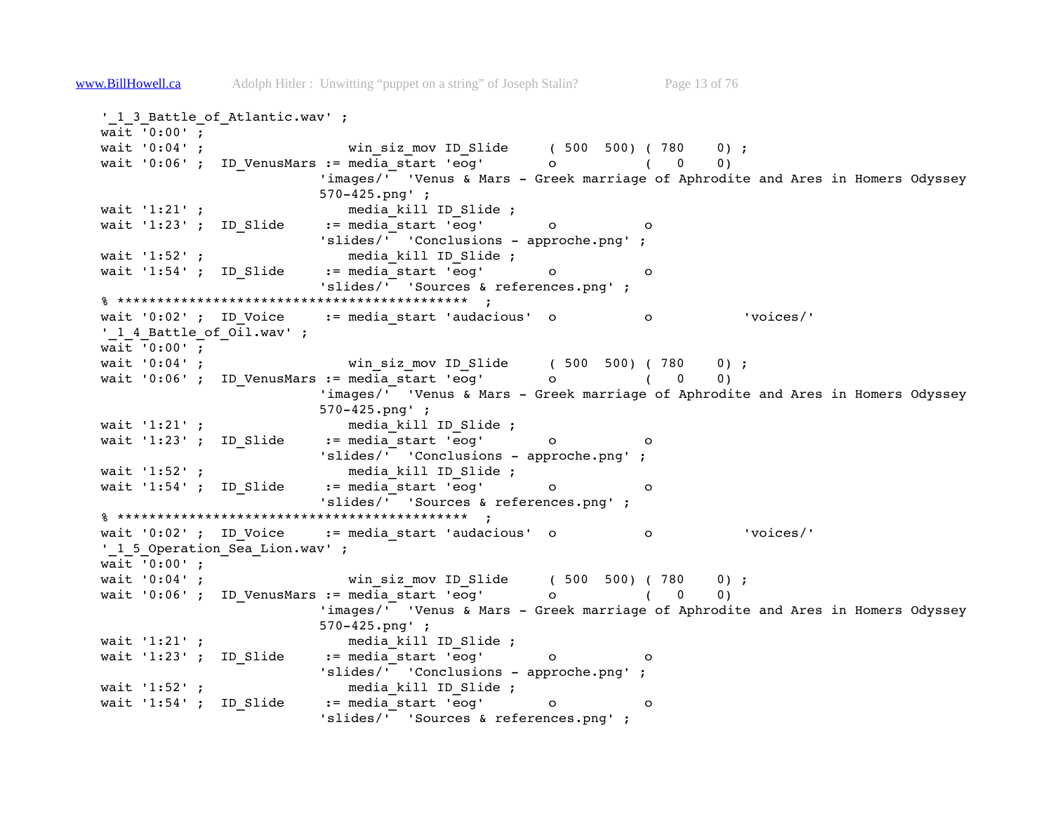```
'_1_3_Battle_of_Atlantic.wav' ;
wait '0:00' ;
wait '0:04' ;                  win_siz_mov ID_Slide     ( 500  500) ( 780    0) ;
wait '0:06' ;  ID_VenusMars := media_start 'eog'        o          (   0    0)
                           'images/'  'Venus & Mars - Greek marriage of Aphrodite and Ares in Homers Odyssey
                           570-425.png' ;
wait '1:21' ;                  media_kill ID_Slide ;
wait '1:23' ;  ID_Slide     := media_start 'eog'        o          o
                           'slides/'  'Conclusions - approche.png' ;
wait '1:52' ;                  media_kill ID_Slide ;
wait '1:54' ;  ID_Slide     := media_start 'eog'        o          o
                           'slides/'  'Sources & references.png' ;
% ********************************************  ;
wait '0:02' ;  ID_Voice     := media_start 'audacious'  o          o          'voices/'
'_1_4_Battle_of_Oil.wav' ;
wait '0:00' ;
wait '0:04' ;                  win_siz_mov ID_Slide     ( 500  500) ( 780    0) ;
wait '0:06' ;  ID_VenusMars := media_start 'eog'        o          (   0    0)
                           'images/'  'Venus & Mars - Greek marriage of Aphrodite and Ares in Homers Odyssey
                           570-425.png' ;
wait '1:21' ;                  media_kill ID_Slide ;
wait '1:23' ;  ID_Slide     := media_start 'eog'        o          o
                           'slides/'  'Conclusions - approche.png' ;
wait '1:52' ;                  media_kill ID_Slide ;
wait '1:54' ;  ID_Slide     := media_start 'eog'        o          o
                           'slides/'  'Sources & references.png' ;
% ********************************************  ;
wait '0:02' ;  ID_Voice     := media_start 'audacious'  o          o          'voices/'
'_1_5_Operation_Sea_Lion.wav' ;
wait '0:00' ;
wait '0:04' ;                  win_siz_mov ID_Slide     ( 500  500) ( 780    0) ;
wait '0:06' ;  ID_VenusMars := media_start 'eog'        o          (   0    0)
                           'images/'  'Venus & Mars - Greek marriage of Aphrodite and Ares in Homers Odyssey
                           570-425.png' ;
wait '1:21' ;                  media_kill ID_Slide ;
wait '1:23' ;  ID_Slide     := media_start 'eog'        o          o
                           'slides/'  'Conclusions - approche.png' ;
wait '1:52' ;                  media_kill ID_Slide ;
wait '1:54' ;  ID_Slide     := media_start 'eog'        o          o
                           'slides/'  'Sources & references.png' ;
```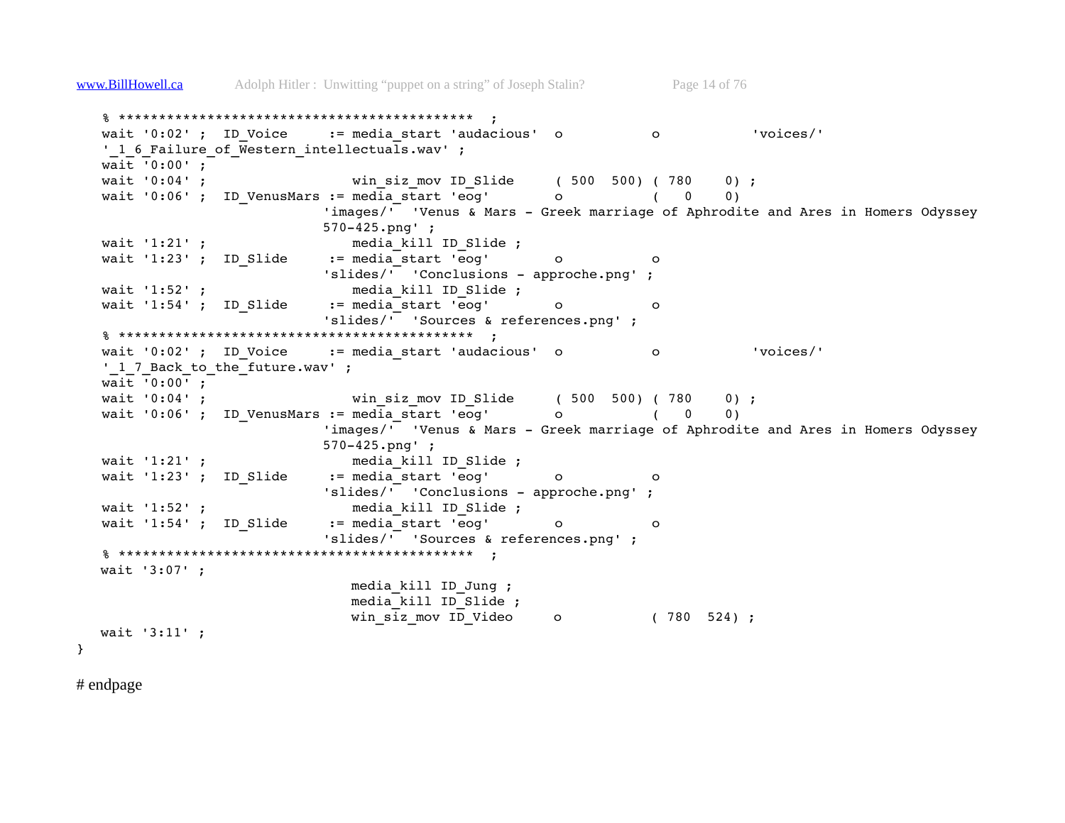```
   % ********************************************  ;
   wait '0:02' ;  ID_Voice     := media_start 'audacious'  o           o           'voices/'
   '_1_6_Failure_of_Western_intellectuals.wav' ;
   wait '0:00' ;
   wait '0:04' ;                  win_siz_mov ID_Slide     ( 500  500) ( 780    0) ;
   wait '0:06' ;  ID_VenusMars := media_start 'eog'        o           (   0    0)
                              'images/'  'Venus & Mars - Greek marriage of Aphrodite and Ares in Homers Odyssey
                              570-425.png' ;
   wait '1:21' ;                  media_kill ID_Slide ;
   wait '1:23' ;  ID_Slide     := media_start 'eog'        o           o
                              'slides/'  'Conclusions - approche.png' ;
   wait '1:52' ;                  media_kill ID_Slide ;
   wait '1:54' ;  ID_Slide     := media_start 'eog'        o           o
                              'slides/'  'Sources & references.png' ;
   % ********************************************  ;
   wait '0:02' ;  ID_Voice     := media_start 'audacious'  o           o           'voices/'
   '_1_7_Back_to_the_future.wav' ;
   wait '0:00' ;
   wait '0:04' ;                  win_siz_mov ID_Slide     ( 500  500) ( 780    0) ;
   wait '0:06' ;  ID_VenusMars := media_start 'eog'        o           (   0    0)
                              'images/'  'Venus & Mars - Greek marriage of Aphrodite and Ares in Homers Odyssey
                              570-425.png' ;
   wait '1:21' ;                  media_kill ID_Slide ;
   wait '1:23' ;  ID_Slide     := media_start 'eog'        o           o
                              'slides/'  'Conclusions - approche.png' ;
   wait '1:52' ;                  media_kill ID_Slide ;
   wait '1:54' ;  ID_Slide     := media_start 'eog'        o           o
                              'slides/'  'Sources & references.png' ;
   % ********************************************  ;
   wait '3:07' ;
                                  media_kill ID_Jung ;
                                  media_kill ID_Slide ;
                                  win_siz_mov ID_Video     o           ( 780  524) ;
   wait '3:11' ;
}
```

# endpage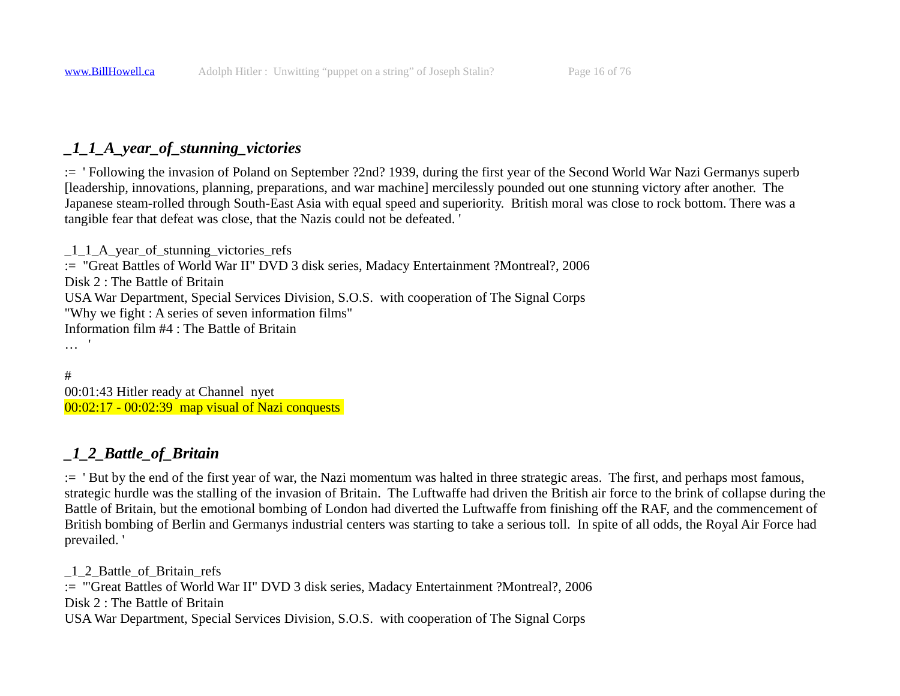### _1_1_A_year_of_stunning_victories

:= ' Following the invasion of Poland on September ?2nd? 1939, during the first year of the Second World War Nazi Germanys superb [leadership, innovations, planning, preparations, and war machine] mercilessly pounded out one stunning victory after another. The Japanese steam-rolled through South-East Asia with equal speed and superiority. British moral was close to rock bottom. There was a tangible fear that defeat was close, that the Nazis could not be defeated. '

_1_1_A_year_of_stunning_victories_refs
:= "Great Battles of World War II" DVD 3 disk series, Madacy Entertainment ?Montreal?, 2006
Disk 2 : The Battle of Britain
USA War Department, Special Services Division, S.O.S. with cooperation of The Signal Corps
"Why we fight : A series of seven information films"
Information film #4 : The Battle of Britain
… '

#
00:01:43 Hitler ready at Channel nyet
00:02:17 - 00:02:39 map visual of Nazi conquests

### _1_2_Battle_of_Britain

:= ' But by the end of the first year of war, the Nazi momentum was halted in three strategic areas. The first, and perhaps most famous, strategic hurdle was the stalling of the invasion of Britain. The Luftwaffe had driven the British air force to the brink of collapse during the Battle of Britain, but the emotional bombing of London had diverted the Luftwaffe from finishing off the RAF, and the commencement of British bombing of Berlin and Germanys industrial centers was starting to take a serious toll. In spite of all odds, the Royal Air Force had prevailed. '

_1_2_Battle_of_Britain_refs
:= '"Great Battles of World War II" DVD 3 disk series, Madacy Entertainment ?Montreal?, 2006
Disk 2 : The Battle of Britain
USA War Department, Special Services Division, S.O.S. with cooperation of The Signal Corps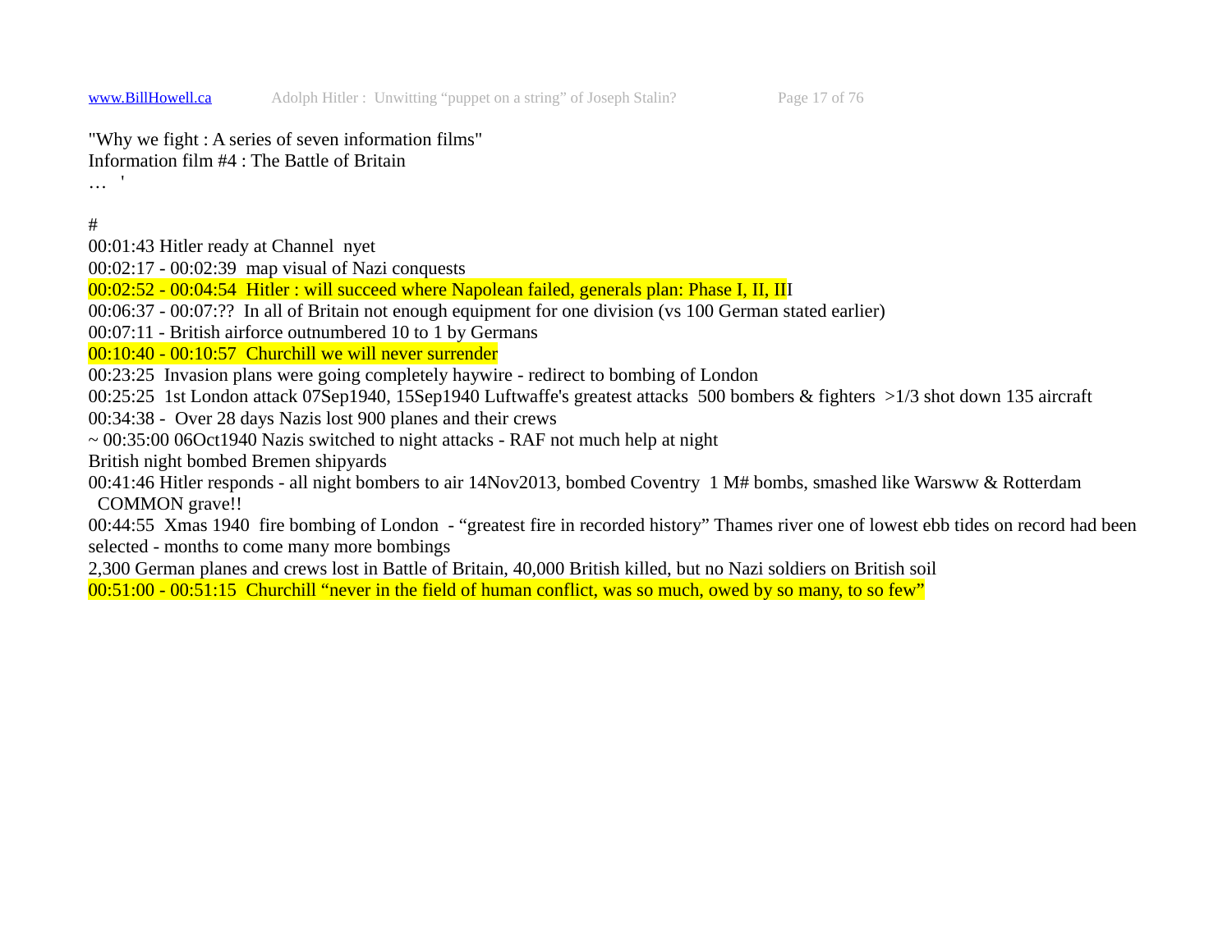"Why we fight : A series of seven information films"
Information film #4 : The Battle of Britain
… '

#
00:01:43 Hitler ready at Channel  nyet
00:02:17 - 00:02:39  map visual of Nazi conquests
00:02:52 - 00:04:54  Hitler : will succeed where Napolean failed, generals plan: Phase I, II, III
00:06:37 - 00:07:??  In all of Britain not enough equipment for one division (vs 100 German stated earlier)
00:07:11 - British airforce outnumbered 10 to 1 by Germans
00:10:40 - 00:10:57  Churchill we will never surrender
00:23:25  Invasion plans were going completely haywire - redirect to bombing of London
00:25:25  1st London attack 07Sep1940, 15Sep1940 Luftwaffe's greatest attacks  500 bombers & fighters  >1/3 shot down 135 aircraft
00:34:38 -  Over 28 days Nazis lost 900 planes and their crews
~ 00:35:00 06Oct1940 Nazis switched to night attacks - RAF not much help at night
British night bombed Bremen shipyards
00:41:46 Hitler responds - all night bombers to air 14Nov2013, bombed Coventry  1 M# bombs, smashed like Warsww & Rotterdam
  COMMON grave!!
00:44:55  Xmas 1940  fire bombing of London  - "greatest fire in recorded history" Thames river one of lowest ebb tides on record had been selected - months to come many more bombings
2,300 German planes and crews lost in Battle of Britain, 40,000 British killed, but no Nazi soldiers on British soil
00:51:00 - 00:51:15  Churchill "never in the field of human conflict, was so much, owed by so many, to so few"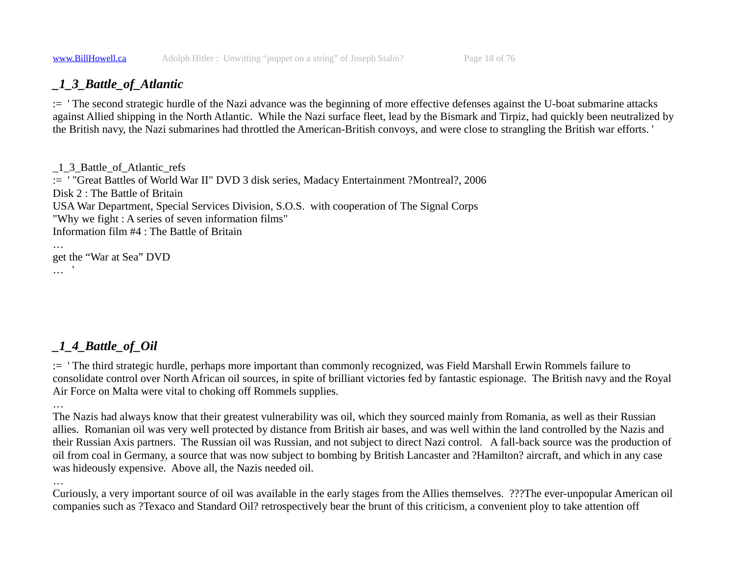## _1_3_Battle_of_Atlantic

:= ' The second strategic hurdle of the Nazi advance was the beginning of more effective defenses against the U-boat submarine attacks against Allied shipping in the North Atlantic. While the Nazi surface fleet, lead by the Bismark and Tirpiz, had quickly been neutralized by the British navy, the Nazi submarines had throttled the American-British convoys, and were close to strangling the British war efforts. '

_1_3_Battle_of_Atlantic_refs
:= ' "Great Battles of World War II" DVD 3 disk series, Madacy Entertainment ?Montreal?, 2006
Disk 2 : The Battle of Britain
USA War Department, Special Services Division, S.O.S. with cooperation of The Signal Corps
"Why we fight : A series of seven information films"
Information film #4 : The Battle of Britain
…
get the "War at Sea" DVD
… '

## _1_4_Battle_of_Oil

:= ' The third strategic hurdle, perhaps more important than commonly recognized, was Field Marshall Erwin Rommels failure to consolidate control over North African oil sources, in spite of brilliant victories fed by fantastic espionage. The British navy and the Royal Air Force on Malta were vital to choking off Rommels supplies.
…
The Nazis had always know that their greatest vulnerability was oil, which they sourced mainly from Romania, as well as their Russian allies. Romanian oil was very well protected by distance from British air bases, and was well within the land controlled by the Nazis and their Russian Axis partners. The Russian oil was Russian, and not subject to direct Nazi control. A fall-back source was the production of oil from coal in Germany, a source that was now subject to bombing by British Lancaster and ?Hamilton? aircraft, and which in any case was hideously expensive. Above all, the Nazis needed oil.
…
Curiously, a very important source of oil was available in the early stages from the Allies themselves. ???The ever-unpopular American oil companies such as ?Texaco and Standard Oil? retrospectively bear the brunt of this criticism, a convenient ploy to take attention off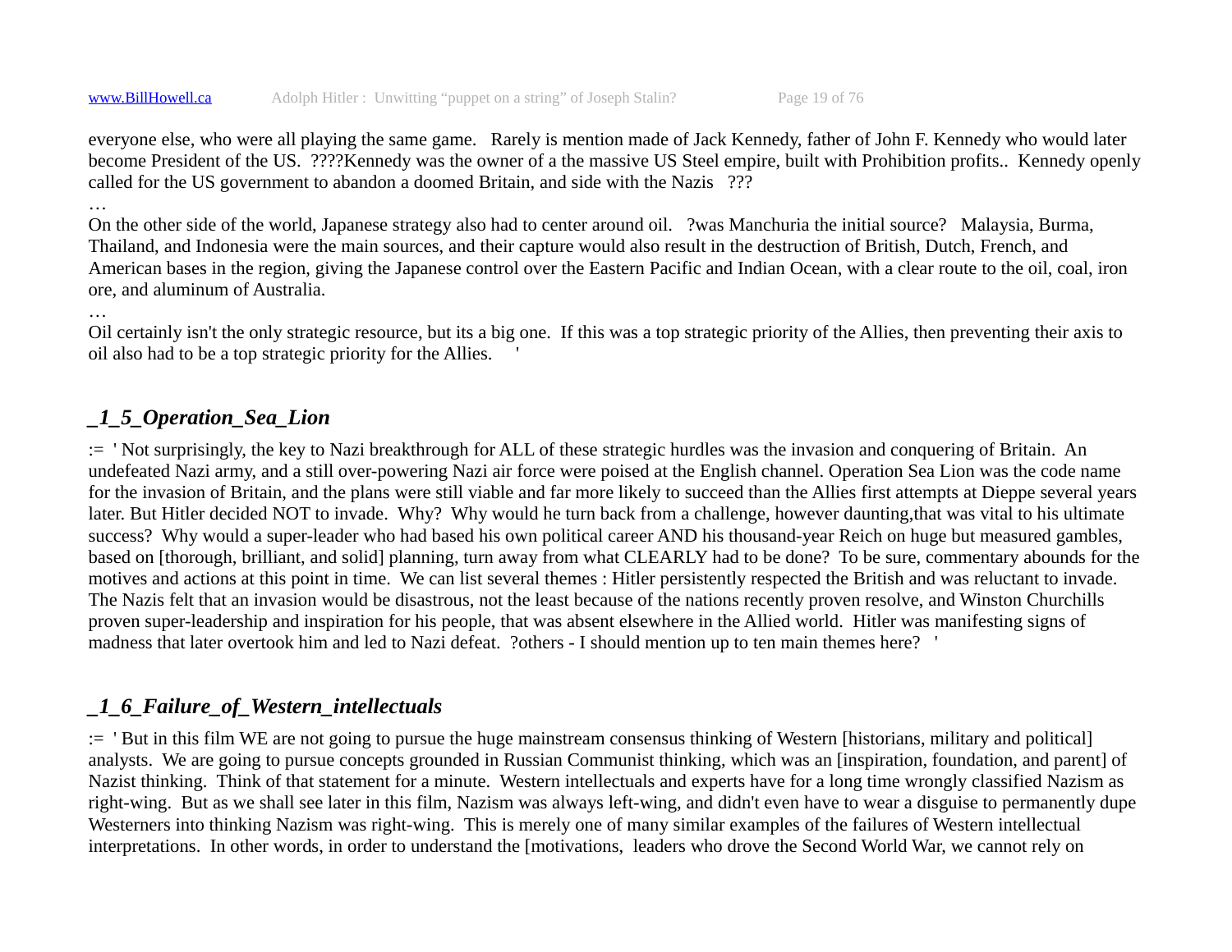everyone else, who were all playing the same game. Rarely is mention made of Jack Kennedy, father of John F. Kennedy who would later become President of the US. ????Kennedy was the owner of a the massive US Steel empire, built with Prohibition profits.. Kennedy openly called for the US government to abandon a doomed Britain, and side with the Nazis ???

…

On the other side of the world, Japanese strategy also had to center around oil. ?was Manchuria the initial source? Malaysia, Burma, Thailand, and Indonesia were the main sources, and their capture would also result in the destruction of British, Dutch, French, and American bases in the region, giving the Japanese control over the Eastern Pacific and Indian Ocean, with a clear route to the oil, coal, iron ore, and aluminum of Australia.

…

Oil certainly isn't the only strategic resource, but its a big one. If this was a top strategic priority of the Allies, then preventing their axis to oil also had to be a top strategic priority for the Allies. '

## *_1_5_Operation_Sea_Lion*

:= ' Not surprisingly, the key to Nazi breakthrough for ALL of these strategic hurdles was the invasion and conquering of Britain. An undefeated Nazi army, and a still over-powering Nazi air force were poised at the English channel. Operation Sea Lion was the code name for the invasion of Britain, and the plans were still viable and far more likely to succeed than the Allies first attempts at Dieppe several years later. But Hitler decided NOT to invade. Why? Why would he turn back from a challenge, however daunting,that was vital to his ultimate success? Why would a super-leader who had based his own political career AND his thousand-year Reich on huge but measured gambles, based on [thorough, brilliant, and solid] planning, turn away from what CLEARLY had to be done? To be sure, commentary abounds for the motives and actions at this point in time. We can list several themes : Hitler persistently respected the British and was reluctant to invade. The Nazis felt that an invasion would be disastrous, not the least because of the nations recently proven resolve, and Winston Churchills proven super-leadership and inspiration for his people, that was absent elsewhere in the Allied world. Hitler was manifesting signs of madness that later overtook him and led to Nazi defeat. ?others - I should mention up to ten main themes here? '

## *_1_6_Failure_of_Western_intellectuals*

:= ' But in this film WE are not going to pursue the huge mainstream consensus thinking of Western [historians, military and political] analysts. We are going to pursue concepts grounded in Russian Communist thinking, which was an [inspiration, foundation, and parent] of Nazist thinking. Think of that statement for a minute. Western intellectuals and experts have for a long time wrongly classified Nazism as right-wing. But as we shall see later in this film, Nazism was always left-wing, and didn't even have to wear a disguise to permanently dupe Westerners into thinking Nazism was right-wing. This is merely one of many similar examples of the failures of Western intellectual interpretations. In other words, in order to understand the [motivations, leaders who drove the Second World War, we cannot rely on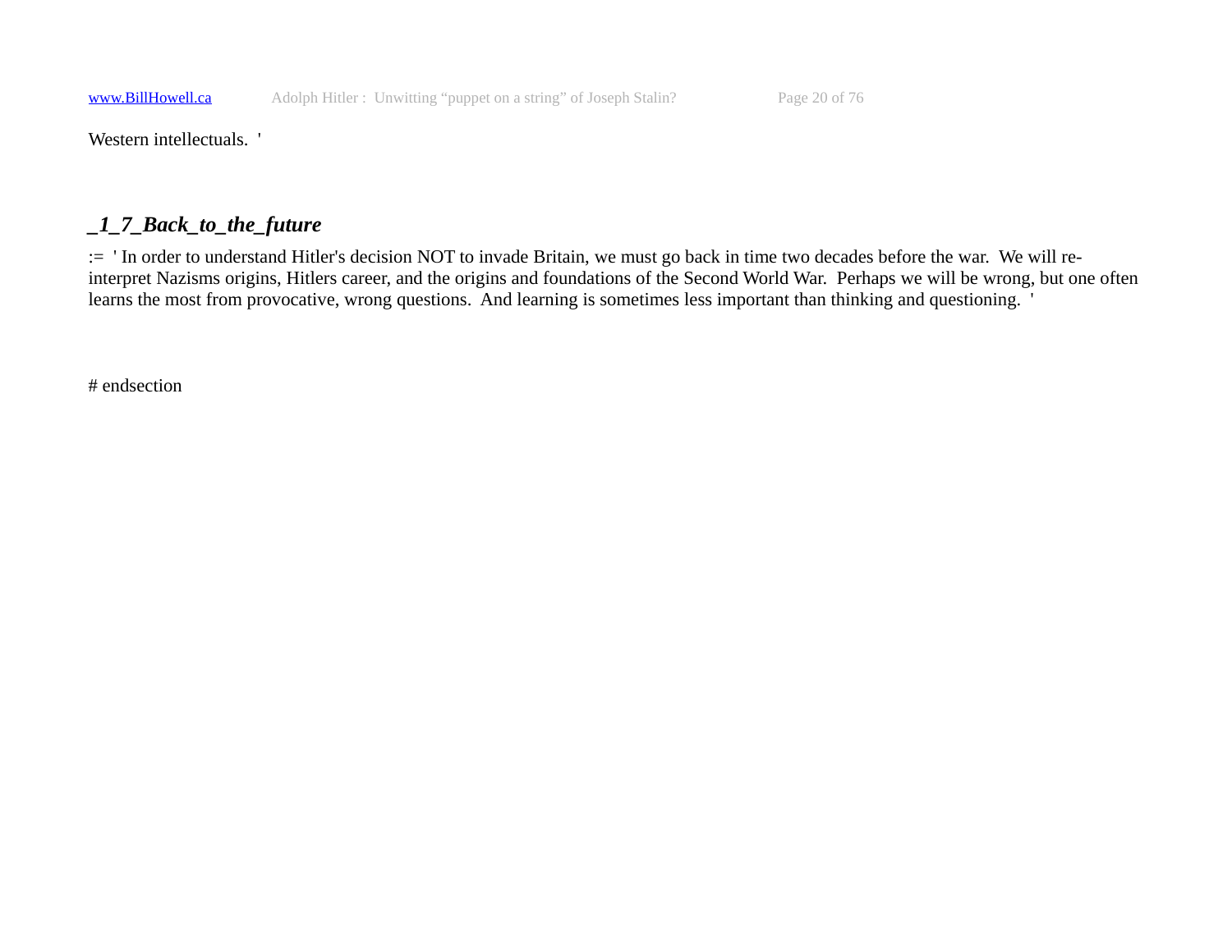Western intellectuals.  '

### _1_7_Back_to_the_future

:=  ' In order to understand Hitler's decision NOT to invade Britain, we must go back in time two decades before the war.  We will re-interpret Nazisms origins, Hitlers career, and the origins and foundations of the Second World War.  Perhaps we will be wrong, but one often learns the most from provocative, wrong questions.  And learning is sometimes less important than thinking and questioning.  '

# endsection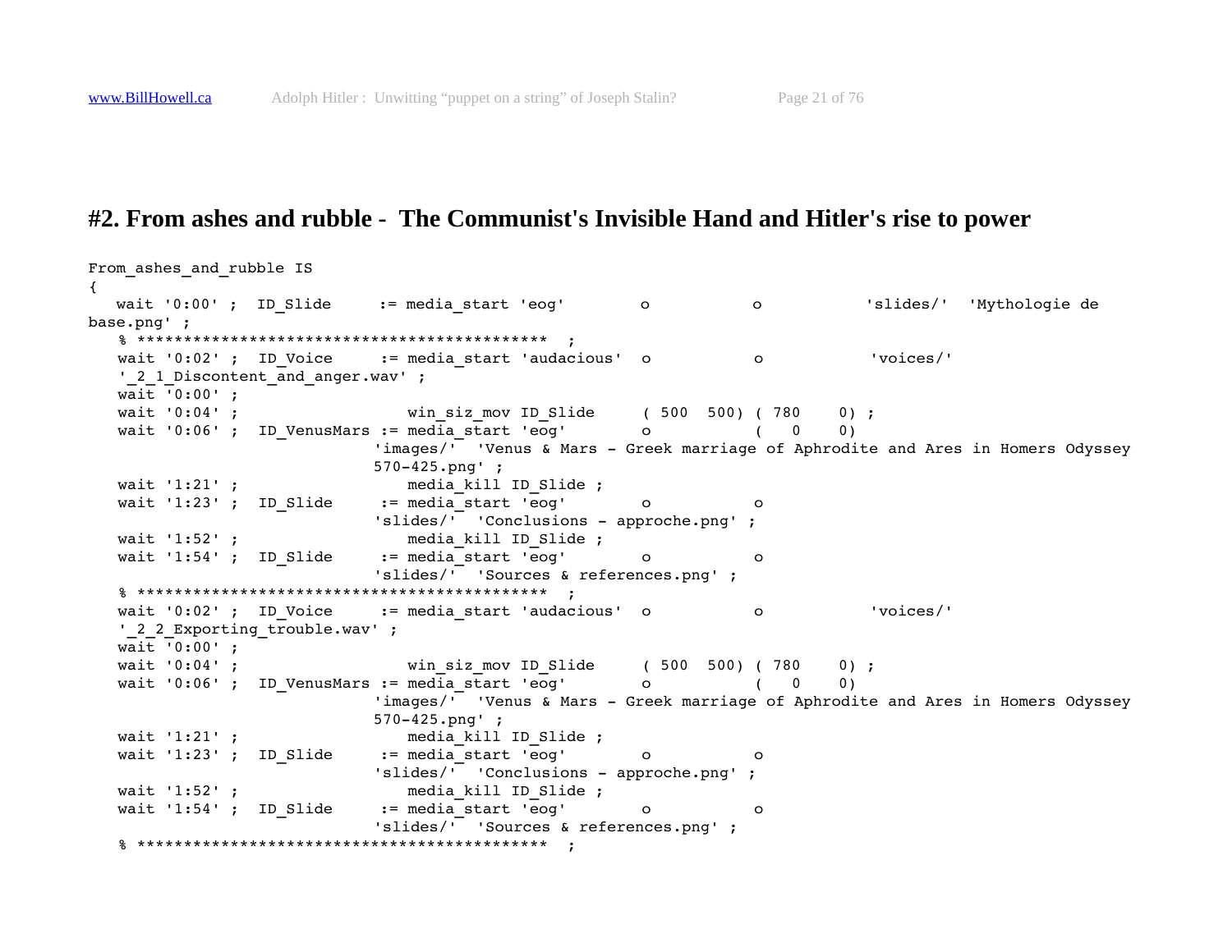# #2. From ashes and rubble - The Communist's Invisible Hand and Hitler's rise to power

```
From_ashes_and_rubble IS
{
   wait '0:00' ;  ID_Slide     := media_start 'eog'        o           o           'slides/'  'Mythologie de
base.png' ;
   % ********************************************  ;
   wait '0:02' ;  ID_Voice     := media_start 'audacious'  o           o           'voices/'
   '_2_1_Discontent_and_anger.wav' ;
   wait '0:00' ;
   wait '0:04' ;                  win_siz_mov ID_Slide     ( 500  500) ( 780    0) ;
   wait '0:06' ;  ID_VenusMars := media_start 'eog'        o           (   0    0)
                            'images/'  'Venus & Mars - Greek marriage of Aphrodite and Ares in Homers Odyssey
                            570-425.png' ;
   wait '1:21' ;                  media_kill ID_Slide ;
   wait '1:23' ;  ID_Slide     := media_start 'eog'        o           o
                            'slides/'  'Conclusions - approche.png' ;
   wait '1:52' ;                  media_kill ID_Slide ;
   wait '1:54' ;  ID_Slide     := media_start 'eog'        o           o
                            'slides/'  'Sources & references.png' ;
   % ********************************************  ;
   wait '0:02' ;  ID_Voice     := media_start 'audacious'  o           o           'voices/'
   '_2_2_Exporting_trouble.wav' ;
   wait '0:00' ;
   wait '0:04' ;                  win_siz_mov ID_Slide     ( 500  500) ( 780    0) ;
   wait '0:06' ;  ID_VenusMars := media_start 'eog'        o           (   0    0)
                            'images/'  'Venus & Mars - Greek marriage of Aphrodite and Ares in Homers Odyssey
                            570-425.png' ;
   wait '1:21' ;                  media_kill ID_Slide ;
   wait '1:23' ;  ID_Slide     := media_start 'eog'        o           o
                            'slides/'  'Conclusions - approche.png' ;
   wait '1:52' ;                  media_kill ID_Slide ;
   wait '1:54' ;  ID_Slide     := media_start 'eog'        o           o
                            'slides/'  'Sources & references.png' ;
   % ********************************************  ;
```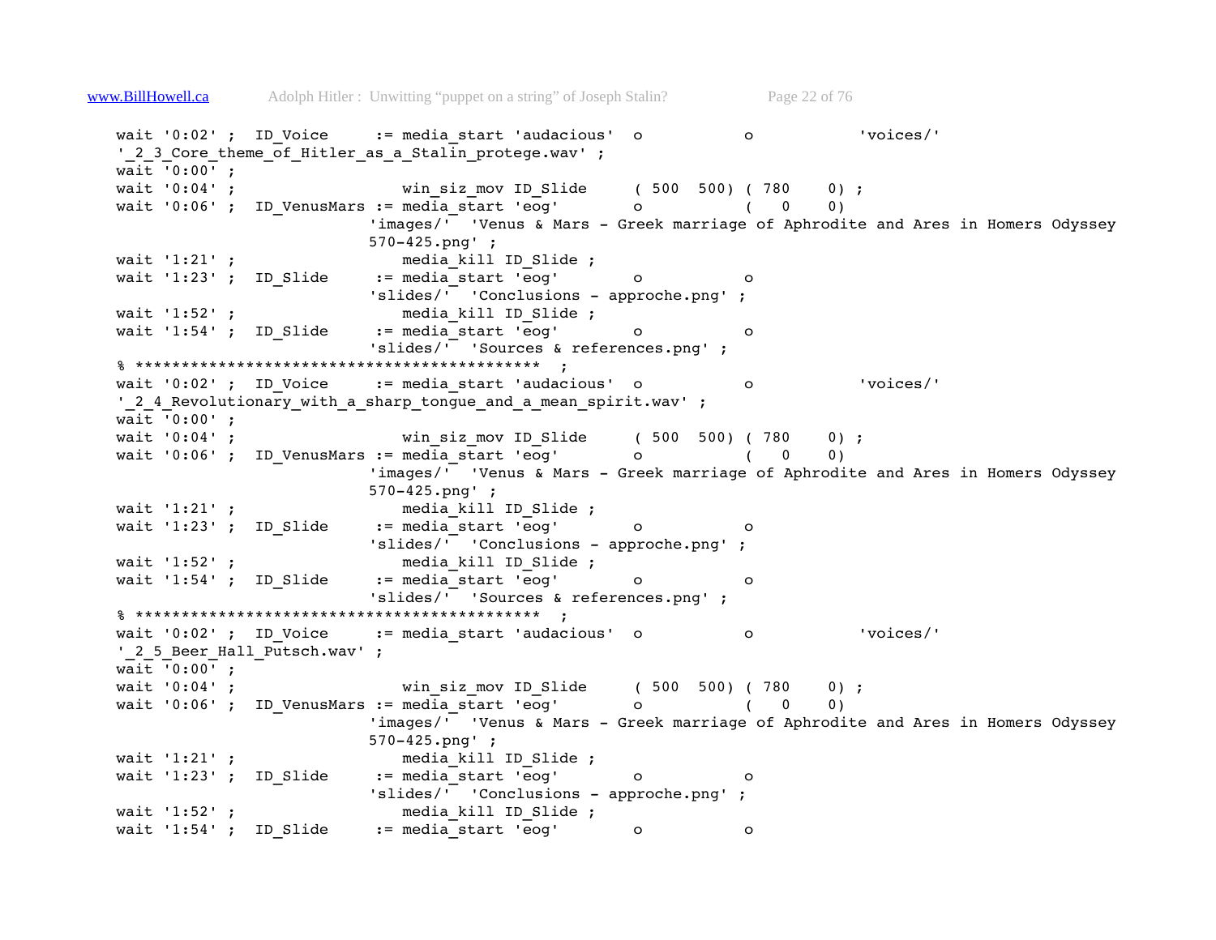```
wait '0:02' ;  ID_Voice     := media_start 'audacious'  o           o           'voices/'
'_2_3_Core_theme_of_Hitler_as_a_Stalin_protege.wav' ;
wait '0:00' ;
wait '0:04' ;                  win_siz_mov ID_Slide     ( 500  500) ( 780    0) ;
wait '0:06' ;  ID_VenusMars := media_start 'eog'        o           (   0    0)
                           'images/'  'Venus & Mars - Greek marriage of Aphrodite and Ares in Homers Odyssey
                           570-425.png' ;
wait '1:21' ;                  media_kill ID_Slide ;
wait '1:23' ;  ID_Slide     := media_start 'eog'        o           o
                           'slides/'  'Conclusions - approche.png' ;
wait '1:52' ;                  media_kill ID_Slide ;
wait '1:54' ;  ID_Slide     := media_start 'eog'        o           o
                           'slides/'  'Sources & references.png' ;
% ******************************************  ;
wait '0:02' ;  ID_Voice     := media_start 'audacious'  o           o           'voices/'
'_2_4_Revolutionary_with_a_sharp_tongue_and_a_mean_spirit.wav' ;
wait '0:00' ;
wait '0:04' ;                  win_siz_mov ID_Slide     ( 500  500) ( 780    0) ;
wait '0:06' ;  ID_VenusMars := media_start 'eog'        o           (   0    0)
                           'images/'  'Venus & Mars - Greek marriage of Aphrodite and Ares in Homers Odyssey
                           570-425.png' ;
wait '1:21' ;                  media_kill ID_Slide ;
wait '1:23' ;  ID_Slide     := media_start 'eog'        o           o
                           'slides/'  'Conclusions - approche.png' ;
wait '1:52' ;                  media_kill ID_Slide ;
wait '1:54' ;  ID_Slide     := media_start 'eog'        o           o
                           'slides/'  'Sources & references.png' ;
% ******************************************  ;
wait '0:02' ;  ID_Voice     := media_start 'audacious'  o           o           'voices/'
'_2_5_Beer_Hall_Putsch.wav' ;
wait '0:00' ;
wait '0:04' ;                  win_siz_mov ID_Slide     ( 500  500) ( 780    0) ;
wait '0:06' ;  ID_VenusMars := media_start 'eog'        o           (   0    0)
                           'images/'  'Venus & Mars - Greek marriage of Aphrodite and Ares in Homers Odyssey
                           570-425.png' ;
wait '1:21' ;                  media_kill ID_Slide ;
wait '1:23' ;  ID_Slide     := media_start 'eog'        o           o
                           'slides/'  'Conclusions - approche.png' ;
wait '1:52' ;                  media_kill ID_Slide ;
wait '1:54' ;  ID_Slide     := media_start 'eog'        o           o
```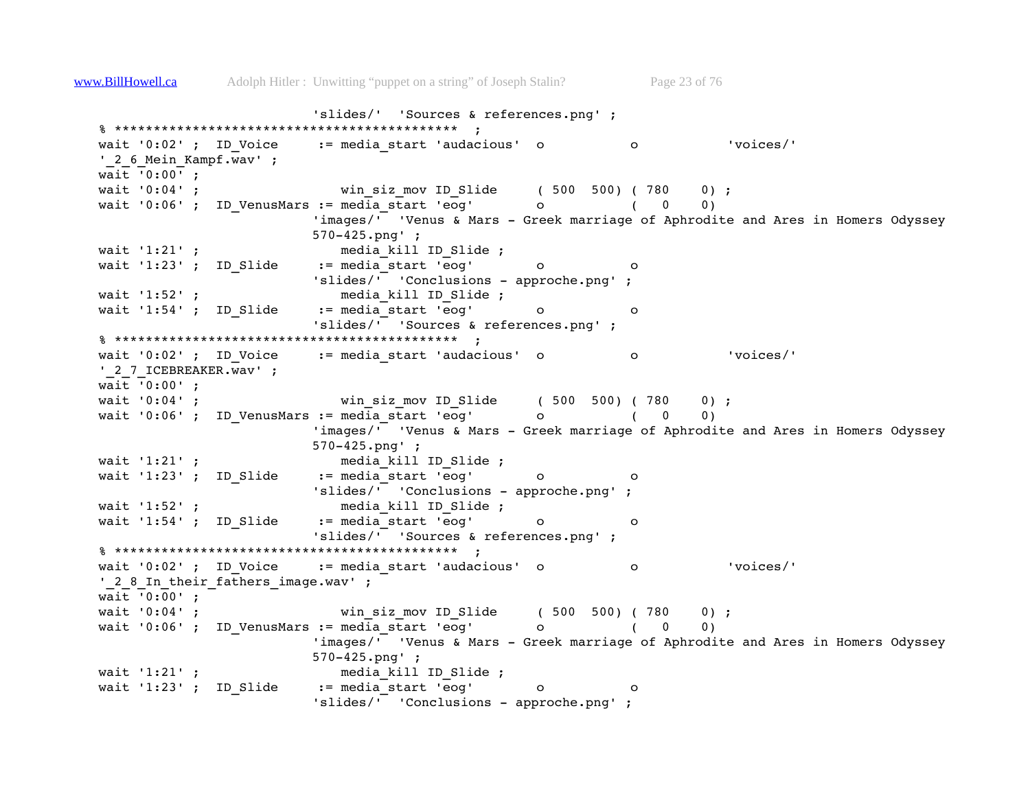```
                              'slides/'  'Sources & references.png' ;
   % ********************************************  ;
   wait '0:02' ;  ID_Voice     := media_start 'audacious'  o           o           'voices/'
   '_2_6_Mein_Kampf.wav' ;
   wait '0:00' ;
   wait '0:04' ;                  win_siz_mov ID_Slide     ( 500  500) ( 780    0) ;
   wait '0:06' ;  ID_VenusMars := media_start 'eog'        o           (   0    0)
                              'images/'  'Venus & Mars - Greek marriage of Aphrodite and Ares in Homers Odyssey
                              570-425.png' ;
   wait '1:21' ;                  media_kill ID_Slide ;
   wait '1:23' ;  ID_Slide     := media_start 'eog'        o           o
                              'slides/'  'Conclusions - approche.png' ;
   wait '1:52' ;                  media_kill ID_Slide ;
   wait '1:54' ;  ID_Slide     := media_start 'eog'        o           o
                              'slides/'  'Sources & references.png' ;
   % ********************************************  ;
   wait '0:02' ;  ID_Voice     := media_start 'audacious'  o           o           'voices/'
   '_2_7_ICEBREAKER.wav' ;
   wait '0:00' ;
   wait '0:04' ;                  win_siz_mov ID_Slide     ( 500  500) ( 780    0) ;
   wait '0:06' ;  ID_VenusMars := media_start 'eog'        o           (   0    0)
                              'images/'  'Venus & Mars - Greek marriage of Aphrodite and Ares in Homers Odyssey
                              570-425.png' ;
   wait '1:21' ;                  media_kill ID_Slide ;
   wait '1:23' ;  ID_Slide     := media_start 'eog'        o           o
                              'slides/'  'Conclusions - approche.png' ;
   wait '1:52' ;                  media_kill ID_Slide ;
   wait '1:54' ;  ID_Slide     := media_start 'eog'        o           o
                              'slides/'  'Sources & references.png' ;
   % ********************************************  ;
   wait '0:02' ;  ID_Voice     := media_start 'audacious'  o           o           'voices/'
   '_2_8_In_their_fathers_image.wav' ;
   wait '0:00' ;
   wait '0:04' ;                  win_siz_mov ID_Slide     ( 500  500) ( 780    0) ;
   wait '0:06' ;  ID_VenusMars := media_start 'eog'        o           (   0    0)
                              'images/'  'Venus & Mars - Greek marriage of Aphrodite and Ares in Homers Odyssey
                              570-425.png' ;
   wait '1:21' ;                  media_kill ID_Slide ;
   wait '1:23' ;  ID_Slide     := media_start 'eog'        o           o
                              'slides/'  'Conclusions - approche.png' ;
```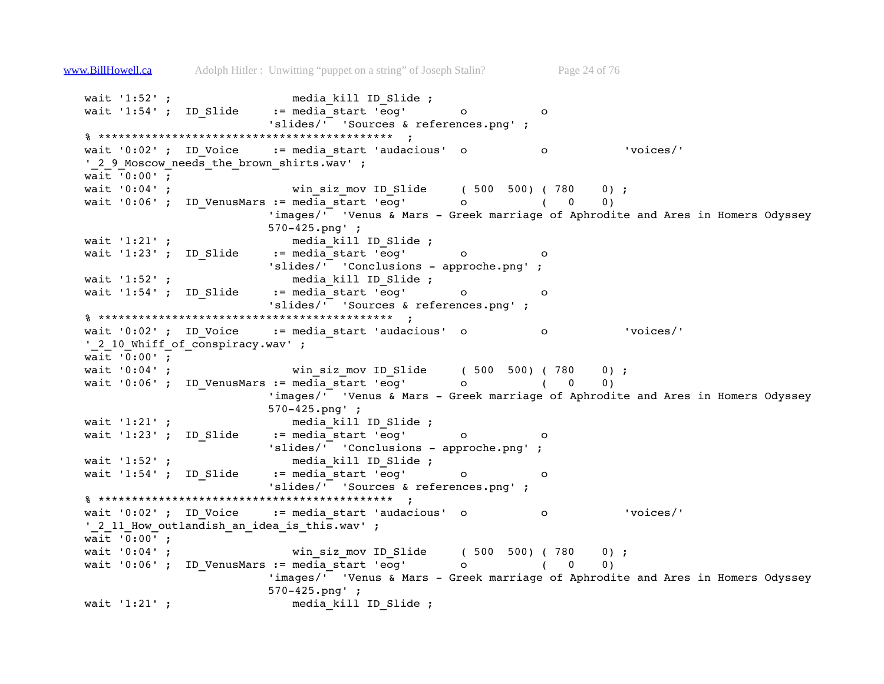```
wait '1:52' ;                  media_kill ID_Slide ;
wait '1:54' ;  ID_Slide     := media_start 'eog'        o           o
                          'slides/'  'Sources & references.png' ;
% ********************************************  ;
wait '0:02' ;  ID_Voice     := media_start 'audacious'  o           o           'voices/'
'_2_9_Moscow_needs_the_brown_shirts.wav' ;
wait '0:00' ;
wait '0:04' ;                  win_siz_mov ID_Slide     ( 500  500) ( 780    0) ;
wait '0:06' ;  ID_VenusMars := media_start 'eog'        o           (   0    0)
                          'images/'  'Venus & Mars - Greek marriage of Aphrodite and Ares in Homers Odyssey
                          570-425.png' ;
wait '1:21' ;                  media_kill ID_Slide ;
wait '1:23' ;  ID_Slide     := media_start 'eog'        o           o
                          'slides/'  'Conclusions - approche.png' ;
wait '1:52' ;                  media_kill ID_Slide ;
wait '1:54' ;  ID_Slide     := media_start 'eog'        o           o
                          'slides/'  'Sources & references.png' ;
% ********************************************  ;
wait '0:02' ;  ID_Voice     := media_start 'audacious'  o           o           'voices/'
'_2_10_Whiff_of_conspiracy.wav' ;
wait '0:00' ;
wait '0:04' ;                  win_siz_mov ID_Slide     ( 500  500) ( 780    0) ;
wait '0:06' ;  ID_VenusMars := media_start 'eog'        o           (   0    0)
                          'images/'  'Venus & Mars - Greek marriage of Aphrodite and Ares in Homers Odyssey
                          570-425.png' ;
wait '1:21' ;                  media_kill ID_Slide ;
wait '1:23' ;  ID_Slide     := media_start 'eog'        o           o
                          'slides/'  'Conclusions - approche.png' ;
wait '1:52' ;                  media_kill ID_Slide ;
wait '1:54' ;  ID_Slide     := media_start 'eog'        o           o
                          'slides/'  'Sources & references.png' ;
% ********************************************  ;
wait '0:02' ;  ID_Voice     := media_start 'audacious'  o           o           'voices/'
'_2_11_How_outlandish_an_idea_is_this.wav' ;
wait '0:00' ;
wait '0:04' ;                  win_siz_mov ID_Slide     ( 500  500) ( 780    0) ;
wait '0:06' ;  ID_VenusMars := media_start 'eog'        o           (   0    0)
                          'images/'  'Venus & Mars - Greek marriage of Aphrodite and Ares in Homers Odyssey
                          570-425.png' ;
wait '1:21' ;                  media_kill ID_Slide ;
```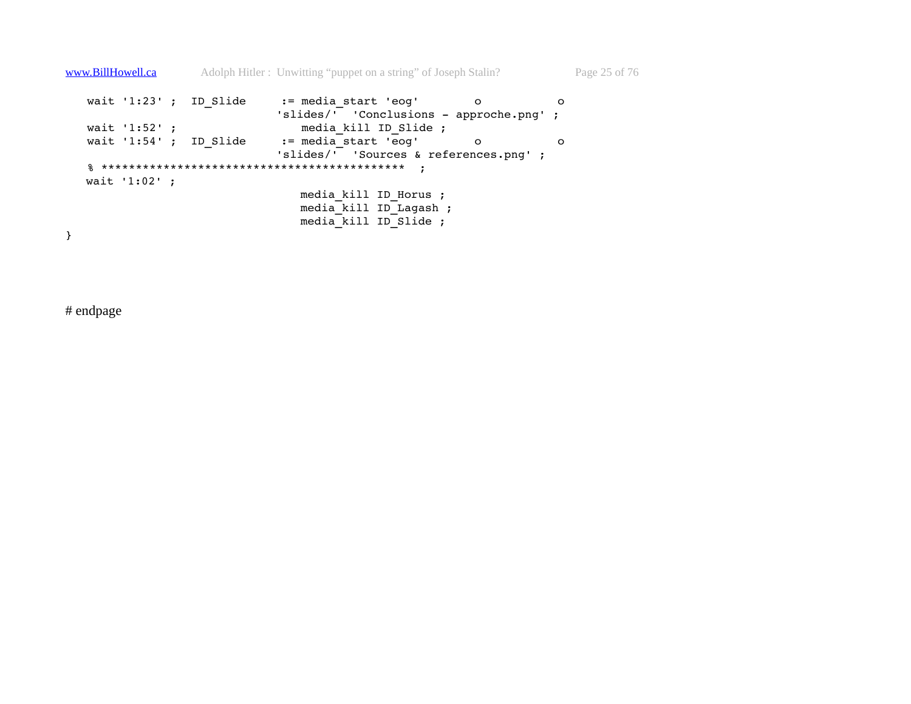```
   wait '1:23' ;  ID_Slide     := media_start 'eog'        o           o
                              'slides/'  'Conclusions - approche.png' ;
   wait '1:52' ;                 media_kill ID_Slide ;
   wait '1:54' ;  ID_Slide     := media_start 'eog'        o           o
                              'slides/'  'Sources & references.png' ;
   % *******************************************  ;
   wait '1:02' ;
                                 media_kill ID_Horus ;
                                 media_kill ID_Lagash ;
                                 media_kill ID_Slide ;
}
```

# endpage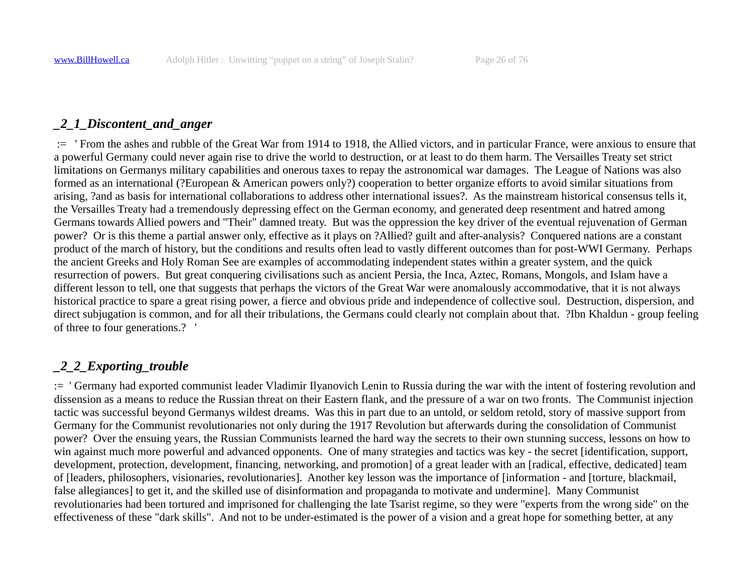### *_2_1_Discontent_and_anger*

:= ' From the ashes and rubble of the Great War from 1914 to 1918, the Allied victors, and in particular France, were anxious to ensure that a powerful Germany could never again rise to drive the world to destruction, or at least to do them harm. The Versailles Treaty set strict limitations on Germanys military capabilities and onerous taxes to repay the astronomical war damages. The League of Nations was also formed as an international (?European & American powers only?) cooperation to better organize efforts to avoid similar situations from arising, ?and as basis for international collaborations to address other international issues?. As the mainstream historical consensus tells it, the Versailles Treaty had a tremendously depressing effect on the German economy, and generated deep resentment and hatred among Germans towards Allied powers and "Their" damned treaty. But was the oppression the key driver of the eventual rejuvenation of German power? Or is this theme a partial answer only, effective as it plays on ?Allied? guilt and after-analysis? Conquered nations are a constant product of the march of history, but the conditions and results often lead to vastly different outcomes than for post-WWI Germany. Perhaps the ancient Greeks and Holy Roman See are examples of accommodating independent states within a greater system, and the quick resurrection of powers. But great conquering civilisations such as ancient Persia, the Inca, Aztec, Romans, Mongols, and Islam have a different lesson to tell, one that suggests that perhaps the victors of the Great War were anomalously accommodative, that it is not always historical practice to spare a great rising power, a fierce and obvious pride and independence of collective soul. Destruction, dispersion, and direct subjugation is common, and for all their tribulations, the Germans could clearly not complain about that. ?Ibn Khaldun - group feeling of three to four generations.? '

### *_2_2_Exporting_trouble*

:= ' Germany had exported communist leader Vladimir Ilyanovich Lenin to Russia during the war with the intent of fostering revolution and dissension as a means to reduce the Russian threat on their Eastern flank, and the pressure of a war on two fronts. The Communist injection tactic was successful beyond Germanys wildest dreams. Was this in part due to an untold, or seldom retold, story of massive support from Germany for the Communist revolutionaries not only during the 1917 Revolution but afterwards during the consolidation of Communist power? Over the ensuing years, the Russian Communists learned the hard way the secrets to their own stunning success, lessons on how to win against much more powerful and advanced opponents. One of many strategies and tactics was key - the secret [identification, support, development, protection, development, financing, networking, and promotion] of a great leader with an [radical, effective, dedicated] team of [leaders, philosophers, visionaries, revolutionaries]. Another key lesson was the importance of [information - and [torture, blackmail, false allegiances] to get it, and the skilled use of disinformation and propaganda to motivate and undermine]. Many Communist revolutionaries had been tortured and imprisoned for challenging the late Tsarist regime, so they were "experts from the wrong side" on the effectiveness of these "dark skills". And not to be under-estimated is the power of a vision and a great hope for something better, at any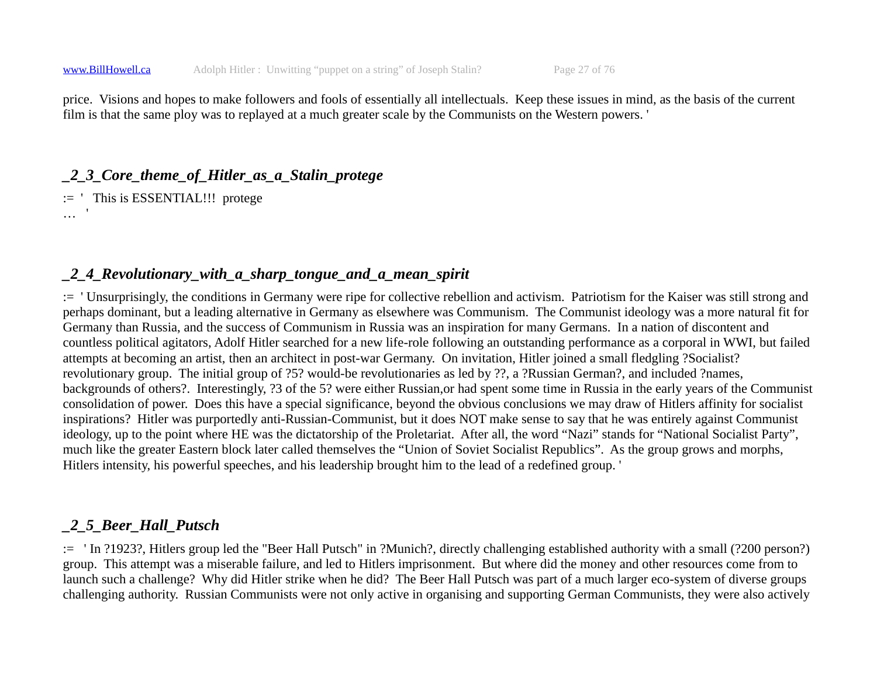price.  Visions and hopes to make followers and fools of essentially all intellectuals.  Keep these issues in mind, as the basis of the current film is that the same ploy was to replayed at a much greater scale by the Communists on the Western powers. '

### *_2_3_Core_theme_of_Hitler_as_a_Stalin_protege*

:=  '   This is ESSENTIAL!!!  protege
…   '

### *_2_4_Revolutionary_with_a_sharp_tongue_and_a_mean_spirit*

:=  ' Unsurprisingly, the conditions in Germany were ripe for collective rebellion and activism.  Patriotism for the Kaiser was still strong and perhaps dominant, but a leading alternative in Germany as elsewhere was Communism.  The Communist ideology was a more natural fit for Germany than Russia, and the success of Communism in Russia was an inspiration for many Germans.  In a nation of discontent and countless political agitators, Adolf Hitler searched for a new life-role following an outstanding performance as a corporal in WWI, but failed attempts at becoming an artist, then an architect in post-war Germany.  On invitation, Hitler joined a small fledgling ?Socialist? revolutionary group.  The initial group of ?5? would-be revolutionaries as led by ??, a ?Russian German?, and included ?names, backgrounds of others?.  Interestingly, ?3 of the 5? were either Russian,or had spent some time in Russia in the early years of the Communist consolidation of power.  Does this have a special significance, beyond the obvious conclusions we may draw of Hitlers affinity for socialist inspirations?  Hitler was purportedly anti-Russian-Communist, but it does NOT make sense to say that he was entirely against Communist ideology, up to the point where HE was the dictatorship of the Proletariat.  After all, the word “Nazi” stands for “National Socialist Party”, much like the greater Eastern block later called themselves the “Union of Soviet Socialist Republics”.  As the group grows and morphs, Hitlers intensity, his powerful speeches, and his leadership brought him to the lead of a redefined group. '

### *_2_5_Beer_Hall_Putsch*

:=  ' In ?1923?, Hitlers group led the "Beer Hall Putsch" in ?Munich?, directly challenging established authority with a small (?200 person?) group.  This attempt was a miserable failure, and led to Hitlers imprisonment.  But where did the money and other resources come from to launch such a challenge?  Why did Hitler strike when he did?  The Beer Hall Putsch was part of a much larger eco-system of diverse groups challenging authority.  Russian Communists were not only active in organising and supporting German Communists, they were also actively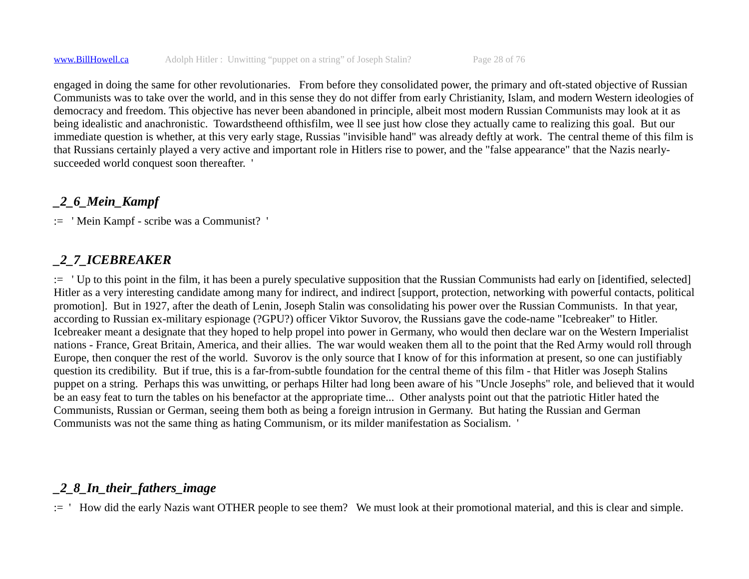engaged in doing the same for other revolutionaries. From before they consolidated power, the primary and oft-stated objective of Russian Communists was to take over the world, and in this sense they do not differ from early Christianity, Islam, and modern Western ideologies of democracy and freedom. This objective has never been abandoned in principle, albeit most modern Russian Communists may look at it as being idealistic and anachronistic. Towardstheend ofthisfilm, wee ll see just how close they actually came to realizing this goal. But our immediate question is whether, at this very early stage, Russias "invisible hand" was already deftly at work. The central theme of this film is that Russians certainly played a very active and important role in Hitlers rise to power, and the "false appearance" that the Nazis nearly-succeeded world conquest soon thereafter. '

### *_2_6_Mein_Kampf*

:= ' Mein Kampf - scribe was a Communist? '

### *_2_7_ICEBREAKER*

:= ' Up to this point in the film, it has been a purely speculative supposition that the Russian Communists had early on [identified, selected] Hitler as a very interesting candidate among many for indirect, and indirect [support, protection, networking with powerful contacts, political promotion]. But in 1927, after the death of Lenin, Joseph Stalin was consolidating his power over the Russian Communists. In that year, according to Russian ex-military espionage (?GPU?) officer Viktor Suvorov, the Russians gave the code-name "Icebreaker" to Hitler. Icebreaker meant a designate that they hoped to help propel into power in Germany, who would then declare war on the Western Imperialist nations - France, Great Britain, America, and their allies. The war would weaken them all to the point that the Red Army would roll through Europe, then conquer the rest of the world. Suvorov is the only source that I know of for this information at present, so one can justifiably question its credibility. But if true, this is a far-from-subtle foundation for the central theme of this film - that Hitler was Joseph Stalins puppet on a string. Perhaps this was unwitting, or perhaps Hilter had long been aware of his "Uncle Josephs" role, and believed that it would be an easy feat to turn the tables on his benefactor at the appropriate time... Other analysts point out that the patriotic Hitler hated the Communists, Russian or German, seeing them both as being a foreign intrusion in Germany. But hating the Russian and German Communists was not the same thing as hating Communism, or its milder manifestation as Socialism. '

### *_2_8_In_their_fathers_image*

:= ' How did the early Nazis want OTHER people to see them? We must look at their promotional material, and this is clear and simple.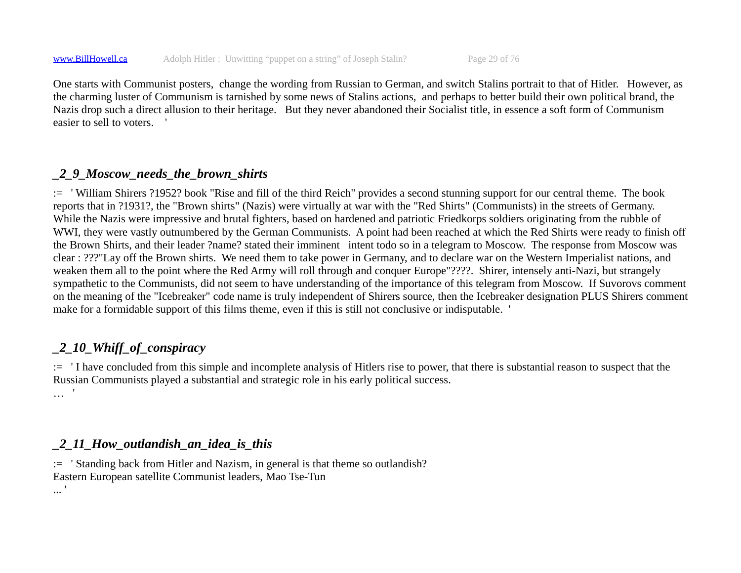One starts with Communist posters, change the wording from Russian to German, and switch Stalins portrait to that of Hitler. However, as the charming luster of Communism is tarnished by some news of Stalins actions, and perhaps to better build their own political brand, the Nazis drop such a direct allusion to their heritage. But they never abandoned their Socialist title, in essence a soft form of Communism easier to sell to voters. '

### _2_9_Moscow_needs_the_brown_shirts

:= ' William Shirers ?1952? book "Rise and fill of the third Reich" provides a second stunning support for our central theme. The book reports that in ?1931?, the "Brown shirts" (Nazis) were virtually at war with the "Red Shirts" (Communists) in the streets of Germany. While the Nazis were impressive and brutal fighters, based on hardened and patriotic Friedkorps soldiers originating from the rubble of WWI, they were vastly outnumbered by the German Communists. A point had been reached at which the Red Shirts were ready to finish off the Brown Shirts, and their leader ?name? stated their imminent intent todo so in a telegram to Moscow. The response from Moscow was clear : ???"Lay off the Brown shirts. We need them to take power in Germany, and to declare war on the Western Imperialist nations, and weaken them all to the point where the Red Army will roll through and conquer Europe"????. Shirer, intensely anti-Nazi, but strangely sympathetic to the Communists, did not seem to have understanding of the importance of this telegram from Moscow. If Suvorovs comment on the meaning of the "Icebreaker" code name is truly independent of Shirers source, then the Icebreaker designation PLUS Shirers comment make for a formidable support of this films theme, even if this is still not conclusive or indisputable. '

### _2_10_Whiff_of_conspiracy

:= ' I have concluded from this simple and incomplete analysis of Hitlers rise to power, that there is substantial reason to suspect that the Russian Communists played a substantial and strategic role in his early political success.
… '

### _2_11_How_outlandish_an_idea_is_this

:= ' Standing back from Hitler and Nazism, in general is that theme so outlandish?
Eastern European satellite Communist leaders, Mao Tse-Tun
... '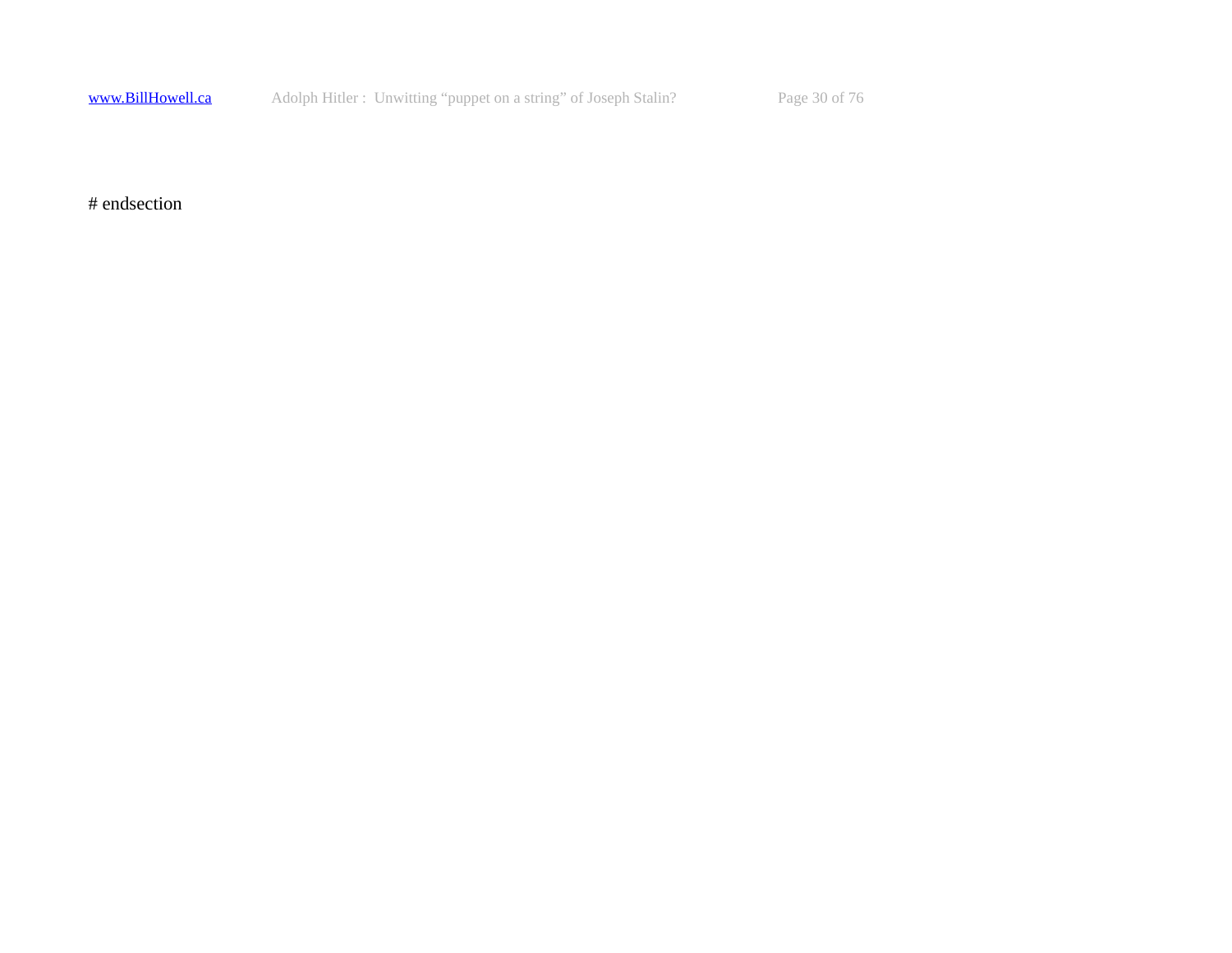# endsection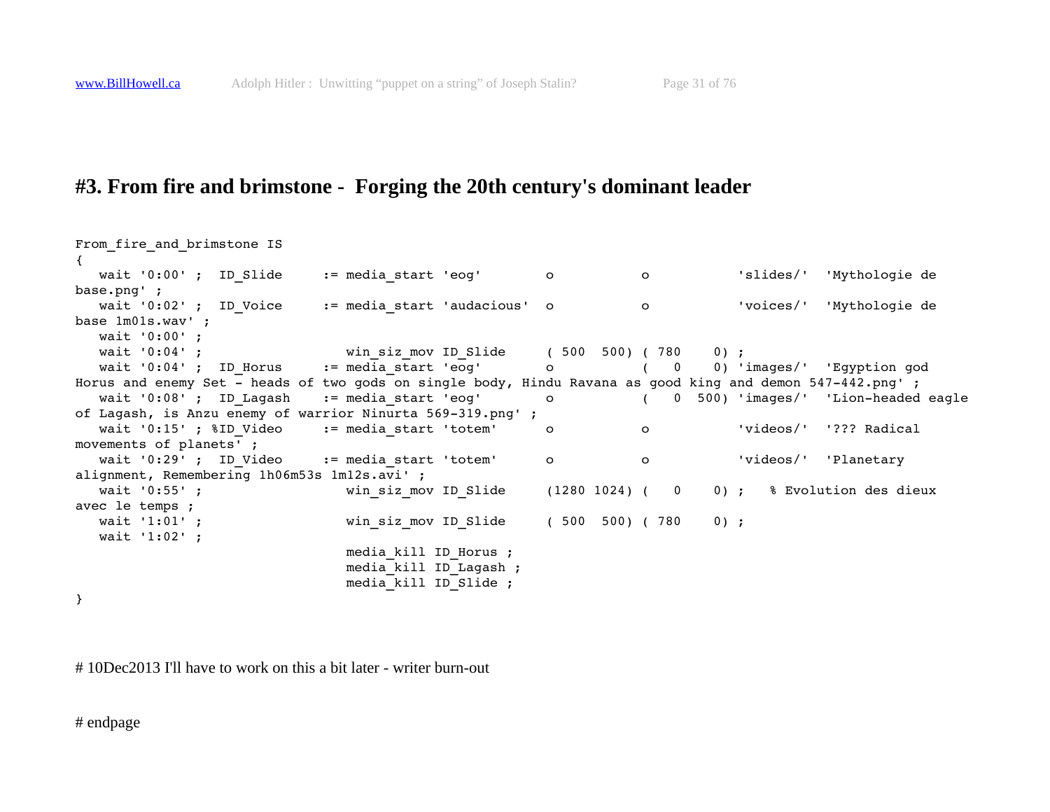## #3. From fire and brimstone -  Forging the 20th century's dominant leader

```
From_fire_and_brimstone IS
{
   wait '0:00' ;  ID_Slide     := media_start 'eog'        o           o           'slides/'  'Mythologie de base.png' ;
   wait '0:02' ;  ID_Voice     := media_start 'audacious'  o           o           'voices/'  'Mythologie de base 1m01s.wav' ;
   wait '0:00' ;
   wait '0:04' ;                  win_siz_mov ID_Slide     ( 500  500) ( 780    0) ;
   wait '0:04' ;  ID_Horus     := media_start 'eog'        o           (   0    0) 'images/'  'Egyption god Horus and enemy Set - heads of two gods on single body, Hindu Ravana as good king and demon 547-442.png' ;
   wait '0:08' ;  ID_Lagash    := media_start 'eog'        o           (   0  500) 'images/'  'Lion-headed eagle of Lagash, is Anzu enemy of warrior Ninurta 569-319.png' ;
   wait '0:15' ; %ID_Video     := media_start 'totem'      o           o           'videos/'  '??? Radical movements of planets' ;
   wait '0:29' ;  ID_Video     := media_start 'totem'      o           o           'videos/'  'Planetary alignment, Remembering 1h06m53s 1m12s.avi' ;
   wait '0:55' ;                  win_siz_mov ID_Slide     (1280 1024) (   0    0) ;   % Evolution des dieux avec le temps ;
   wait '1:01' ;                  win_siz_mov ID_Slide     ( 500  500) ( 780    0) ;
   wait '1:02' ;
                                  media_kill ID_Horus ;
                                  media_kill ID_Lagash ;
                                  media_kill ID_Slide ;
}
```

# 10Dec2013 I'll have to work on this a bit later - writer burn-out

# endpage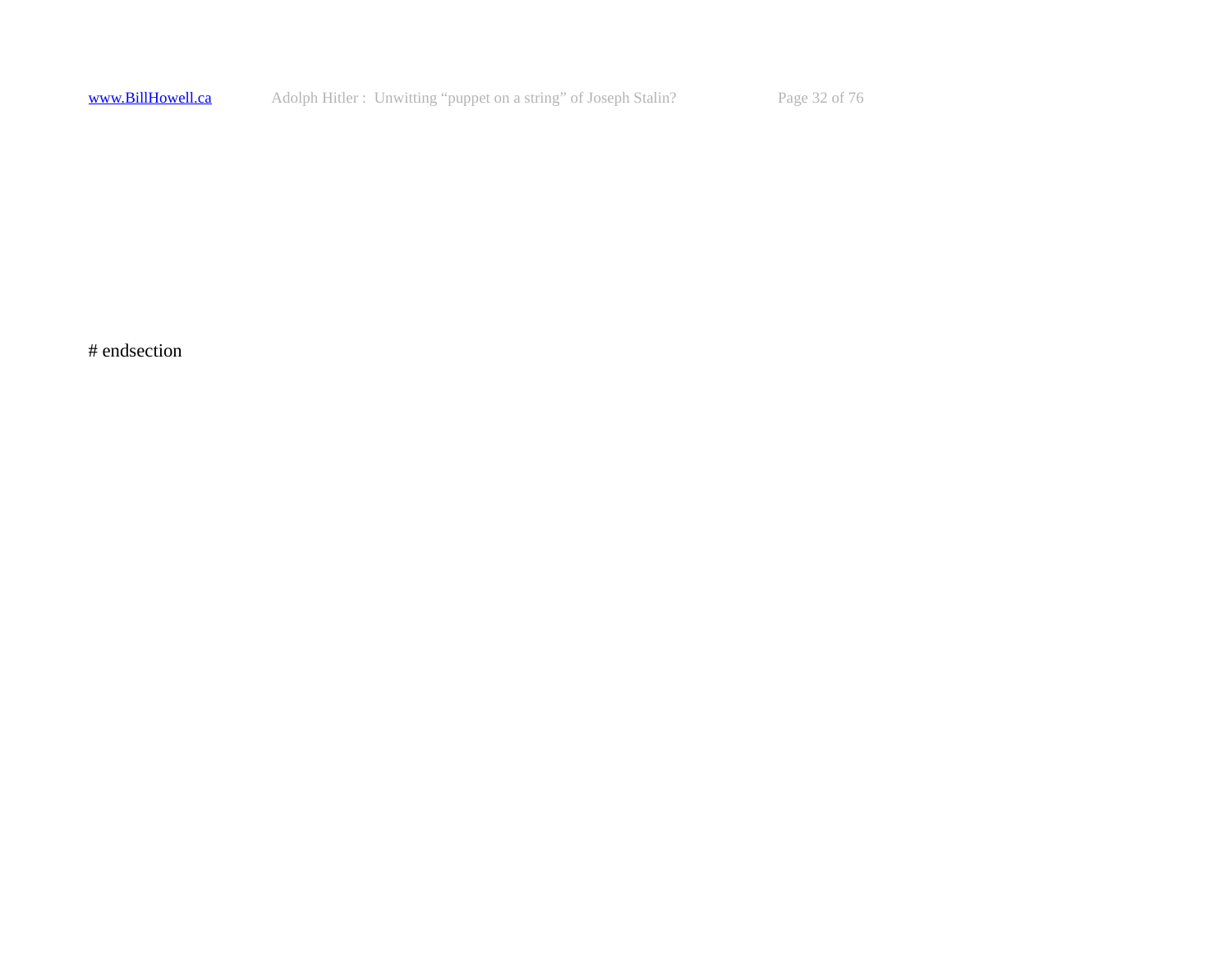# endsection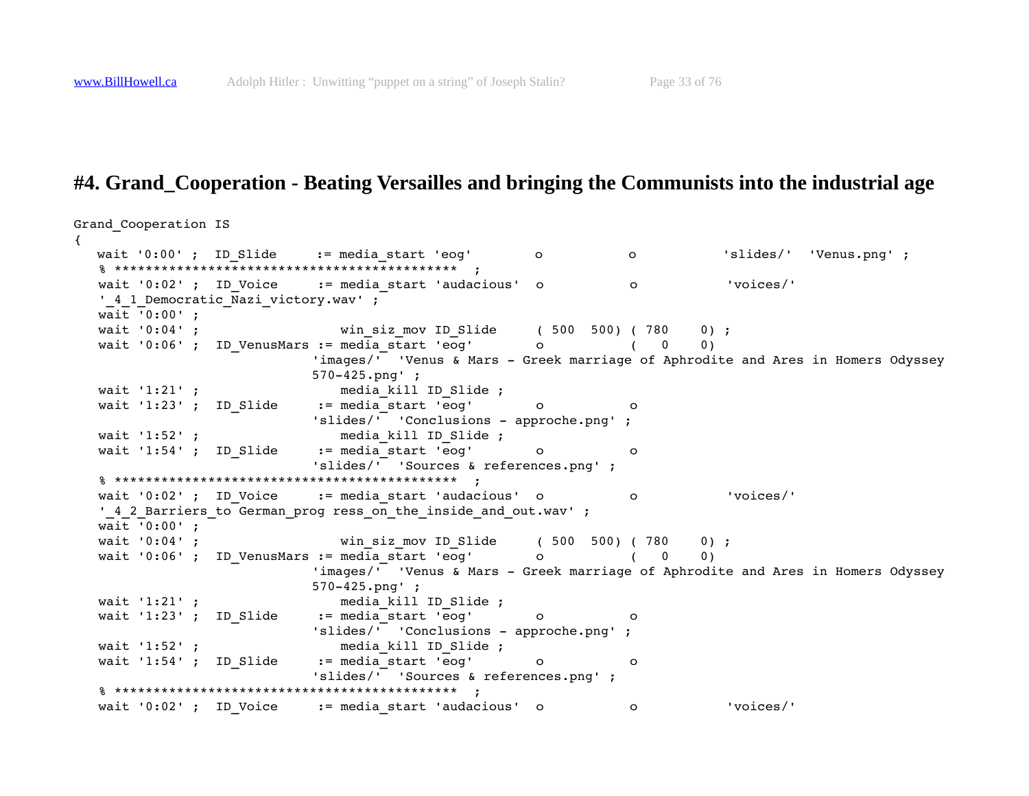# #4. Grand_Cooperation - Beating Versailles and bringing the Communists into the industrial age

```
Grand_Cooperation IS
{
   wait '0:00' ;  ID_Slide     := media_start 'eog'        o           o           'slides/'  'Venus.png' ;
   % *******************************************  ;
   wait '0:02' ;  ID_Voice     := media_start 'audacious'  o           o           'voices/'
   '_4_1_Democratic_Nazi_victory.wav' ;
   wait '0:00' ;
   wait '0:04' ;                   win_siz_mov ID_Slide     ( 500  500) ( 780    0) ;
   wait '0:06' ;  ID_VenusMars := media_start 'eog'        o           (   0    0)
                              'images/'  'Venus & Mars - Greek marriage of Aphrodite and Ares in Homers Odyssey
                              570-425.png' ;
   wait '1:21' ;                   media_kill ID_Slide ;
   wait '1:23' ;  ID_Slide     := media_start 'eog'        o           o
                              'slides/'  'Conclusions - approche.png' ;
   wait '1:52' ;                   media_kill ID_Slide ;
   wait '1:54' ;  ID_Slide     := media_start 'eog'        o           o
                              'slides/'  'Sources & references.png' ;
   % *******************************************  ;
   wait '0:02' ;  ID_Voice     := media_start 'audacious'  o           o           'voices/'
   '_4_2_Barriers_to German_prog ress_on_the_inside_and_out.wav' ;
   wait '0:00' ;
   wait '0:04' ;                   win_siz_mov ID_Slide     ( 500  500) ( 780    0) ;
   wait '0:06' ;  ID_VenusMars := media_start 'eog'        o           (   0    0)
                              'images/'  'Venus & Mars - Greek marriage of Aphrodite and Ares in Homers Odyssey
                              570-425.png' ;
   wait '1:21' ;                   media_kill ID_Slide ;
   wait '1:23' ;  ID_Slide     := media_start 'eog'        o           o
                              'slides/'  'Conclusions - approche.png' ;
   wait '1:52' ;                   media_kill ID_Slide ;
   wait '1:54' ;  ID_Slide     := media_start 'eog'        o           o
                              'slides/'  'Sources & references.png' ;
   % *******************************************  ;
   wait '0:02' ;  ID_Voice     := media_start 'audacious'  o           o           'voices/'
```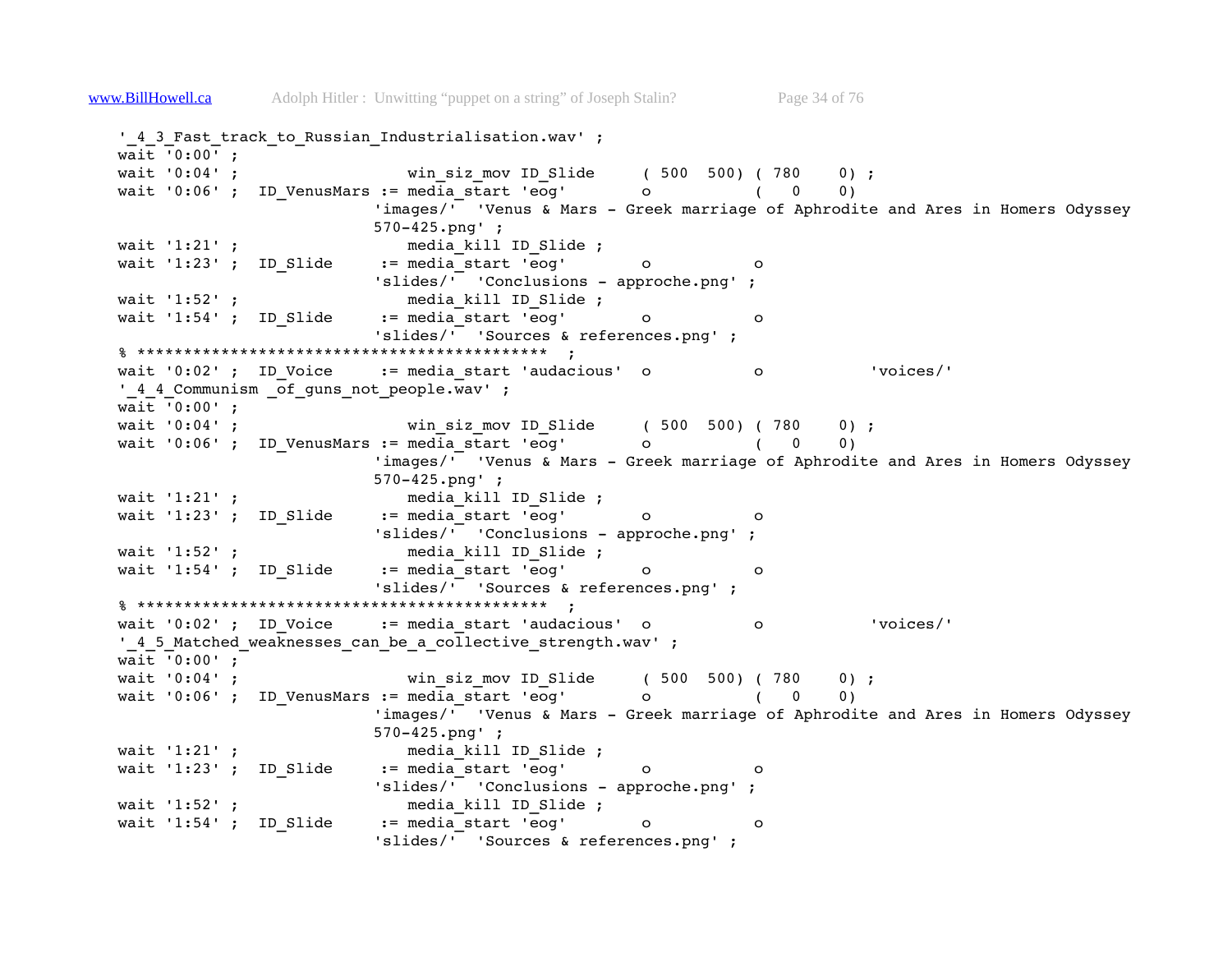```
'_4_3_Fast_track_to_Russian_Industrialisation.wav' ;
wait '0:00' ;
wait '0:04' ;                  win_siz_mov ID_Slide     ( 500  500) ( 780    0) ;
wait '0:06' ;  ID_VenusMars := media_start 'eog'        o           (   0    0)
                        'images/'  'Venus & Mars - Greek marriage of Aphrodite and Ares in Homers Odyssey
                        570-425.png' ;
wait '1:21' ;                  media_kill ID_Slide ;
wait '1:23' ;  ID_Slide     := media_start 'eog'        o           o
                        'slides/'  'Conclusions - approche.png' ;
wait '1:52' ;                  media_kill ID_Slide ;
wait '1:54' ;  ID_Slide     := media_start 'eog'        o           o
                        'slides/'  'Sources & references.png' ;
% ******************************************** ;
wait '0:02' ;  ID_Voice     := media_start 'audacious'  o           o           'voices/'
'_4_4_Communism _of_guns_not_people.wav' ;
wait '0:00' ;
wait '0:04' ;                  win_siz_mov ID_Slide     ( 500  500) ( 780    0) ;
wait '0:06' ;  ID_VenusMars := media_start 'eog'        o           (   0    0)
                        'images/'  'Venus & Mars - Greek marriage of Aphrodite and Ares in Homers Odyssey
                        570-425.png' ;
wait '1:21' ;                  media_kill ID_Slide ;
wait '1:23' ;  ID_Slide     := media_start 'eog'        o           o
                        'slides/'  'Conclusions - approche.png' ;
wait '1:52' ;                  media_kill ID_Slide ;
wait '1:54' ;  ID_Slide     := media_start 'eog'        o           o
                        'slides/'  'Sources & references.png' ;
% ******************************************** ;
wait '0:02' ;  ID_Voice     := media_start 'audacious'  o           o           'voices/'
'_4_5_Matched_weaknesses_can_be_a_collective_strength.wav' ;
wait '0:00' ;
wait '0:04' ;                  win_siz_mov ID_Slide     ( 500  500) ( 780    0) ;
wait '0:06' ;  ID_VenusMars := media_start 'eog'        o           (   0    0)
                        'images/'  'Venus & Mars - Greek marriage of Aphrodite and Ares in Homers Odyssey
                        570-425.png' ;
wait '1:21' ;                  media_kill ID_Slide ;
wait '1:23' ;  ID_Slide     := media_start 'eog'        o           o
                        'slides/'  'Conclusions - approche.png' ;
wait '1:52' ;                  media_kill ID_Slide ;
wait '1:54' ;  ID_Slide     := media_start 'eog'        o           o
                        'slides/'  'Sources & references.png' ;
```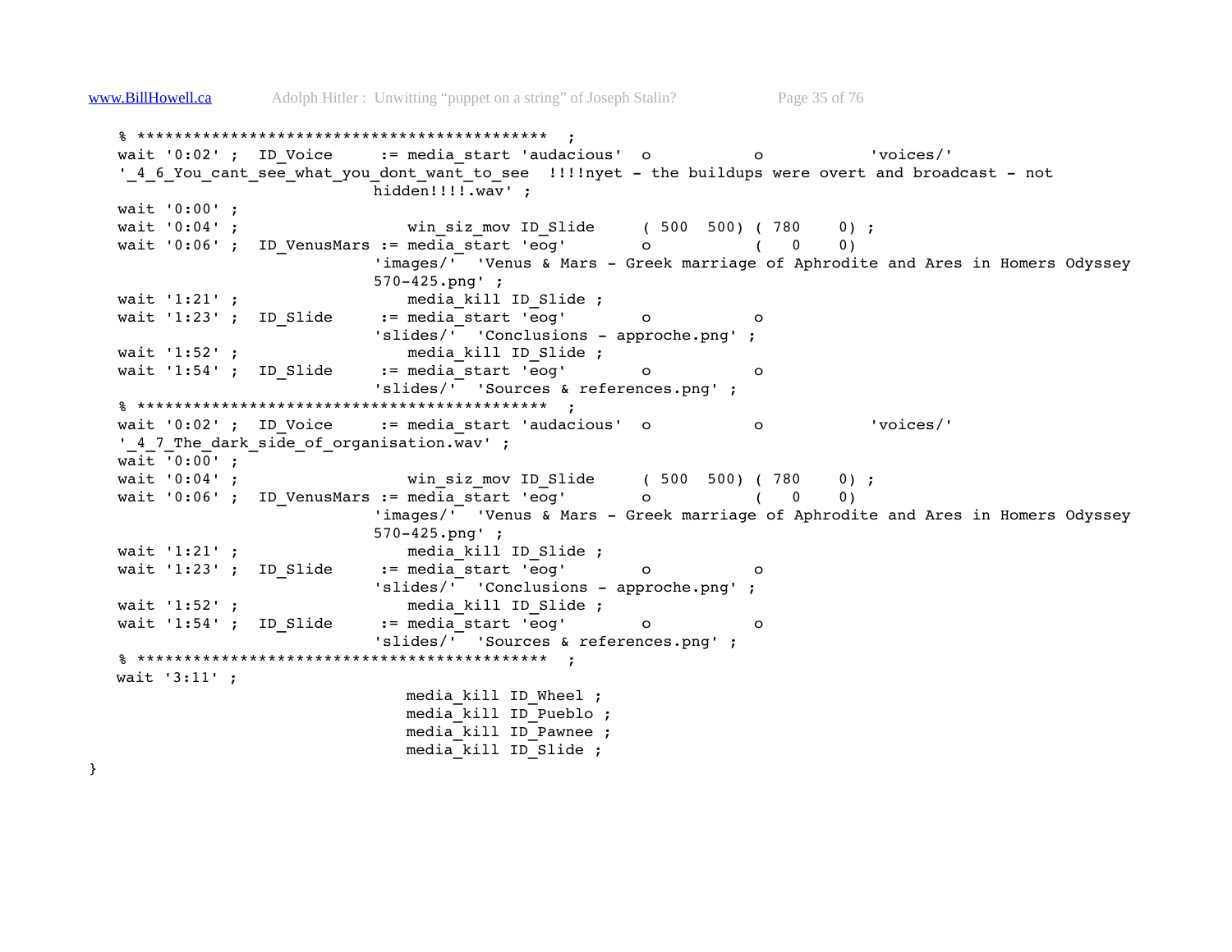```
   % *********************************************  ;
   wait '0:02' ;  ID_Voice     := media_start 'audacious'  o           o           'voices/'
   '_4_6_You_cant_see_what_you_dont_want_to_see  !!!!nyet - the buildups were overt and broadcast - not
                             hidden!!!!.wav' ;
   wait '0:00' ;
   wait '0:04' ;                win_siz_mov ID_Slide     ( 500  500) ( 780    0) ;
   wait '0:06' ;  ID_VenusMars := media_start 'eog'        o           (   0    0)
                             'images/'  'Venus & Mars - Greek marriage of Aphrodite and Ares in Homers Odyssey
                             570-425.png' ;
   wait '1:21' ;                media_kill ID_Slide ;
   wait '1:23' ;  ID_Slide     := media_start 'eog'        o           o
                             'slides/'  'Conclusions - approche.png' ;
   wait '1:52' ;                media_kill ID_Slide ;
   wait '1:54' ;  ID_Slide     := media_start 'eog'        o           o
                             'slides/'  'Sources & references.png' ;
   % *********************************************  ;
   wait '0:02' ;  ID_Voice     := media_start 'audacious'  o           o           'voices/'
   '_4_7_The_dark_side_of_organisation.wav' ;
   wait '0:00' ;
   wait '0:04' ;                win_siz_mov ID_Slide     ( 500  500) ( 780    0) ;
   wait '0:06' ;  ID_VenusMars := media_start 'eog'        o           (   0    0)
                             'images/'  'Venus & Mars - Greek marriage of Aphrodite and Ares in Homers Odyssey
                             570-425.png' ;
   wait '1:21' ;                media_kill ID_Slide ;
   wait '1:23' ;  ID_Slide     := media_start 'eog'        o           o
                             'slides/'  'Conclusions - approche.png' ;
   wait '1:52' ;                media_kill ID_Slide ;
   wait '1:54' ;  ID_Slide     := media_start 'eog'        o           o
                             'slides/'  'Sources & references.png' ;
   % *********************************************  ;
   wait '3:11' ;
                                media_kill ID_Wheel ;
                                media_kill ID_Pueblo ;
                                media_kill ID_Pawnee ;
                                media_kill ID_Slide ;
}
```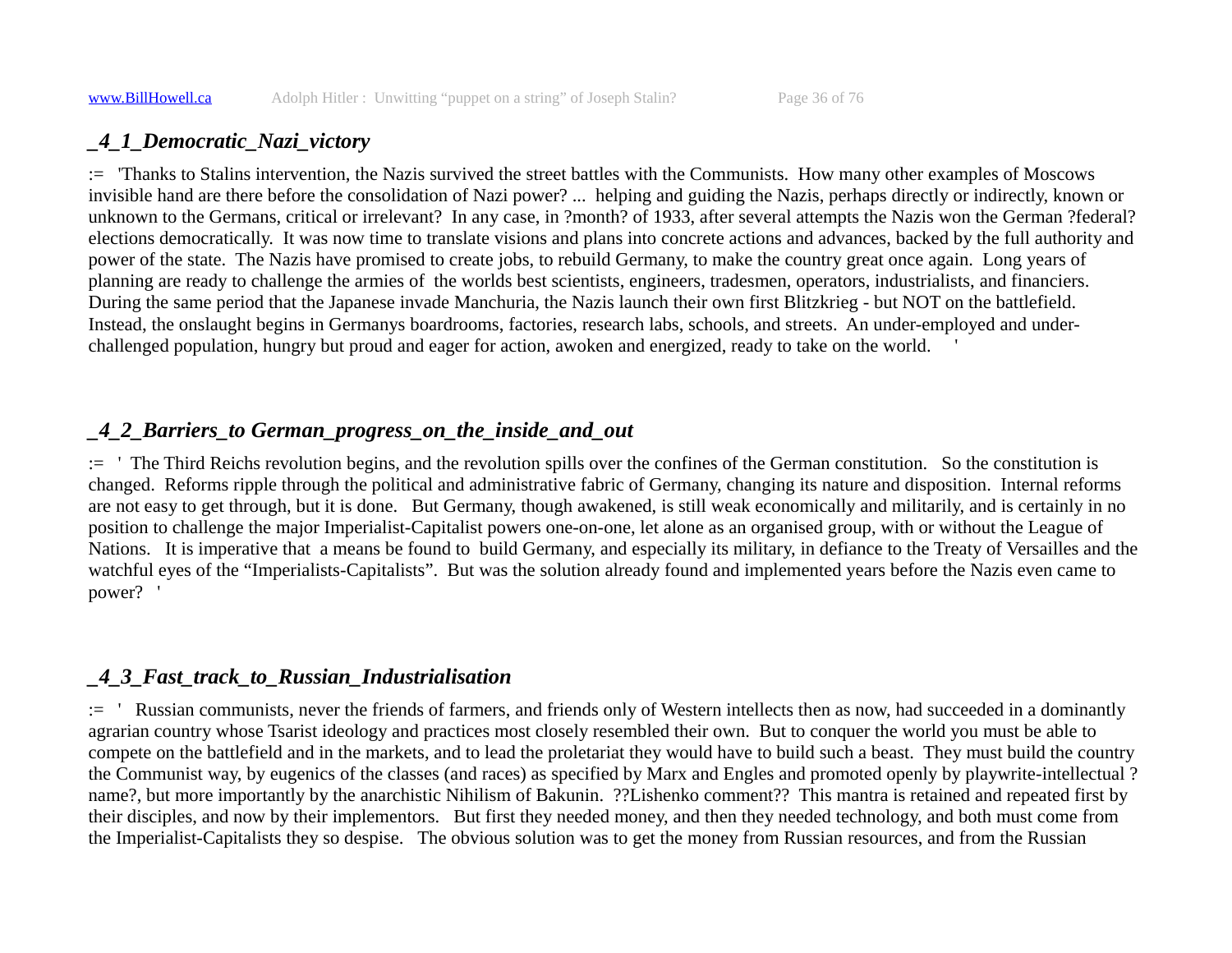### *_4_1_Democratic_Nazi_victory*

:=  'Thanks to Stalins intervention, the Nazis survived the street battles with the Communists.  How many other examples of Moscows invisible hand are there before the consolidation of Nazi power? ...  helping and guiding the Nazis, perhaps directly or indirectly, known or unknown to the Germans, critical or irrelevant?  In any case, in ?month? of 1933, after several attempts the Nazis won the German ?federal? elections democratically.  It was now time to translate visions and plans into concrete actions and advances, backed by the full authority and power of the state.  The Nazis have promised to create jobs, to rebuild Germany, to make the country great once again.  Long years of planning are ready to challenge the armies of  the worlds best scientists, engineers, tradesmen, operators, industrialists, and financiers.  During the same period that the Japanese invade Manchuria, the Nazis launch their own first Blitzkrieg - but NOT on the battlefield.  Instead, the onslaught begins in Germanys boardrooms, factories, research labs, schools, and streets.  An under-employed and under-challenged population, hungry but proud and eager for action, awoken and energized, ready to take on the world.    '

### *_4_2_Barriers_to German_progress_on_the_inside_and_out*

:=  '  The Third Reichs revolution begins, and the revolution spills over the confines of the German constitution.   So the constitution is changed.  Reforms ripple through the political and administrative fabric of Germany, changing its nature and disposition.  Internal reforms are not easy to get through, but it is done.   But Germany, though awakened, is still weak economically and militarily, and is certainly in no position to challenge the major Imperialist-Capitalist powers one-on-one, let alone as an organised group, with or without the League of Nations.   It is imperative that  a means be found to  build Germany, and especially its military, in defiance to the Treaty of Versailles and the watchful eyes of the “Imperialists-Capitalists”.  But was the solution already found and implemented years before the Nazis even came to power?   '

### *_4_3_Fast_track_to_Russian_Industrialisation*

:=  '   Russian communists, never the friends of farmers, and friends only of Western intellects then as now, had succeeded in a dominantly agrarian country whose Tsarist ideology and practices most closely resembled their own.  But to conquer the world you must be able to compete on the battlefield and in the markets, and to lead the proletariat they would have to build such a beast.  They must build the country the Communist way, by eugenics of the classes (and races) as specified by Marx and Engles and promoted openly by playwrite-intellectual ?name?, but more importantly by the anarchistic Nihilism of Bakunin.  ??Lishenko comment??  This mantra is retained and repeated first by their disciples, and now by their implementors.   But first they needed money, and then they needed technology, and both must come from the Imperialist-Capitalists they so despise.   The obvious solution was to get the money from Russian resources, and from the Russian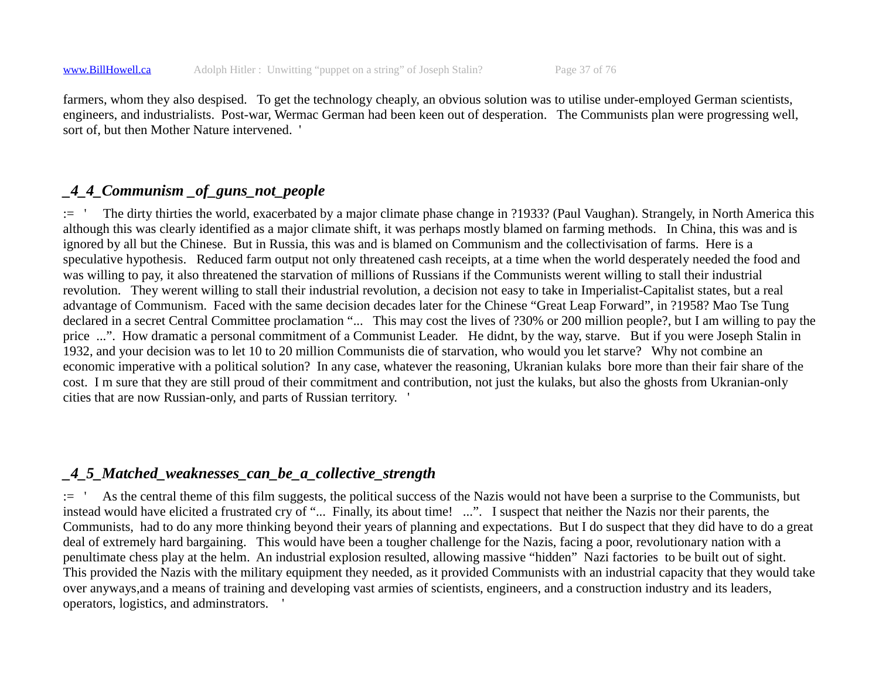farmers, whom they also despised. To get the technology cheaply, an obvious solution was to utilise under-employed German scientists, engineers, and industrialists. Post-war, Wermac German had been keen out of desperation. The Communists plan were progressing well, sort of, but then Mother Nature intervened. '

### _4_4_Communism _of_guns_not_people

:= ' The dirty thirties the world, exacerbated by a major climate phase change in ?1933? (Paul Vaughan). Strangely, in North America this although this was clearly identified as a major climate shift, it was perhaps mostly blamed on farming methods. In China, this was and is ignored by all but the Chinese. But in Russia, this was and is blamed on Communism and the collectivisation of farms. Here is a speculative hypothesis. Reduced farm output not only threatened cash receipts, at a time when the world desperately needed the food and was willing to pay, it also threatened the starvation of millions of Russians if the Communists werent willing to stall their industrial revolution. They werent willing to stall their industrial revolution, a decision not easy to take in Imperialist-Capitalist states, but a real advantage of Communism. Faced with the same decision decades later for the Chinese “Great Leap Forward”, in ?1958? Mao Tse Tung declared in a secret Central Committee proclamation “... This may cost the lives of ?30% or 200 million people?, but I am willing to pay the price ...”. How dramatic a personal commitment of a Communist Leader. He didnt, by the way, starve. But if you were Joseph Stalin in 1932, and your decision was to let 10 to 20 million Communists die of starvation, who would you let starve? Why not combine an economic imperative with a political solution? In any case, whatever the reasoning, Ukranian kulaks bore more than their fair share of the cost. I m sure that they are still proud of their commitment and contribution, not just the kulaks, but also the ghosts from Ukranian-only cities that are now Russian-only, and parts of Russian territory. '

### _4_5_Matched_weaknesses_can_be_a_collective_strength

:= ' As the central theme of this film suggests, the political success of the Nazis would not have been a surprise to the Communists, but instead would have elicited a frustrated cry of “... Finally, its about time! ...”. I suspect that neither the Nazis nor their parents, the Communists, had to do any more thinking beyond their years of planning and expectations. But I do suspect that they did have to do a great deal of extremely hard bargaining. This would have been a tougher challenge for the Nazis, facing a poor, revolutionary nation with a penultimate chess play at the helm. An industrial explosion resulted, allowing massive “hidden” Nazi factories to be built out of sight. This provided the Nazis with the military equipment they needed, as it provided Communists with an industrial capacity that they would take over anyways,and a means of training and developing vast armies of scientists, engineers, and a construction industry and its leaders, operators, logistics, and adminstrators. '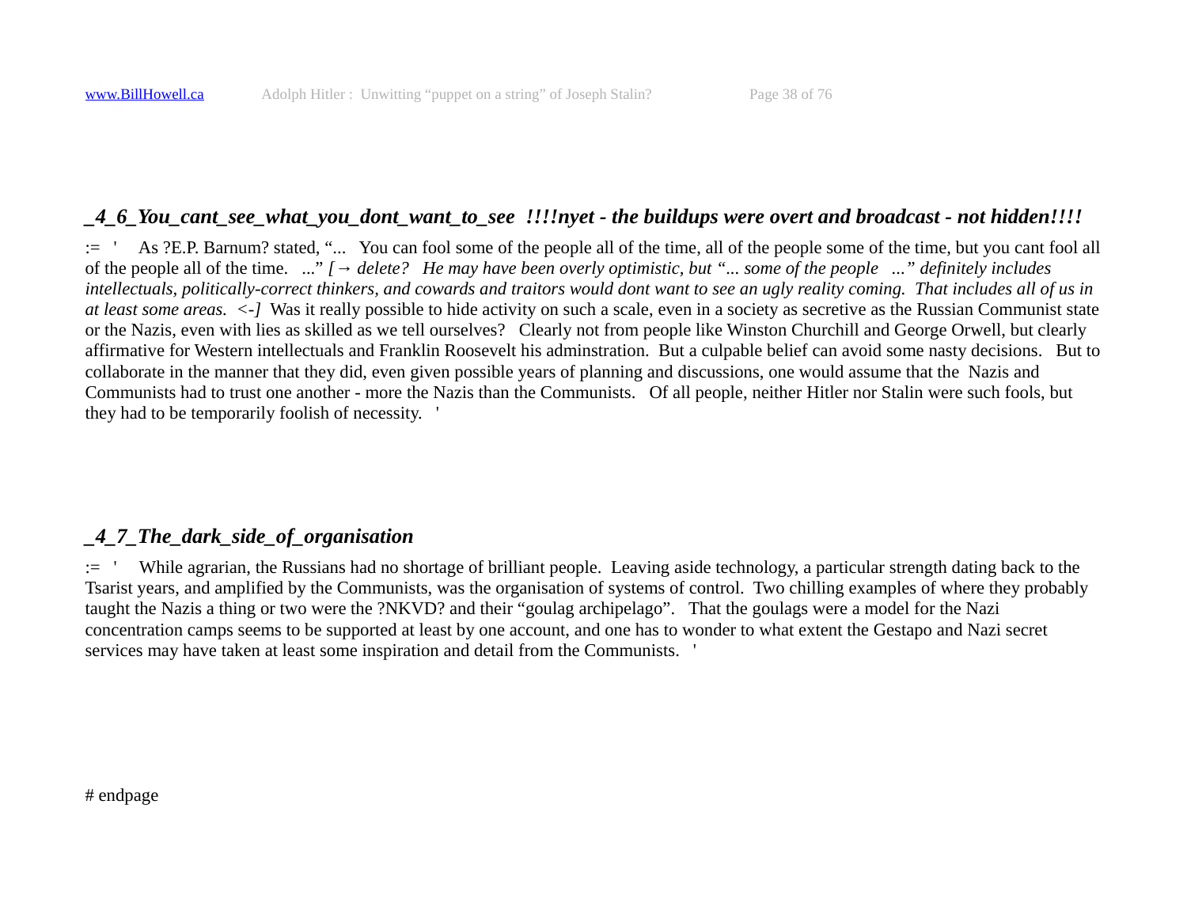## *_4_6_You_cant_see_what_you_dont_want_to_see !!!!nyet - the buildups were overt and broadcast - not hidden!!!!*

:= ' As ?E.P. Barnum? stated, "... You can fool some of the people all of the time, all of the people some of the time, but you cant fool all of the people all of the time. ..." *[→ delete? He may have been overly optimistic, but "... some of the people ..." definitely includes intellectuals, politically-correct thinkers, and cowards and traitors would dont want to see an ugly reality coming. That includes all of us in at least some areas. <-]* Was it really possible to hide activity on such a scale, even in a society as secretive as the Russian Communist state or the Nazis, even with lies as skilled as we tell ourselves? Clearly not from people like Winston Churchill and George Orwell, but clearly affirmative for Western intellectuals and Franklin Roosevelt his adminstration. But a culpable belief can avoid some nasty decisions. But to collaborate in the manner that they did, even given possible years of planning and discussions, one would assume that the Nazis and Communists had to trust one another - more the Nazis than the Communists. Of all people, neither Hitler nor Stalin were such fools, but they had to be temporarily foolish of necessity. '

## *_4_7_The_dark_side_of_organisation*

:= ' While agrarian, the Russians had no shortage of brilliant people. Leaving aside technology, a particular strength dating back to the Tsarist years, and amplified by the Communists, was the organisation of systems of control. Two chilling examples of where they probably taught the Nazis a thing or two were the ?NKVD? and their "goulag archipelago". That the goulags were a model for the Nazi concentration camps seems to be supported at least by one account, and one has to wonder to what extent the Gestapo and Nazi secret services may have taken at least some inspiration and detail from the Communists. '

# endpage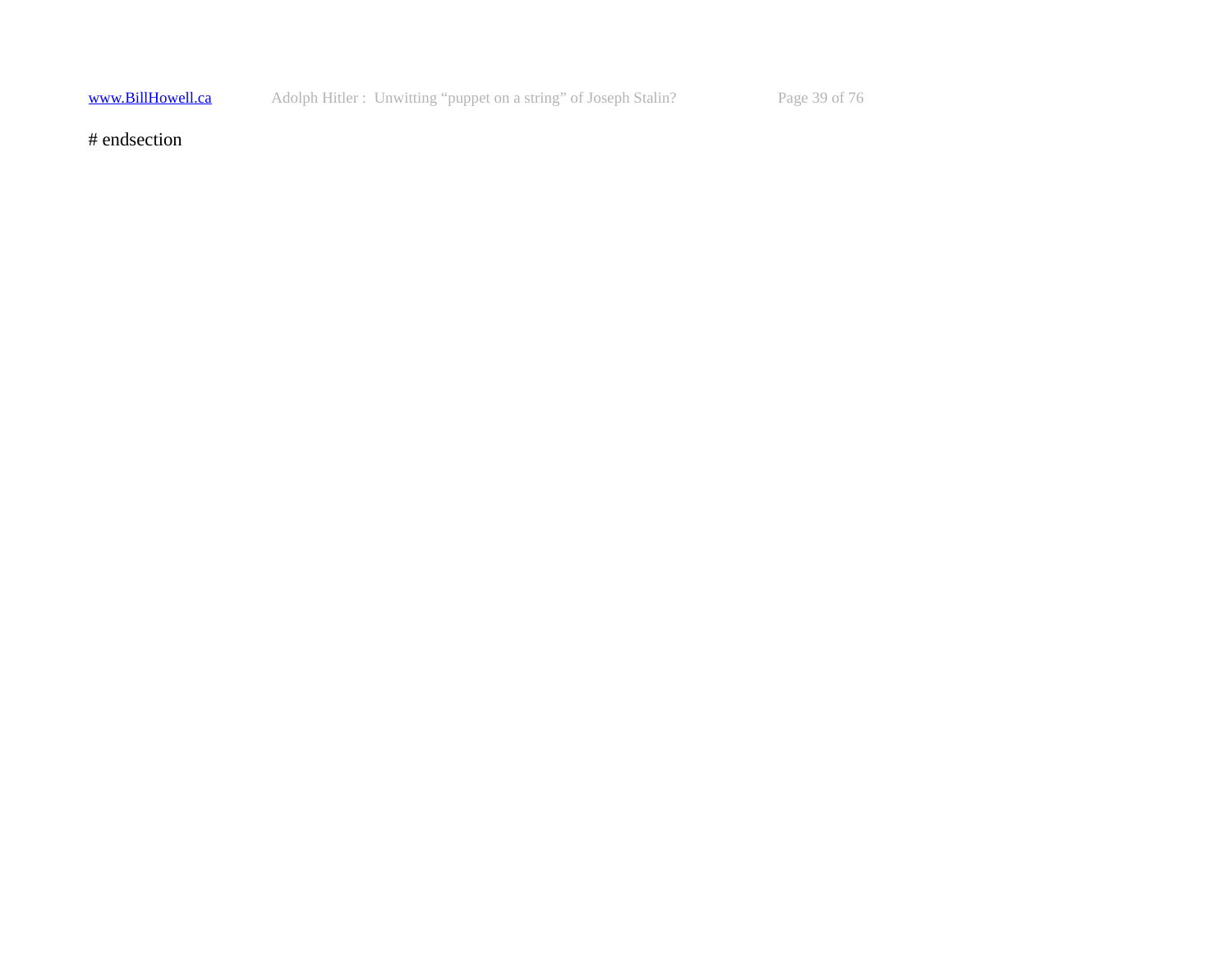# endsection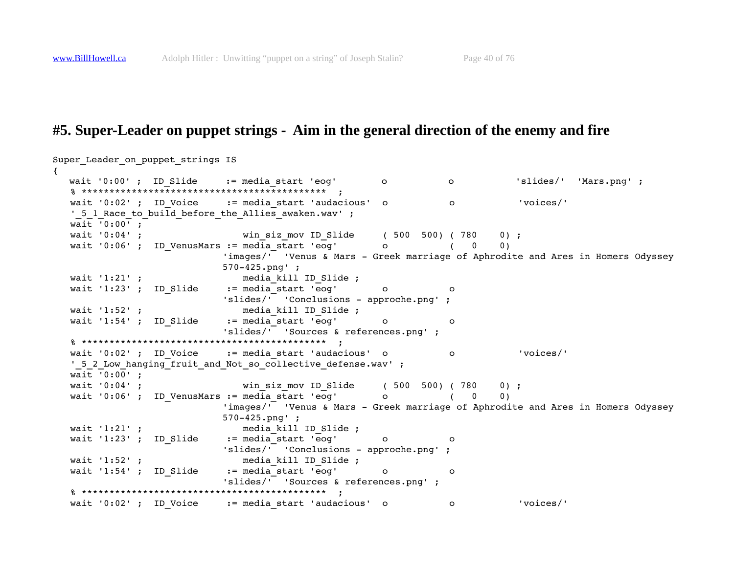## #5. Super-Leader on puppet strings -  Aim in the general direction of the enemy and fire

```
Super_Leader_on_puppet_strings IS
{
   wait '0:00' ;  ID_Slide     := media_start 'eog'        o           o           'slides/'  'Mars.png' ;
   % ******************************************  ;
   wait '0:02' ;  ID_Voice     := media_start 'audacious'  o           o           'voices/'
   '_5_1_Race_to_build_before_the_Allies_awaken.wav' ;
   wait '0:00' ;
   wait '0:04' ;                  win_siz_mov ID_Slide     ( 500  500) ( 780    0) ;
   wait '0:06' ;  ID_VenusMars := media_start 'eog'        o           (   0    0)
                              'images/'  'Venus & Mars - Greek marriage of Aphrodite and Ares in Homers Odyssey
                              570-425.png' ;
   wait '1:21' ;                  media_kill ID_Slide ;
   wait '1:23' ;  ID_Slide     := media_start 'eog'        o           o
                              'slides/'  'Conclusions - approche.png' ;
   wait '1:52' ;                  media_kill ID_Slide ;
   wait '1:54' ;  ID_Slide     := media_start 'eog'        o           o
                              'slides/'  'Sources & references.png' ;
   % ******************************************  ;
   wait '0:02' ;  ID_Voice     := media_start 'audacious'  o           o           'voices/'
   '_5_2_Low_hanging_fruit_and_Not_so_collective_defense.wav' ;
   wait '0:00' ;
   wait '0:04' ;                  win_siz_mov ID_Slide     ( 500  500) ( 780    0) ;
   wait '0:06' ;  ID_VenusMars := media_start 'eog'        o           (   0    0)
                              'images/'  'Venus & Mars - Greek marriage of Aphrodite and Ares in Homers Odyssey
                              570-425.png' ;
   wait '1:21' ;                  media_kill ID_Slide ;
   wait '1:23' ;  ID_Slide     := media_start 'eog'        o           o
                              'slides/'  'Conclusions - approche.png' ;
   wait '1:52' ;                  media_kill ID_Slide ;
   wait '1:54' ;  ID_Slide     := media_start 'eog'        o           o
                              'slides/'  'Sources & references.png' ;
   % ******************************************  ;
   wait '0:02' ;  ID_Voice     := media_start 'audacious'  o           o           'voices/'
```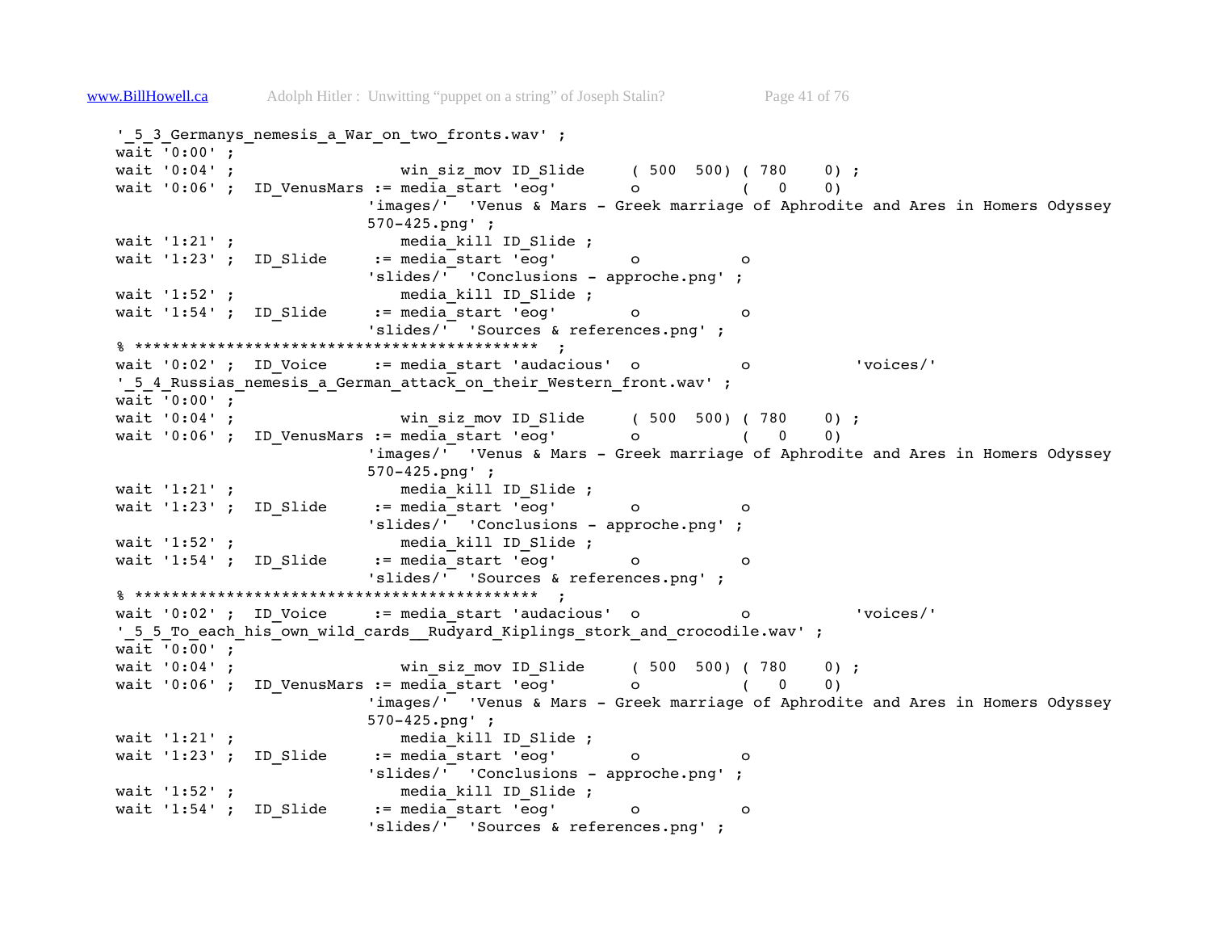```
'_5_3_Germanys_nemesis_a_War_on_two_fronts.wav' ;
wait '0:00' ;
wait '0:04' ;                  win_siz_mov ID_Slide     ( 500  500) ( 780    0) ;
wait '0:06' ;  ID_VenusMars := media_start 'eog'       o           (   0    0)
                           'images/'  'Venus & Mars - Greek marriage of Aphrodite and Ares in Homers Odyssey
                           570-425.png' ;
wait '1:21' ;                  media_kill ID_Slide ;
wait '1:23' ;  ID_Slide     := media_start 'eog'       o           o
                           'slides/'  'Conclusions - approche.png' ;
wait '1:52' ;                  media_kill ID_Slide ;
wait '1:54' ;  ID_Slide     := media_start 'eog'       o           o
                           'slides/'  'Sources & references.png' ;
% ******************************************  ;
wait '0:02' ;  ID_Voice     := media_start 'audacious'  o           o           'voices/'
'_5_4_Russias_nemesis_a_German_attack_on_their_Western_front.wav' ;
wait '0:00' ;
wait '0:04' ;                  win_siz_mov ID_Slide     ( 500  500) ( 780    0) ;
wait '0:06' ;  ID_VenusMars := media_start 'eog'       o           (   0    0)
                           'images/'  'Venus & Mars - Greek marriage of Aphrodite and Ares in Homers Odyssey
                           570-425.png' ;
wait '1:21' ;                  media_kill ID_Slide ;
wait '1:23' ;  ID_Slide     := media_start 'eog'       o           o
                           'slides/'  'Conclusions - approche.png' ;
wait '1:52' ;                  media_kill ID_Slide ;
wait '1:54' ;  ID_Slide     := media_start 'eog'       o           o
                           'slides/'  'Sources & references.png' ;
% ******************************************  ;
wait '0:02' ;  ID_Voice     := media_start 'audacious'  o           o           'voices/'
'_5_5_To_each_his_own_wild_cards__Rudyard_Kiplings_stork_and_crocodile.wav' ;
wait '0:00' ;
wait '0:04' ;                  win_siz_mov ID_Slide     ( 500  500) ( 780    0) ;
wait '0:06' ;  ID_VenusMars := media_start 'eog'       o           (   0    0)
                           'images/'  'Venus & Mars - Greek marriage of Aphrodite and Ares in Homers Odyssey
                           570-425.png' ;
wait '1:21' ;                  media_kill ID_Slide ;
wait '1:23' ;  ID_Slide     := media_start 'eog'       o           o
                           'slides/'  'Conclusions - approche.png' ;
wait '1:52' ;                  media_kill ID_Slide ;
wait '1:54' ;  ID_Slide     := media_start 'eog'       o           o
                           'slides/'  'Sources & references.png' ;
```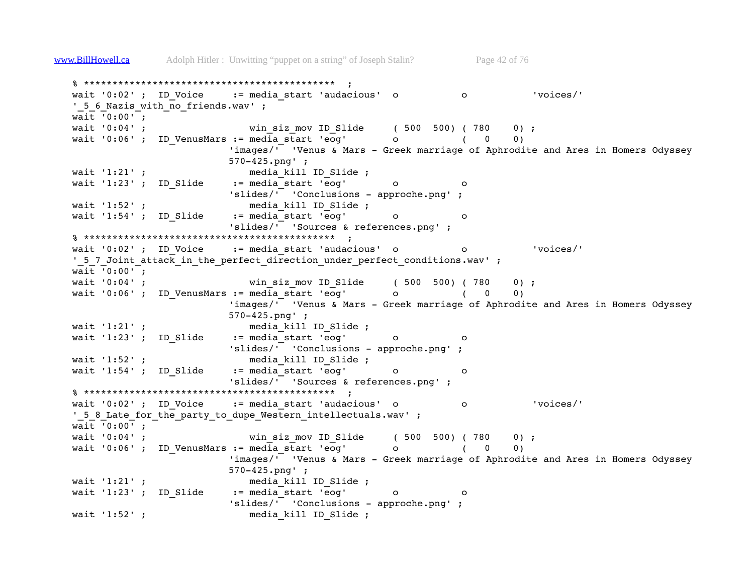```
% ********************************************  ;
wait '0:02' ;  ID_Voice     := media_start 'audacious'  o           o           'voices/'
'_5_6_Nazis_with_no_friends.wav' ;
wait '0:00' ;
wait '0:04' ;                  win_siz_mov ID_Slide     ( 500  500) ( 780    0) ;
wait '0:06' ;  ID_VenusMars := media_start 'eog'        o           (   0    0)
                           'images/'  'Venus & Mars - Greek marriage of Aphrodite and Ares in Homers Odyssey
                           570-425.png' ;
wait '1:21' ;                  media_kill ID_Slide ;
wait '1:23' ;  ID_Slide     := media_start 'eog'        o           o
                           'slides/'  'Conclusions - approche.png' ;
wait '1:52' ;                  media_kill ID_Slide ;
wait '1:54' ;  ID_Slide     := media_start 'eog'        o           o
                           'slides/'  'Sources & references.png' ;
% ********************************************  ;
wait '0:02' ;  ID_Voice     := media_start 'audacious'  o           o           'voices/'
'_5_7_Joint_attack_in_the_perfect_direction_under_perfect_conditions.wav' ;
wait '0:00' ;
wait '0:04' ;                  win_siz_mov ID_Slide     ( 500  500) ( 780    0) ;
wait '0:06' ;  ID_VenusMars := media_start 'eog'        o           (   0    0)
                           'images/'  'Venus & Mars - Greek marriage of Aphrodite and Ares in Homers Odyssey
                           570-425.png' ;
wait '1:21' ;                  media_kill ID_Slide ;
wait '1:23' ;  ID_Slide     := media_start 'eog'        o           o
                           'slides/'  'Conclusions - approche.png' ;
wait '1:52' ;                  media_kill ID_Slide ;
wait '1:54' ;  ID_Slide     := media_start 'eog'        o           o
                           'slides/'  'Sources & references.png' ;
% ********************************************  ;
wait '0:02' ;  ID_Voice     := media_start 'audacious'  o           o           'voices/'
'_5_8_Late_for_the_party_to_dupe_Western_intellectuals.wav' ;
wait '0:00' ;
wait '0:04' ;                  win_siz_mov ID_Slide     ( 500  500) ( 780    0) ;
wait '0:06' ;  ID_VenusMars := media_start 'eog'        o           (   0    0)
                           'images/'  'Venus & Mars - Greek marriage of Aphrodite and Ares in Homers Odyssey
                           570-425.png' ;
wait '1:21' ;                  media_kill ID_Slide ;
wait '1:23' ;  ID_Slide     := media_start 'eog'        o           o
                           'slides/'  'Conclusions - approche.png' ;
wait '1:52' ;                  media_kill ID_Slide ;
```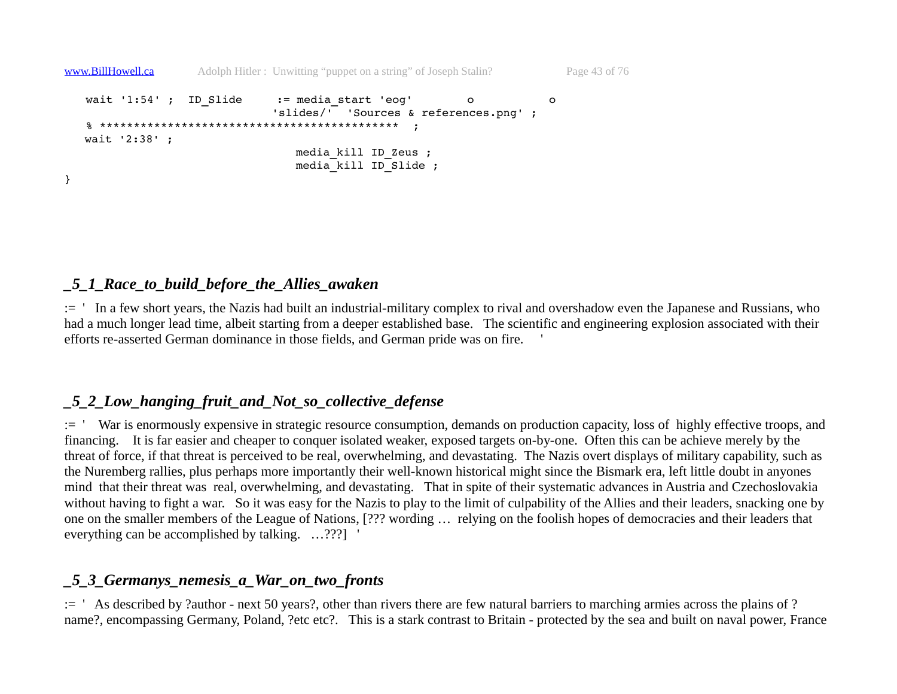```
   wait '1:54' ;  ID_Slide     := media_start 'eog'        o           o
                              'slides/'  'Sources & references.png' ;
   % *******************************************  ;
   wait '2:38' ;
                                 media_kill ID_Zeus ;
                                 media_kill ID_Slide ;
}
```

### *_5_1_Race_to_build_before_the_Allies_awaken*

:= '  In a few short years, the Nazis had built an industrial-military complex to rival and overshadow even the Japanese and Russians, who had a much longer lead time, albeit starting from a deeper established base.   The scientific and engineering explosion associated with their efforts re-asserted German dominance in those fields, and German pride was on fire.    '

### *_5_2_Low_hanging_fruit_and_Not_so_collective_defense*

:= '   War is enormously expensive in strategic resource consumption, demands on production capacity, loss of  highly effective troops, and financing.    It is far easier and cheaper to conquer isolated weaker, exposed targets on-by-one.  Often this can be achieve merely by the threat of force, if that threat is perceived to be real, overwhelming, and devastating.  The Nazis overt displays of military capability, such as the Nuremberg rallies, plus perhaps more importantly their well-known historical might since the Bismark era, left little doubt in anyones mind  that their threat was  real, overwhelming, and devastating.   That in spite of their systematic advances in Austria and Czechoslovakia without having to fight a war.   So it was easy for the Nazis to play to the limit of culpability of the Allies and their leaders, snacking one by one on the smaller members of the League of Nations, [??? wording …  relying on the foolish hopes of democracies and their leaders that everything can be accomplished by talking.   …???]  '

### *_5_3_Germanys_nemesis_a_War_on_two_fronts*

:= '  As described by ?author - next 50 years?, other than rivers there are few natural barriers to marching armies across the plains of ?name?, encompassing Germany, Poland, ?etc etc?.   This is a stark contrast to Britain - protected by the sea and built on naval power, France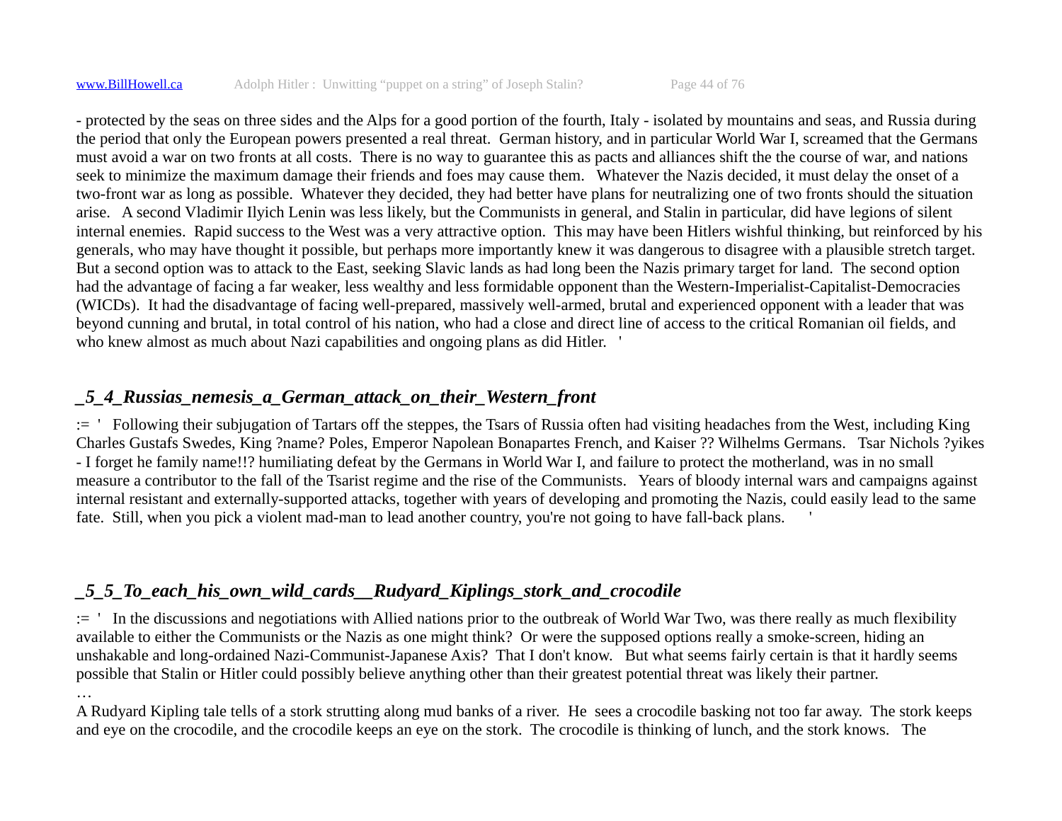- protected by the seas on three sides and the Alps for a good portion of the fourth, Italy - isolated by mountains and seas, and Russia during the period that only the European powers presented a real threat. German history, and in particular World War I, screamed that the Germans must avoid a war on two fronts at all costs. There is no way to guarantee this as pacts and alliances shift the the course of war, and nations seek to minimize the maximum damage their friends and foes may cause them. Whatever the Nazis decided, it must delay the onset of a two-front war as long as possible. Whatever they decided, they had better have plans for neutralizing one of two fronts should the situation arise. A second Vladimir Ilyich Lenin was less likely, but the Communists in general, and Stalin in particular, did have legions of silent internal enemies. Rapid success to the West was a very attractive option. This may have been Hitlers wishful thinking, but reinforced by his generals, who may have thought it possible, but perhaps more importantly knew it was dangerous to disagree with a plausible stretch target. But a second option was to attack to the East, seeking Slavic lands as had long been the Nazis primary target for land. The second option had the advantage of facing a far weaker, less wealthy and less formidable opponent than the Western-Imperialist-Capitalist-Democracies (WICDs). It had the disadvantage of facing well-prepared, massively well-armed, brutal and experienced opponent with a leader that was beyond cunning and brutal, in total control of his nation, who had a close and direct line of access to the critical Romanian oil fields, and who knew almost as much about Nazi capabilities and ongoing plans as did Hitler. '

### _5_4_Russias_nemesis_a_German_attack_on_their_Western_front

:= ' Following their subjugation of Tartars off the steppes, the Tsars of Russia often had visiting headaches from the West, including King Charles Gustafs Swedes, King ?name? Poles, Emperor Napolean Bonapartes French, and Kaiser ?? Wilhelms Germans. Tsar Nichols ?yikes - I forget he family name!!? humiliating defeat by the Germans in World War I, and failure to protect the motherland, was in no small measure a contributor to the fall of the Tsarist regime and the rise of the Communists. Years of bloody internal wars and campaigns against internal resistant and externally-supported attacks, together with years of developing and promoting the Nazis, could easily lead to the same fate. Still, when you pick a violent mad-man to lead another country, you're not going to have fall-back plans. '

### _5_5_To_each_his_own_wild_cards__Rudyard_Kiplings_stork_and_crocodile

:= ' In the discussions and negotiations with Allied nations prior to the outbreak of World War Two, was there really as much flexibility available to either the Communists or the Nazis as one might think? Or were the supposed options really a smoke-screen, hiding an unshakable and long-ordained Nazi-Communist-Japanese Axis? That I don't know. But what seems fairly certain is that it hardly seems possible that Stalin or Hitler could possibly believe anything other than their greatest potential threat was likely their partner.
…
A Rudyard Kipling tale tells of a stork strutting along mud banks of a river. He sees a crocodile basking not too far away. The stork keeps and eye on the crocodile, and the crocodile keeps an eye on the stork. The crocodile is thinking of lunch, and the stork knows. The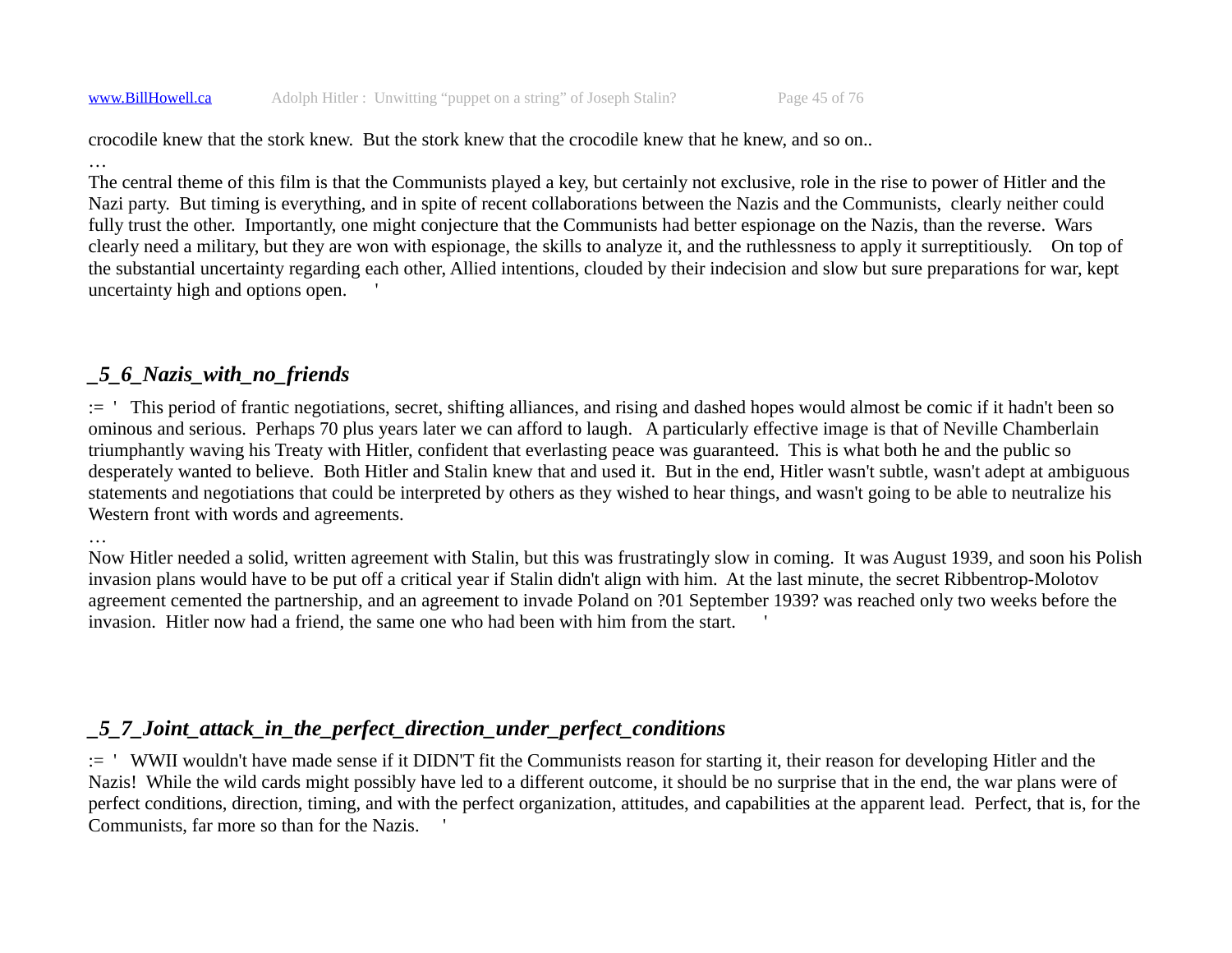crocodile knew that the stork knew. But the stork knew that the crocodile knew that he knew, and so on..

…

The central theme of this film is that the Communists played a key, but certainly not exclusive, role in the rise to power of Hitler and the Nazi party. But timing is everything, and in spite of recent collaborations between the Nazis and the Communists, clearly neither could fully trust the other. Importantly, one might conjecture that the Communists had better espionage on the Nazis, than the reverse. Wars clearly need a military, but they are won with espionage, the skills to analyze it, and the ruthlessness to apply it surreptitiously. On top of the substantial uncertainty regarding each other, Allied intentions, clouded by their indecision and slow but sure preparations for war, kept uncertainty high and options open. '

### *_5_6_Nazis_with_no_friends*

:= ' This period of frantic negotiations, secret, shifting alliances, and rising and dashed hopes would almost be comic if it hadn't been so ominous and serious. Perhaps 70 plus years later we can afford to laugh. A particularly effective image is that of Neville Chamberlain triumphantly waving his Treaty with Hitler, confident that everlasting peace was guaranteed. This is what both he and the public so desperately wanted to believe. Both Hitler and Stalin knew that and used it. But in the end, Hitler wasn't subtle, wasn't adept at ambiguous statements and negotiations that could be interpreted by others as they wished to hear things, and wasn't going to be able to neutralize his Western front with words and agreements.

…

Now Hitler needed a solid, written agreement with Stalin, but this was frustratingly slow in coming. It was August 1939, and soon his Polish invasion plans would have to be put off a critical year if Stalin didn't align with him. At the last minute, the secret Ribbentrop-Molotov agreement cemented the partnership, and an agreement to invade Poland on ?01 September 1939? was reached only two weeks before the invasion. Hitler now had a friend, the same one who had been with him from the start. '

### *_5_7_Joint_attack_in_the_perfect_direction_under_perfect_conditions*

:= ' WWII wouldn't have made sense if it DIDN'T fit the Communists reason for starting it, their reason for developing Hitler and the Nazis! While the wild cards might possibly have led to a different outcome, it should be no surprise that in the end, the war plans were of perfect conditions, direction, timing, and with the perfect organization, attitudes, and capabilities at the apparent lead. Perfect, that is, for the Communists, far more so than for the Nazis. '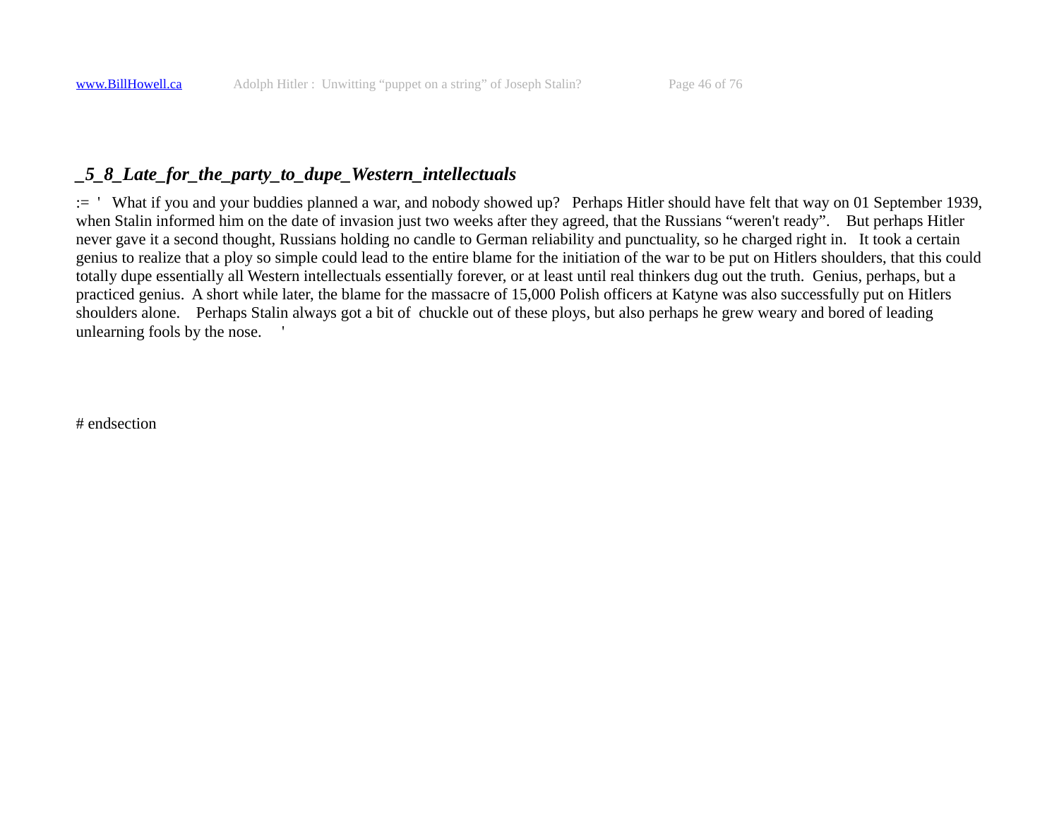## _5_8_Late_for_the_party_to_dupe_Western_intellectuals

:= '  What if you and your buddies planned a war, and nobody showed up?   Perhaps Hitler should have felt that way on 01 September 1939, when Stalin informed him on the date of invasion just two weeks after they agreed, that the Russians "weren't ready".   But perhaps Hitler never gave it a second thought, Russians holding no candle to German reliability and punctuality, so he charged right in.   It took a certain genius to realize that a ploy so simple could lead to the entire blame for the initiation of the war to be put on Hitlers shoulders, that this could totally dupe essentially all Western intellectuals essentially forever, or at least until real thinkers dug out the truth.  Genius, perhaps, but a practiced genius.  A short while later, the blame for the massacre of 15,000 Polish officers at Katyne was also successfully put on Hitlers shoulders alone.   Perhaps Stalin always got a bit of  chuckle out of these ploys, but also perhaps he grew weary and bored of leading unlearning fools by the nose.    '

# endsection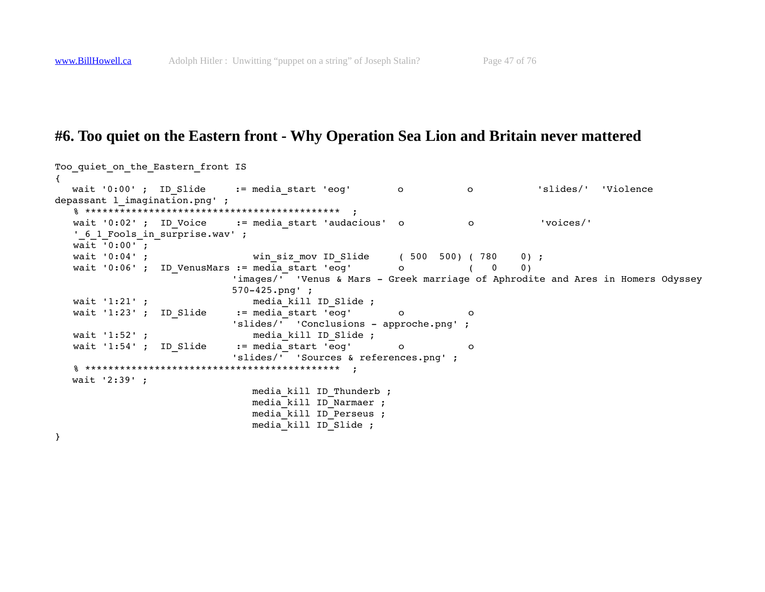# #6. Too quiet on the Eastern front - Why Operation Sea Lion and Britain never mattered

```
Too_quiet_on_the_Eastern_front IS
{
   wait '0:00' ;  ID_Slide     := media_start 'eog'        o           o           'slides/'  'Violence
depassant l_imagination.png' ;
   % *******************************************  ;
   wait '0:02' ;  ID_Voice     := media_start 'audacious'  o           o           'voices/'
   '_6_1_Fools_in_surprise.wav' ;
   wait '0:00' ;
   wait '0:04' ;                  win_siz_mov ID_Slide     ( 500  500) ( 780    0) ;
   wait '0:06' ;  ID_VenusMars := media_start 'eog'        o           (   0    0)
                             'images/'  'Venus & Mars - Greek marriage of Aphrodite and Ares in Homers Odyssey
                             570-425.png' ;
   wait '1:21' ;                  media_kill ID_Slide ;
   wait '1:23' ;  ID_Slide     := media_start 'eog'        o           o
                             'slides/'  'Conclusions - approche.png' ;
   wait '1:52' ;                  media_kill ID_Slide ;
   wait '1:54' ;  ID_Slide     := media_start 'eog'        o           o
                             'slides/'  'Sources & references.png' ;
   % *******************************************  ;
   wait '2:39' ;
                                  media_kill ID_Thunderb ;
                                  media_kill ID_Narmaer ;
                                  media_kill ID_Perseus ;
                                  media_kill ID_Slide ;
}
```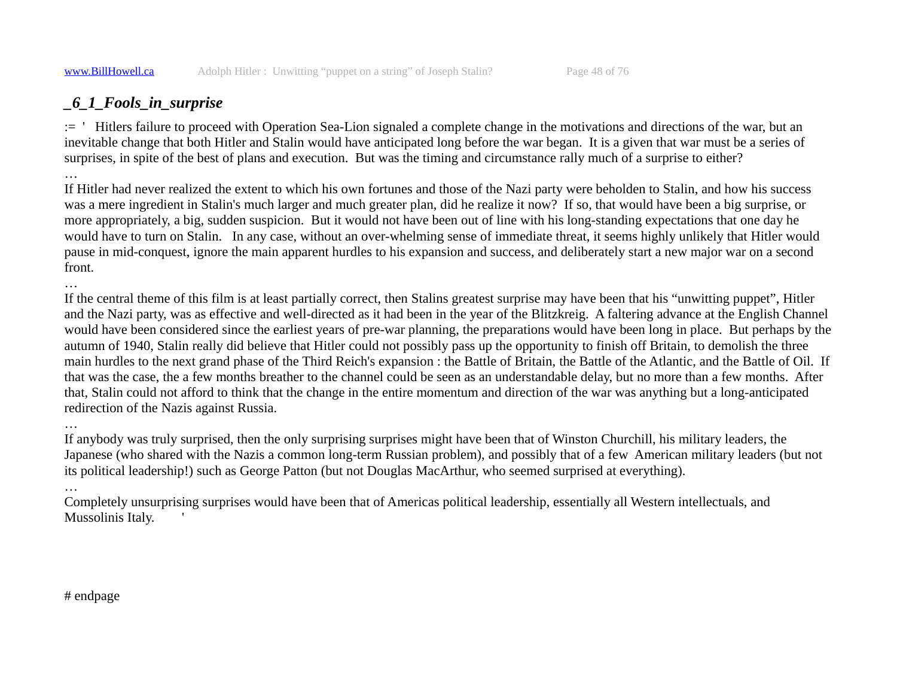## _6_1_Fools_in_surprise

:= '  Hitlers failure to proceed with Operation Sea-Lion signaled a complete change in the motivations and directions of the war, but an inevitable change that both Hitler and Stalin would have anticipated long before the war began.  It is a given that war must be a series of surprises, in spite of the best of plans and execution.  But was the timing and circumstance rally much of a surprise to either?

…

If Hitler had never realized the extent to which his own fortunes and those of the Nazi party were beholden to Stalin, and how his success was a mere ingredient in Stalin's much larger and much greater plan, did he realize it now?  If so, that would have been a big surprise, or more appropriately, a big, sudden suspicion.  But it would not have been out of line with his long-standing expectations that one day he would have to turn on Stalin.   In any case, without an over-whelming sense of immediate threat, it seems highly unlikely that Hitler would pause in mid-conquest, ignore the main apparent hurdles to his expansion and success, and deliberately start a new major war on a second front.

…

If the central theme of this film is at least partially correct, then Stalins greatest surprise may have been that his "unwitting puppet", Hitler and the Nazi party, was as effective and well-directed as it had been in the year of the Blitzkreig.  A faltering advance at the English Channel would have been considered since the earliest years of pre-war planning, the preparations would have been long in place.  But perhaps by the autumn of 1940, Stalin really did believe that Hitler could not possibly pass up the opportunity to finish off Britain, to demolish the three main hurdles to the next grand phase of the Third Reich's expansion : the Battle of Britain, the Battle of the Atlantic, and the Battle of Oil.  If that was the case, the a few months breather to the channel could be seen as an understandable delay, but no more than a few months.  After that, Stalin could not afford to think that the change in the entire momentum and direction of the war was anything but a long-anticipated redirection of the Nazis against Russia.

…

If anybody was truly surprised, then the only surprising surprises might have been that of Winston Churchill, his military leaders, the Japanese (who shared with the Nazis a common long-term Russian problem), and possibly that of a few  American military leaders (but not its political leadership!) such as George Patton (but not Douglas MacArthur, who seemed surprised at everything).

…

Completely unsurprising surprises would have been that of Americas political leadership, essentially all Western intellectuals, and Mussolinis Italy.       '

# endpage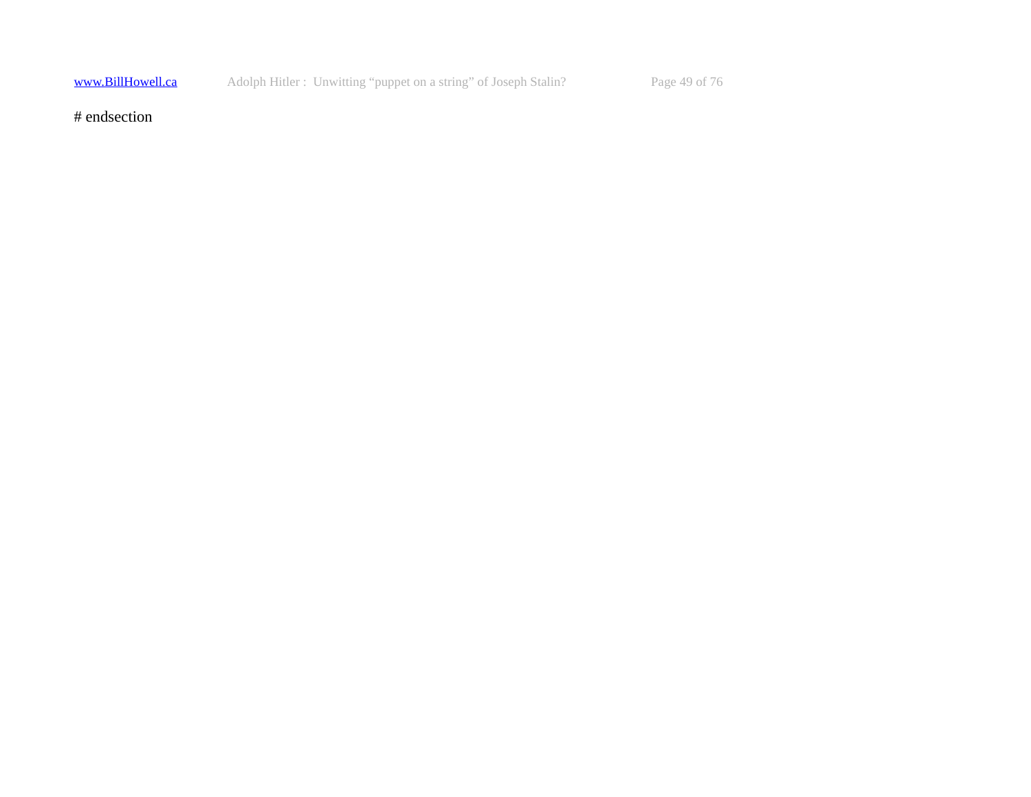# endsection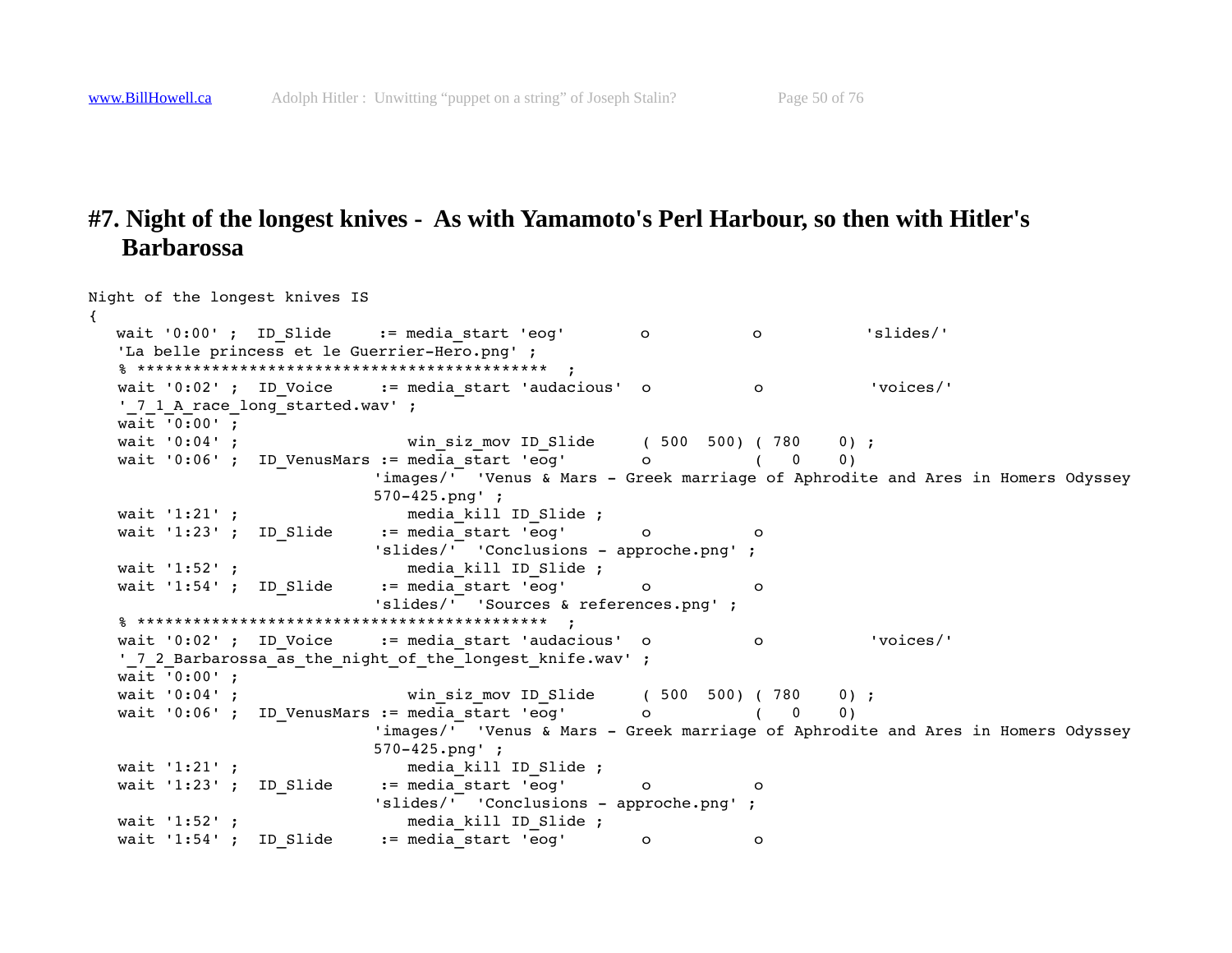# #7. Night of the longest knives - As with Yamamoto's Perl Harbour, so then with Hitler's Barbarossa

```
Night of the longest knives IS
{
   wait '0:00' ;  ID_Slide     := media_start 'eog'        o           o           'slides/'
   'La belle princess et le Guerrier-Hero.png' ;
   % *******************************************  ;
   wait '0:02' ;  ID_Voice     := media_start 'audacious'  o           o           'voices/'
   '_7_1_A_race_long_started.wav' ;
   wait '0:00' ;
   wait '0:04' ;                   win_siz_mov ID_Slide     ( 500  500) ( 780    0) ;
   wait '0:06' ;  ID_VenusMars := media_start 'eog'        o           (   0    0)
                              'images/'  'Venus & Mars - Greek marriage of Aphrodite and Ares in Homers Odyssey
                              570-425.png' ;
   wait '1:21' ;                   media_kill ID_Slide ;
   wait '1:23' ;  ID_Slide     := media_start 'eog'        o           o
                              'slides/'  'Conclusions - approche.png' ;
   wait '1:52' ;                   media_kill ID_Slide ;
   wait '1:54' ;  ID_Slide     := media_start 'eog'        o           o
                              'slides/'  'Sources & references.png' ;
   % *******************************************  ;
   wait '0:02' ;  ID_Voice     := media_start 'audacious'  o           o           'voices/'
   '_7_2_Barbarossa_as_the_night_of_the_longest_knife.wav' ;
   wait '0:00' ;
   wait '0:04' ;                   win_siz_mov ID_Slide     ( 500  500) ( 780    0) ;
   wait '0:06' ;  ID_VenusMars := media_start 'eog'        o           (   0    0)
                              'images/'  'Venus & Mars - Greek marriage of Aphrodite and Ares in Homers Odyssey
                              570-425.png' ;
   wait '1:21' ;                   media_kill ID_Slide ;
   wait '1:23' ;  ID_Slide     := media_start 'eog'        o           o
                              'slides/'  'Conclusions - approche.png' ;
   wait '1:52' ;                   media_kill ID_Slide ;
   wait '1:54' ;  ID_Slide     := media_start 'eog'        o           o
```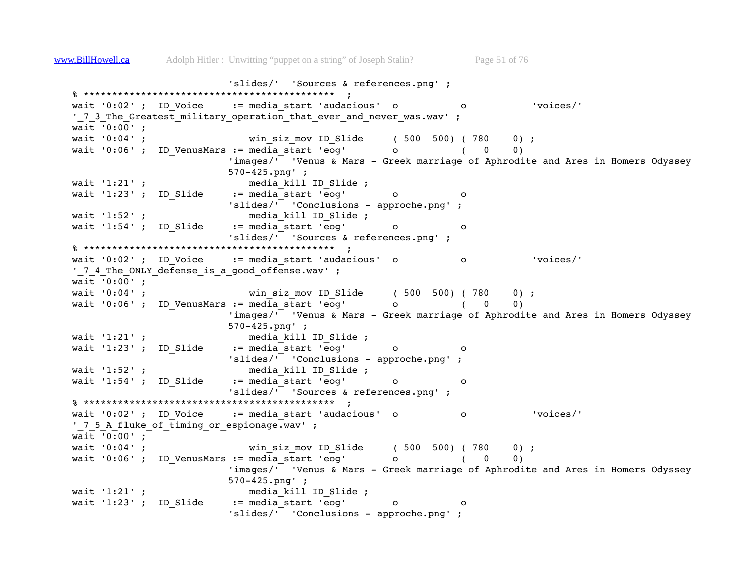```
                        'slides/'  'Sources & references.png' ;
% *******************************************  ;
wait '0:02' ;  ID_Voice     := media_start 'audacious'  o           o           'voices/'
'_7_3_The_Greatest_military_operation_that_ever_and_never_was.wav' ;
wait '0:00' ;
wait '0:04' ;                  win_siz_mov ID_Slide     ( 500  500) ( 780    0) ;
wait '0:06' ;  ID_VenusMars := media_start 'eog'        o           (   0    0)
                        'images/'  'Venus & Mars - Greek marriage of Aphrodite and Ares in Homers Odyssey
                        570-425.png' ;
wait '1:21' ;                  media_kill ID_Slide ;
wait '1:23' ;  ID_Slide     := media_start 'eog'        o           o
                        'slides/'  'Conclusions - approche.png' ;
wait '1:52' ;                  media_kill ID_Slide ;
wait '1:54' ;  ID_Slide     := media_start 'eog'        o           o
                        'slides/'  'Sources & references.png' ;
% *******************************************  ;
wait '0:02' ;  ID_Voice     := media_start 'audacious'  o           o           'voices/'
'_7_4_The_ONLY_defense_is_a_good_offense.wav' ;
wait '0:00' ;
wait '0:04' ;                  win_siz_mov ID_Slide     ( 500  500) ( 780    0) ;
wait '0:06' ;  ID_VenusMars := media_start 'eog'        o           (   0    0)
                        'images/'  'Venus & Mars - Greek marriage of Aphrodite and Ares in Homers Odyssey
                        570-425.png' ;
wait '1:21' ;                  media_kill ID_Slide ;
wait '1:23' ;  ID_Slide     := media_start 'eog'        o           o
                        'slides/'  'Conclusions - approche.png' ;
wait '1:52' ;                  media_kill ID_Slide ;
wait '1:54' ;  ID_Slide     := media_start 'eog'        o           o
                        'slides/'  'Sources & references.png' ;
% *******************************************  ;
wait '0:02' ;  ID_Voice     := media_start 'audacious'  o           o           'voices/'
'_7_5_A_fluke_of_timing_or_espionage.wav' ;
wait '0:00' ;
wait '0:04' ;                  win_siz_mov ID_Slide     ( 500  500) ( 780    0) ;
wait '0:06' ;  ID_VenusMars := media_start 'eog'        o           (   0    0)
                        'images/'  'Venus & Mars - Greek marriage of Aphrodite and Ares in Homers Odyssey
                        570-425.png' ;
wait '1:21' ;                  media_kill ID_Slide ;
wait '1:23' ;  ID_Slide     := media_start 'eog'        o           o
                        'slides/'  'Conclusions - approche.png' ;
```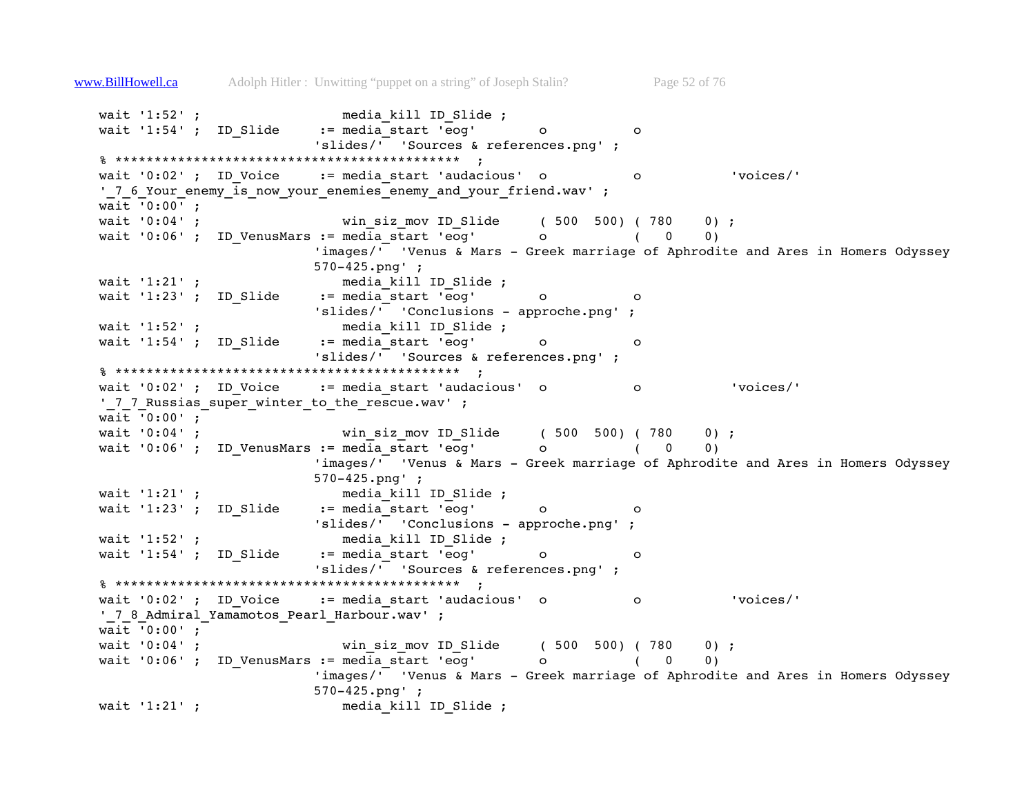```
wait '1:52' ;                  media_kill ID_Slide ;
wait '1:54' ;  ID_Slide     := media_start 'eog'        o           o
                            'slides/'  'Sources & references.png' ;
% ********************************************  ;
wait '0:02' ;  ID_Voice     := media_start 'audacious'  o           o           'voices/'
'_7_6_Your_enemy_is_now_your_enemies_enemy_and_your_friend.wav' ;
wait '0:00' ;
wait '0:04' ;                  win_siz_mov ID_Slide     ( 500  500) ( 780    0) ;
wait '0:06' ;  ID_VenusMars := media_start 'eog'        o           (   0    0)
                            'images/'  'Venus & Mars - Greek marriage of Aphrodite and Ares in Homers Odyssey
                            570-425.png' ;
wait '1:21' ;                  media_kill ID_Slide ;
wait '1:23' ;  ID_Slide     := media_start 'eog'        o           o
                            'slides/'  'Conclusions - approche.png' ;
wait '1:52' ;                  media_kill ID_Slide ;
wait '1:54' ;  ID_Slide     := media_start 'eog'        o           o
                            'slides/'  'Sources & references.png' ;
% ********************************************  ;
wait '0:02' ;  ID_Voice     := media_start 'audacious'  o           o           'voices/'
'_7_7_Russias_super_winter_to_the_rescue.wav' ;
wait '0:00' ;
wait '0:04' ;                  win_siz_mov ID_Slide     ( 500  500) ( 780    0) ;
wait '0:06' ;  ID_VenusMars := media_start 'eog'        o           (   0    0)
                            'images/'  'Venus & Mars - Greek marriage of Aphrodite and Ares in Homers Odyssey
                            570-425.png' ;
wait '1:21' ;                  media_kill ID_Slide ;
wait '1:23' ;  ID_Slide     := media_start 'eog'        o           o
                            'slides/'  'Conclusions - approche.png' ;
wait '1:52' ;                  media_kill ID_Slide ;
wait '1:54' ;  ID_Slide     := media_start 'eog'        o           o
                            'slides/'  'Sources & references.png' ;
% ********************************************  ;
wait '0:02' ;  ID_Voice     := media_start 'audacious'  o           o           'voices/'
'_7_8_Admiral_Yamamotos_Pearl_Harbour.wav' ;
wait '0:00' ;
wait '0:04' ;                  win_siz_mov ID_Slide     ( 500  500) ( 780    0) ;
wait '0:06' ;  ID_VenusMars := media_start 'eog'        o           (   0    0)
                            'images/'  'Venus & Mars - Greek marriage of Aphrodite and Ares in Homers Odyssey
                            570-425.png' ;
wait '1:21' ;                  media_kill ID_Slide ;
```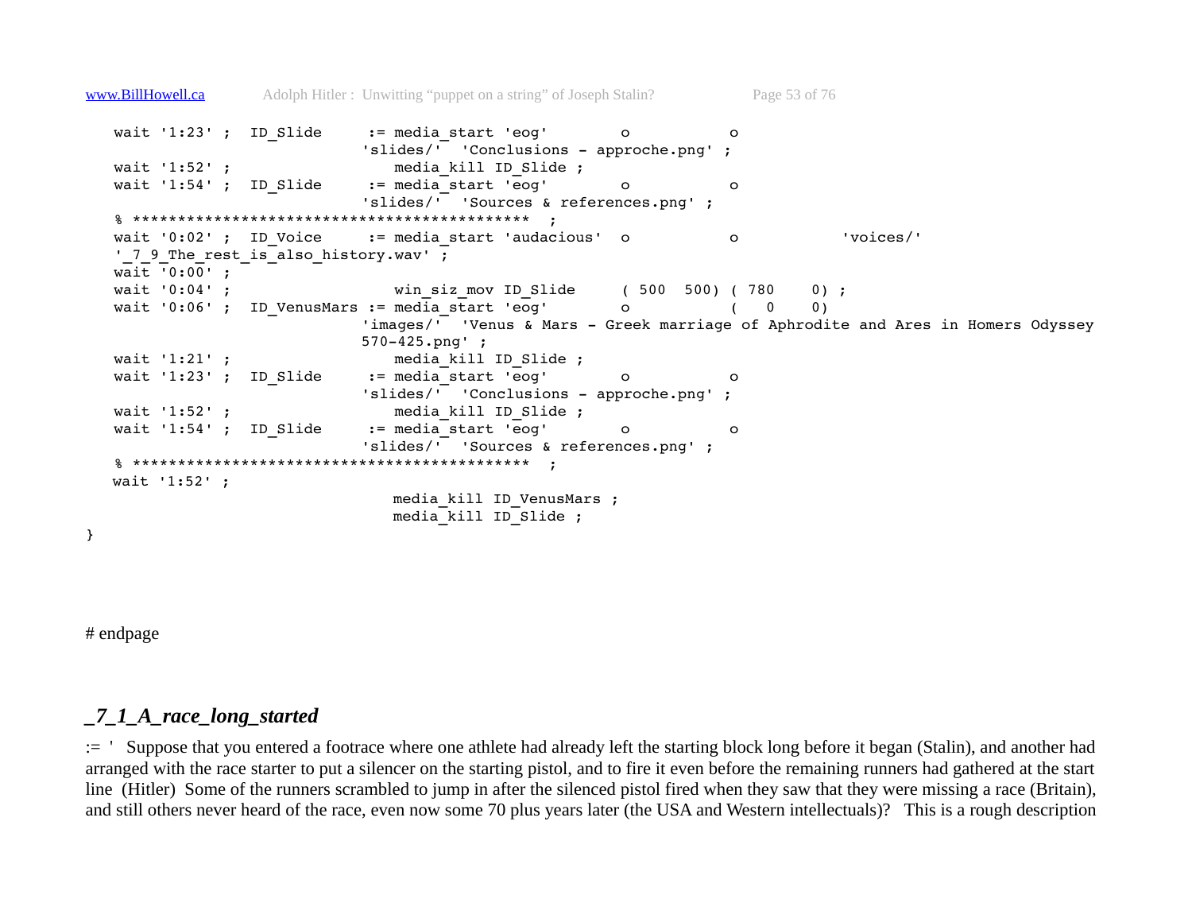```
   wait '1:23' ;  ID_Slide     := media_start 'eog'       o           o
                             'slides/'  'Conclusions - approche.png' ;
   wait '1:52' ;                 media_kill ID_Slide ;
   wait '1:54' ;  ID_Slide     := media_start 'eog'       o           o
                             'slides/'  'Sources & references.png' ;
   % ********************************************  ;
   wait '0:02' ;  ID_Voice     := media_start 'audacious'  o           o           'voices/'
   '_7_9_The_rest_is_also_history.wav' ;
   wait '0:00' ;
   wait '0:04' ;                 win_siz_mov ID_Slide     ( 500  500) ( 780    0) ;
   wait '0:06' ;  ID_VenusMars := media_start 'eog'       o           (   0    0)
                             'images/'  'Venus & Mars - Greek marriage of Aphrodite and Ares in Homers Odyssey
                             570-425.png' ;
   wait '1:21' ;                 media_kill ID_Slide ;
   wait '1:23' ;  ID_Slide     := media_start 'eog'       o           o
                             'slides/'  'Conclusions - approche.png' ;
   wait '1:52' ;                 media_kill ID_Slide ;
   wait '1:54' ;  ID_Slide     := media_start 'eog'       o           o
                             'slides/'  'Sources & references.png' ;
   % ********************************************  ;
   wait '1:52' ;
                                 media_kill ID_VenusMars ;
                                 media_kill ID_Slide ;
}
```

# endpage

## *_7_1_A_race_long_started*

:= '  Suppose that you entered a footrace where one athlete had already left the starting block long before it began (Stalin), and another had arranged with the race starter to put a silencer on the starting pistol, and to fire it even before the remaining runners had gathered at the start line  (Hitler)  Some of the runners scrambled to jump in after the silenced pistol fired when they saw that they were missing a race (Britain), and still others never heard of the race, even now some 70 plus years later (the USA and Western intellectuals)?   This is a rough description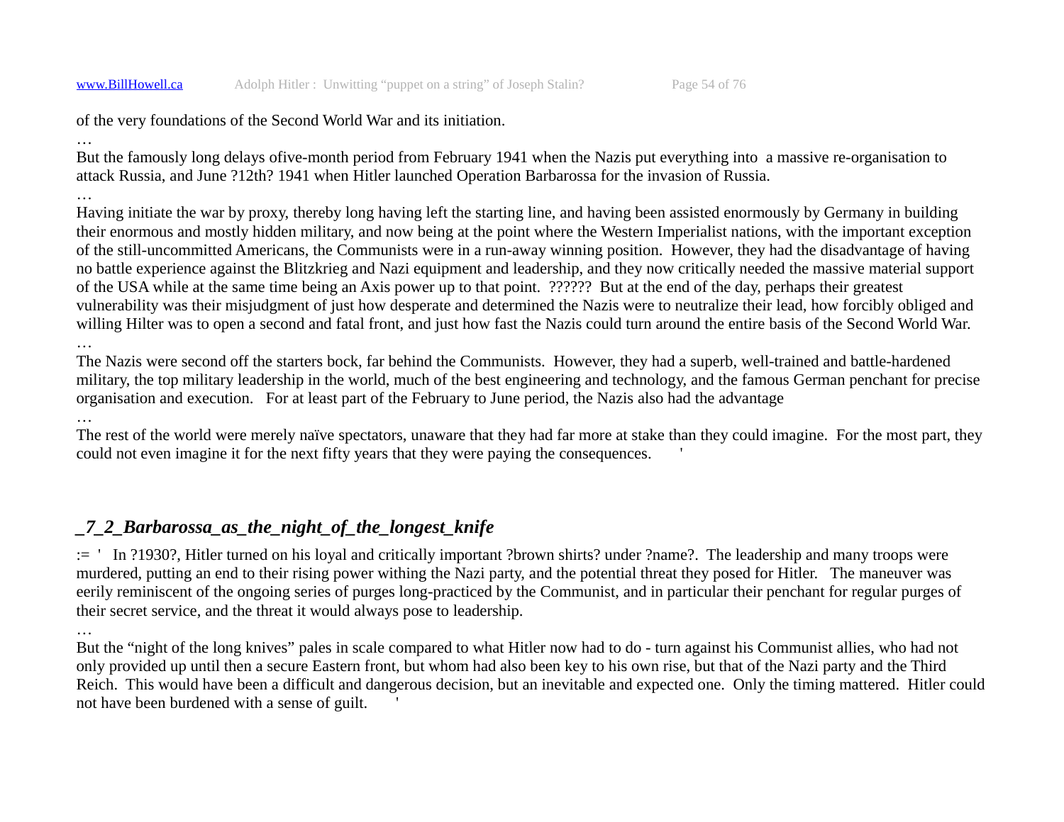of the very foundations of the Second World War and its initiation.

…

But the famously long delays ofive-month period from February 1941 when the Nazis put everything into a massive re-organisation to attack Russia, and June ?12th? 1941 when Hitler launched Operation Barbarossa for the invasion of Russia.

…

Having initiate the war by proxy, thereby long having left the starting line, and having been assisted enormously by Germany in building their enormous and mostly hidden military, and now being at the point where the Western Imperialist nations, with the important exception of the still-uncommitted Americans, the Communists were in a run-away winning position. However, they had the disadvantage of having no battle experience against the Blitzkrieg and Nazi equipment and leadership, and they now critically needed the massive material support of the USA while at the same time being an Axis power up to that point. ?????? But at the end of the day, perhaps their greatest vulnerability was their misjudgment of just how desperate and determined the Nazis were to neutralize their lead, how forcibly obliged and willing Hilter was to open a second and fatal front, and just how fast the Nazis could turn around the entire basis of the Second World War.

…

The Nazis were second off the starters bock, far behind the Communists. However, they had a superb, well-trained and battle-hardened military, the top military leadership in the world, much of the best engineering and technology, and the famous German penchant for precise organisation and execution. For at least part of the February to June period, the Nazis also had the advantage

…

The rest of the world were merely naïve spectators, unaware that they had far more at stake than they could imagine. For the most part, they could not even imagine it for the next fifty years that they were paying the consequences. '

## *_7_2_Barbarossa_as_the_night_of_the_longest_knife*

:= ' In ?1930?, Hitler turned on his loyal and critically important ?brown shirts? under ?name?. The leadership and many troops were murdered, putting an end to their rising power withing the Nazi party, and the potential threat they posed for Hitler. The maneuver was eerily reminiscent of the ongoing series of purges long-practiced by the Communist, and in particular their penchant for regular purges of their secret service, and the threat it would always pose to leadership.

…

But the "night of the long knives" pales in scale compared to what Hitler now had to do - turn against his Communist allies, who had not only provided up until then a secure Eastern front, but whom had also been key to his own rise, but that of the Nazi party and the Third Reich. This would have been a difficult and dangerous decision, but an inevitable and expected one. Only the timing mattered. Hitler could not have been burdened with a sense of guilt. '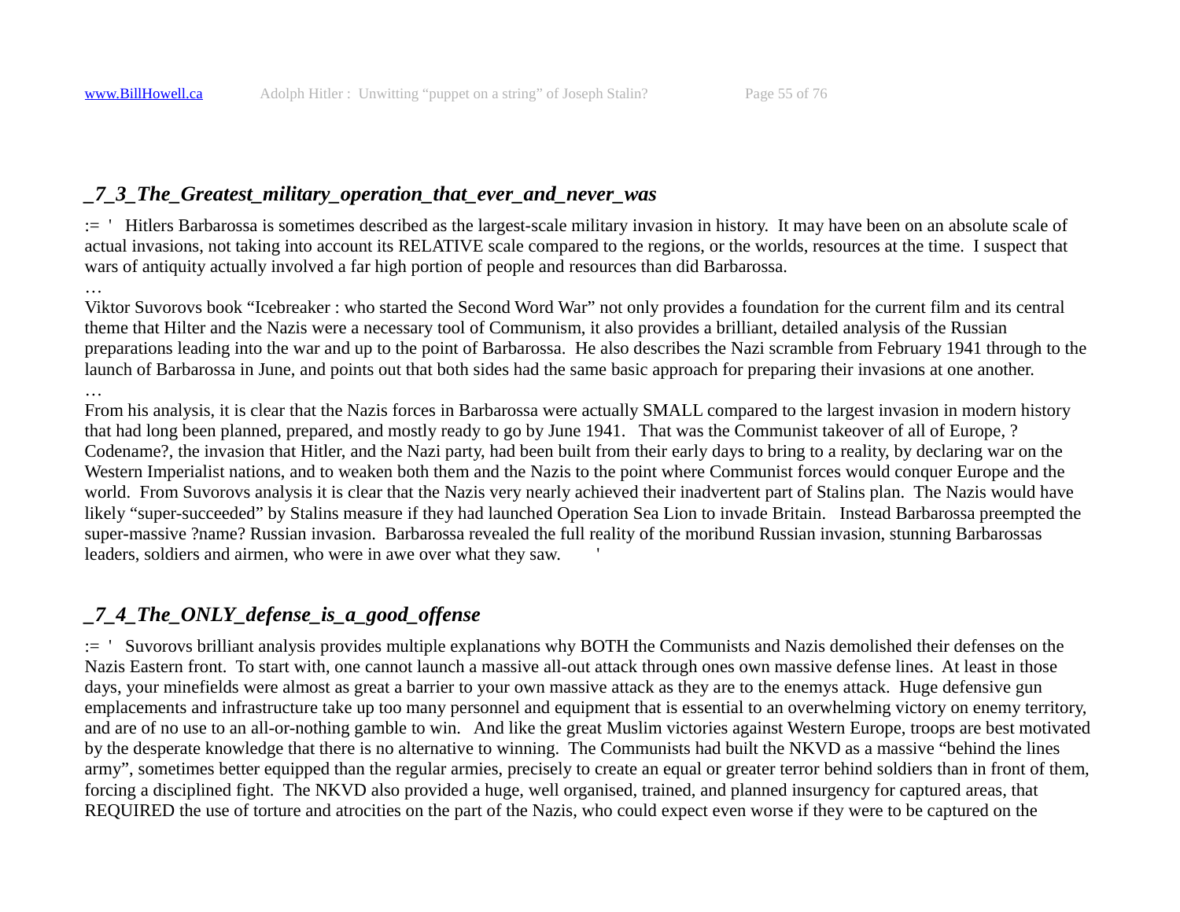### *_7_3_The_Greatest_military_operation_that_ever_and_never_was*

:= ' Hitlers Barbarossa is sometimes described as the largest-scale military invasion in history. It may have been on an absolute scale of actual invasions, not taking into account its RELATIVE scale compared to the regions, or the worlds, resources at the time. I suspect that wars of antiquity actually involved a far high portion of people and resources than did Barbarossa.

…

Viktor Suvorovs book "Icebreaker : who started the Second Word War" not only provides a foundation for the current film and its central theme that Hilter and the Nazis were a necessary tool of Communism, it also provides a brilliant, detailed analysis of the Russian preparations leading into the war and up to the point of Barbarossa. He also describes the Nazi scramble from February 1941 through to the launch of Barbarossa in June, and points out that both sides had the same basic approach for preparing their invasions at one another.

…

From his analysis, it is clear that the Nazis forces in Barbarossa were actually SMALL compared to the largest invasion in modern history that had long been planned, prepared, and mostly ready to go by June 1941. That was the Communist takeover of all of Europe, ?Codename?, the invasion that Hitler, and the Nazi party, had been built from their early days to bring to a reality, by declaring war on the Western Imperialist nations, and to weaken both them and the Nazis to the point where Communist forces would conquer Europe and the world. From Suvorovs analysis it is clear that the Nazis very nearly achieved their inadvertent part of Stalins plan. The Nazis would have likely "super-succeeded" by Stalins measure if they had launched Operation Sea Lion to invade Britain. Instead Barbarossa preempted the super-massive ?name? Russian invasion. Barbarossa revealed the full reality of the moribund Russian invasion, stunning Barbarossas leaders, soldiers and airmen, who were in awe over what they saw. '

### *_7_4_The_ONLY_defense_is_a_good_offense*

:= ' Suvorovs brilliant analysis provides multiple explanations why BOTH the Communists and Nazis demolished their defenses on the Nazis Eastern front. To start with, one cannot launch a massive all-out attack through ones own massive defense lines. At least in those days, your minefields were almost as great a barrier to your own massive attack as they are to the enemys attack. Huge defensive gun emplacements and infrastructure take up too many personnel and equipment that is essential to an overwhelming victory on enemy territory, and are of no use to an all-or-nothing gamble to win. And like the great Muslim victories against Western Europe, troops are best motivated by the desperate knowledge that there is no alternative to winning. The Communists had built the NKVD as a massive "behind the lines army", sometimes better equipped than the regular armies, precisely to create an equal or greater terror behind soldiers than in front of them, forcing a disciplined fight. The NKVD also provided a huge, well organised, trained, and planned insurgency for captured areas, that REQUIRED the use of torture and atrocities on the part of the Nazis, who could expect even worse if they were to be captured on the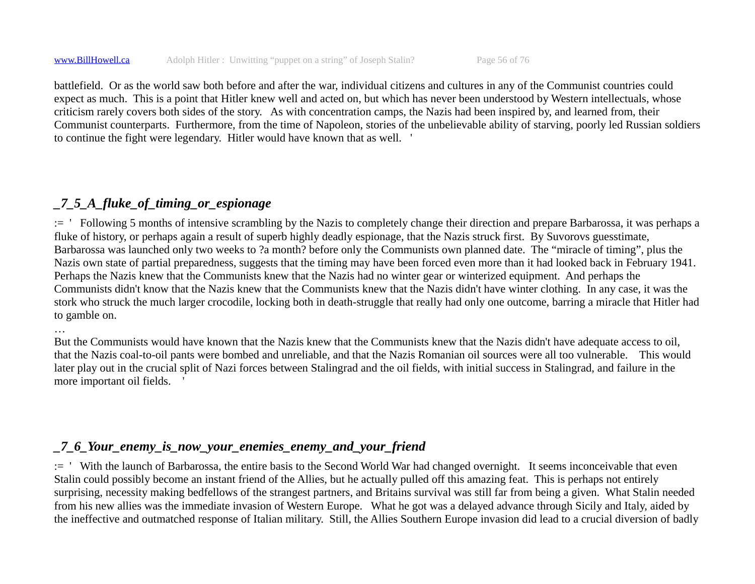battlefield. Or as the world saw both before and after the war, individual citizens and cultures in any of the Communist countries could expect as much. This is a point that Hitler knew well and acted on, but which has never been understood by Western intellectuals, whose criticism rarely covers both sides of the story. As with concentration camps, the Nazis had been inspired by, and learned from, their Communist counterparts. Furthermore, from the time of Napoleon, stories of the unbelievable ability of starving, poorly led Russian soldiers to continue the fight were legendary. Hitler would have known that as well. '

### _7_5_A_fluke_of_timing_or_espionage

:= ' Following 5 months of intensive scrambling by the Nazis to completely change their direction and prepare Barbarossa, it was perhaps a fluke of history, or perhaps again a result of superb highly deadly espionage, that the Nazis struck first. By Suvorovs guesstimate, Barbarossa was launched only two weeks to ?a month? before only the Communists own planned date. The "miracle of timing", plus the Nazis own state of partial preparedness, suggests that the timing may have been forced even more than it had looked back in February 1941. Perhaps the Nazis knew that the Communists knew that the Nazis had no winter gear or winterized equipment. And perhaps the Communists didn't know that the Nazis knew that the Communists knew that the Nazis didn't have winter clothing. In any case, it was the stork who struck the much larger crocodile, locking both in death-struggle that really had only one outcome, barring a miracle that Hitler had to gamble on.

…

But the Communists would have known that the Nazis knew that the Communists knew that the Nazis didn't have adequate access to oil, that the Nazis coal-to-oil pants were bombed and unreliable, and that the Nazis Romanian oil sources were all too vulnerable. This would later play out in the crucial split of Nazi forces between Stalingrad and the oil fields, with initial success in Stalingrad, and failure in the more important oil fields. '

### _7_6_Your_enemy_is_now_your_enemies_enemy_and_your_friend

:= ' With the launch of Barbarossa, the entire basis to the Second World War had changed overnight. It seems inconceivable that even Stalin could possibly become an instant friend of the Allies, but he actually pulled off this amazing feat. This is perhaps not entirely surprising, necessity making bedfellows of the strangest partners, and Britains survival was still far from being a given. What Stalin needed from his new allies was the immediate invasion of Western Europe. What he got was a delayed advance through Sicily and Italy, aided by the ineffective and outmatched response of Italian military. Still, the Allies Southern Europe invasion did lead to a crucial diversion of badly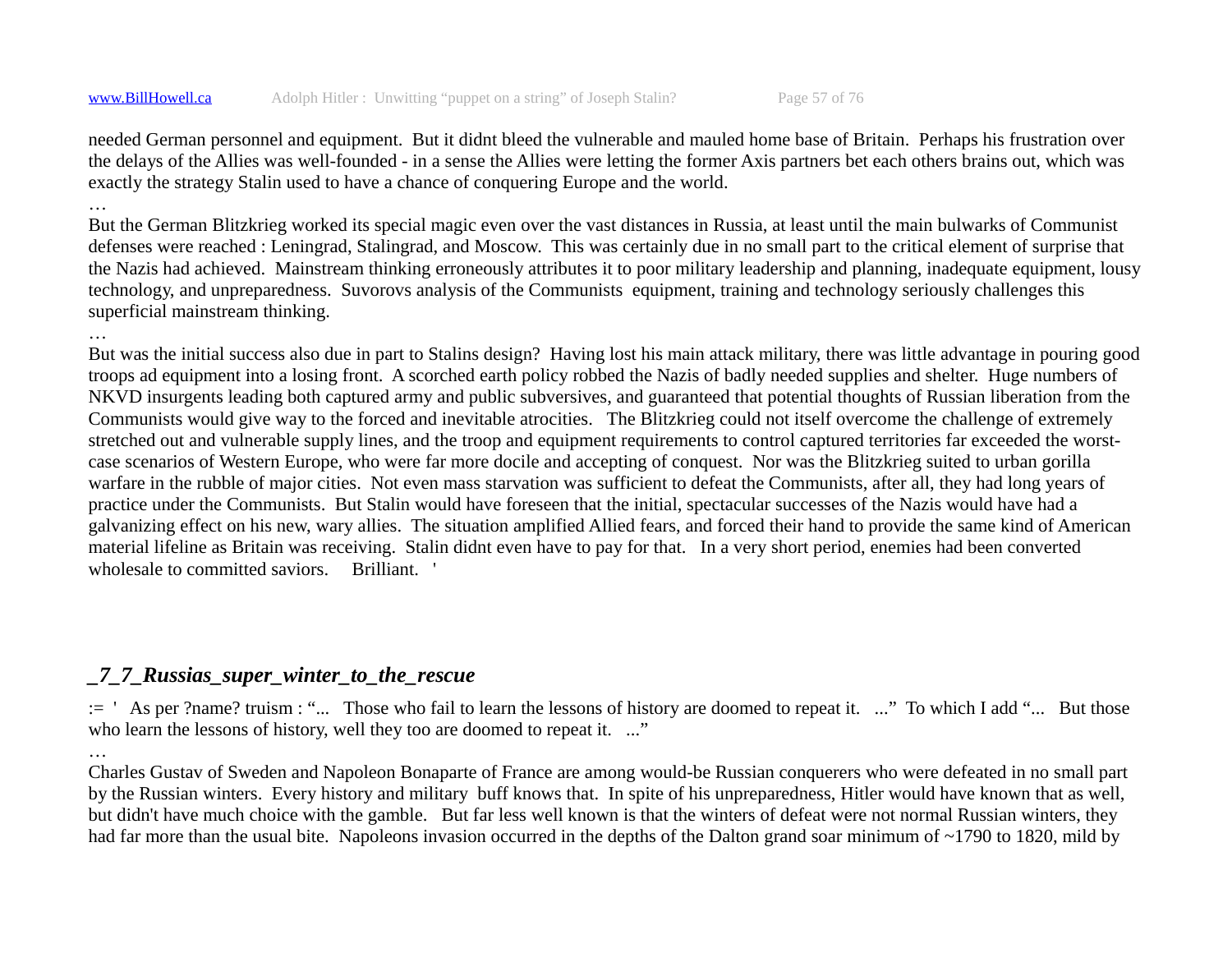needed German personnel and equipment.  But it didnt bleed the vulnerable and mauled home base of Britain.  Perhaps his frustration over the delays of the Allies was well-founded - in a sense the Allies were letting the former Axis partners bet each others brains out, which was exactly the strategy Stalin used to have a chance of conquering Europe and the world.

…

But the German Blitzkrieg worked its special magic even over the vast distances in Russia, at least until the main bulwarks of Communist defenses were reached : Leningrad, Stalingrad, and Moscow.  This was certainly due in no small part to the critical element of surprise that the Nazis had achieved.  Mainstream thinking erroneously attributes it to poor military leadership and planning, inadequate equipment, lousy technology, and unpreparedness.  Suvorovs analysis of the Communists  equipment, training and technology seriously challenges this superficial mainstream thinking.

…

But was the initial success also due in part to Stalins design?  Having lost his main attack military, there was little advantage in pouring good troops ad equipment into a losing front.  A scorched earth policy robbed the Nazis of badly needed supplies and shelter.  Huge numbers of NKVD insurgents leading both captured army and public subversives, and guaranteed that potential thoughts of Russian liberation from the Communists would give way to the forced and inevitable atrocities.   The Blitzkrieg could not itself overcome the challenge of extremely stretched out and vulnerable supply lines, and the troop and equipment requirements to control captured territories far exceeded the worst-case scenarios of Western Europe, who were far more docile and accepting of conquest.  Nor was the Blitzkrieg suited to urban gorilla warfare in the rubble of major cities.  Not even mass starvation was sufficient to defeat the Communists, after all, they had long years of practice under the Communists.  But Stalin would have foreseen that the initial, spectacular successes of the Nazis would have had a galvanizing effect on his new, wary allies.  The situation amplified Allied fears, and forced their hand to provide the same kind of American material lifeline as Britain was receiving.  Stalin didnt even have to pay for that.   In a very short period, enemies had been converted wholesale to committed saviors.     Brilliant.   '

### *_7_7_Russias_super_winter_to_the_rescue*

:=  '   As per ?name? truism : “...   Those who fail to learn the lessons of history are doomed to repeat it.   ...”  To which I add “...   But those who learn the lessons of history, well they too are doomed to repeat it.   ...”

…

Charles Gustav of Sweden and Napoleon Bonaparte of France are among would-be Russian conquerers who were defeated in no small part by the Russian winters.  Every history and military  buff knows that.  In spite of his unpreparedness, Hitler would have known that as well, but didn't have much choice with the gamble.   But far less well known is that the winters of defeat were not normal Russian winters, they had far more than the usual bite.  Napoleons invasion occurred in the depths of the Dalton grand soar minimum of ~1790 to 1820, mild by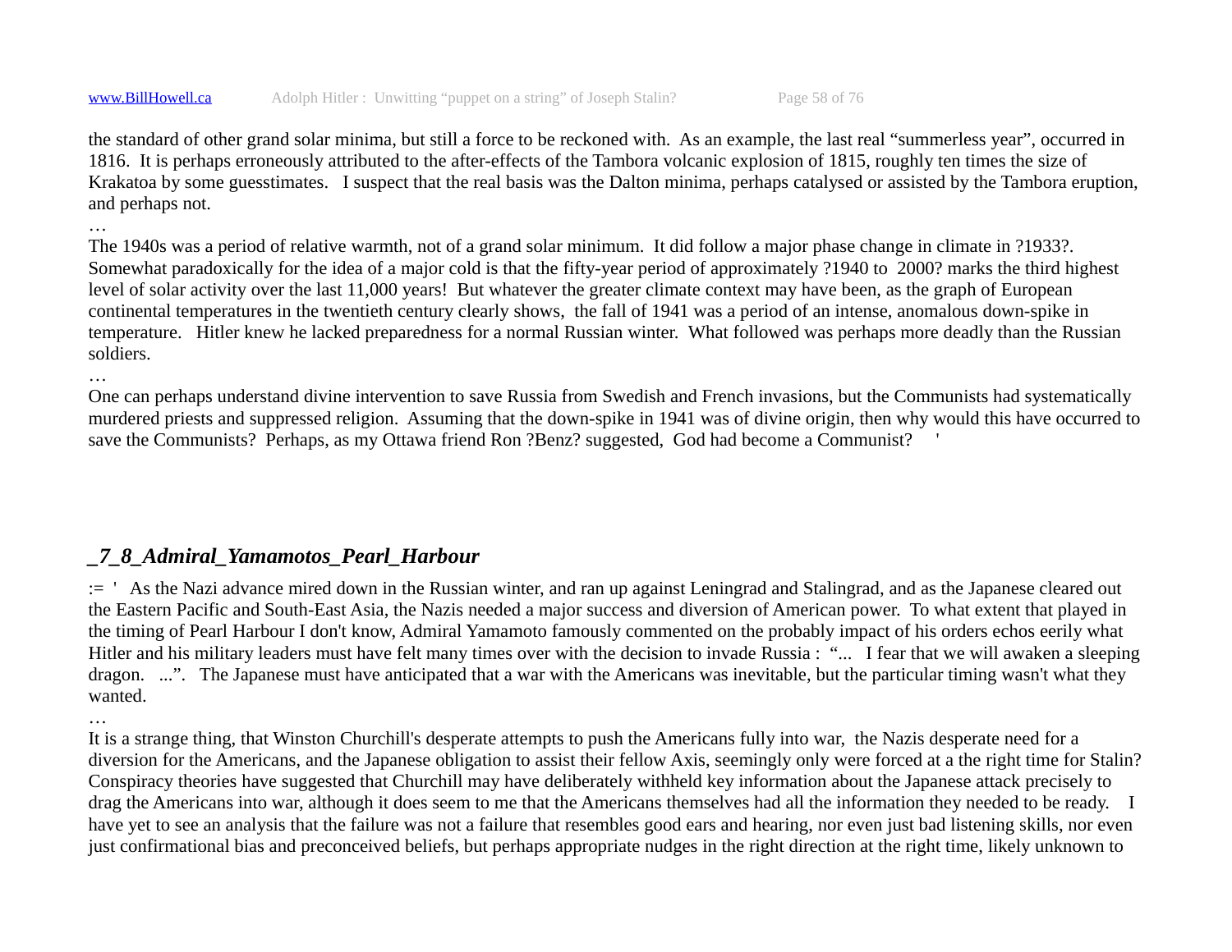the standard of other grand solar minima, but still a force to be reckoned with.  As an example, the last real "summerless year", occurred in 1816.  It is perhaps erroneously attributed to the after-effects of the Tambora volcanic explosion of 1815, roughly ten times the size of Krakatoa by some guesstimates.   I suspect that the real basis was the Dalton minima, perhaps catalysed or assisted by the Tambora eruption, and perhaps not.

…

The 1940s was a period of relative warmth, not of a grand solar minimum.  It did follow a major phase change in climate in ?1933?.  Somewhat paradoxically for the idea of a major cold is that the fifty-year period of approximately ?1940 to  2000? marks the third highest level of solar activity over the last 11,000 years!  But whatever the greater climate context may have been, as the graph of European continental temperatures in the twentieth century clearly shows,  the fall of 1941 was a period of an intense, anomalous down-spike in temperature.   Hitler knew he lacked preparedness for a normal Russian winter.  What followed was perhaps more deadly than the Russian soldiers.

…

One can perhaps understand divine intervention to save Russia from Swedish and French invasions, but the Communists had systematically murdered priests and suppressed religion.  Assuming that the down-spike in 1941 was of divine origin, then why would this have occurred to save the Communists?  Perhaps, as my Ottawa friend Ron ?Benz? suggested,  God had become a Communist?    '

### _7_8_Admiral_Yamamotos_Pearl_Harbour

:=  '   As the Nazi advance mired down in the Russian winter, and ran up against Leningrad and Stalingrad, and as the Japanese cleared out the Eastern Pacific and South-East Asia, the Nazis needed a major success and diversion of American power.  To what extent that played in the timing of Pearl Harbour I don't know, Admiral Yamamoto famously commented on the probably impact of his orders echos eerily what Hitler and his military leaders must have felt many times over with the decision to invade Russia :  "...   I fear that we will awaken a sleeping dragon.   ...".   The Japanese must have anticipated that a war with the Americans was inevitable, but the particular timing wasn't what they wanted.

…

It is a strange thing, that Winston Churchill's desperate attempts to push the Americans fully into war,  the Nazis desperate need for a diversion for the Americans, and the Japanese obligation to assist their fellow Axis, seemingly only were forced at a the right time for Stalin?  Conspiracy theories have suggested that Churchill may have deliberately withheld key information about the Japanese attack precisely to drag the Americans into war, although it does seem to me that the Americans themselves had all the information they needed to be ready.    I have yet to see an analysis that the failure was not a failure that resembles good ears and hearing, nor even just bad listening skills, nor even just confirmational bias and preconceived beliefs, but perhaps appropriate nudges in the right direction at the right time, likely unknown to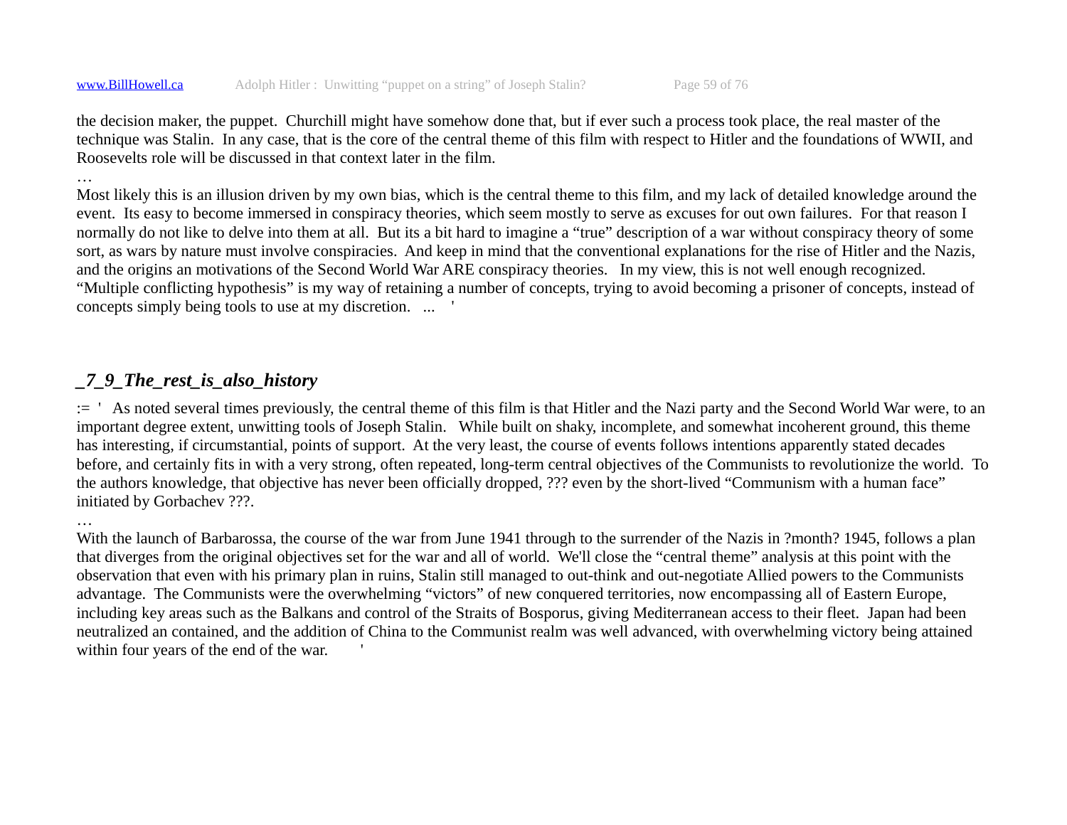the decision maker, the puppet. Churchill might have somehow done that, but if ever such a process took place, the real master of the technique was Stalin. In any case, that is the core of the central theme of this film with respect to Hitler and the foundations of WWII, and Roosevelts role will be discussed in that context later in the film.

…

Most likely this is an illusion driven by my own bias, which is the central theme to this film, and my lack of detailed knowledge around the event. Its easy to become immersed in conspiracy theories, which seem mostly to serve as excuses for out own failures. For that reason I normally do not like to delve into them at all. But its a bit hard to imagine a “true” description of a war without conspiracy theory of some sort, as wars by nature must involve conspiracies. And keep in mind that the conventional explanations for the rise of Hitler and the Nazis, and the origins an motivations of the Second World War ARE conspiracy theories. In my view, this is not well enough recognized. “Multiple conflicting hypothesis” is my way of retaining a number of concepts, trying to avoid becoming a prisoner of concepts, instead of concepts simply being tools to use at my discretion. ... '

## *_7_9_The_rest_is_also_history*

:= ' As noted several times previously, the central theme of this film is that Hitler and the Nazi party and the Second World War were, to an important degree extent, unwitting tools of Joseph Stalin. While built on shaky, incomplete, and somewhat incoherent ground, this theme has interesting, if circumstantial, points of support. At the very least, the course of events follows intentions apparently stated decades before, and certainly fits in with a very strong, often repeated, long-term central objectives of the Communists to revolutionize the world. To the authors knowledge, that objective has never been officially dropped, ??? even by the short-lived “Communism with a human face” initiated by Gorbachev ???.

…

With the launch of Barbarossa, the course of the war from June 1941 through to the surrender of the Nazis in ?month? 1945, follows a plan that diverges from the original objectives set for the war and all of world. We'll close the “central theme” analysis at this point with the observation that even with his primary plan in ruins, Stalin still managed to out-think and out-negotiate Allied powers to the Communists advantage. The Communists were the overwhelming “victors” of new conquered territories, now encompassing all of Eastern Europe, including key areas such as the Balkans and control of the Straits of Bosporus, giving Mediterranean access to their fleet. Japan had been neutralized an contained, and the addition of China to the Communist realm was well advanced, with overwhelming victory being attained within four years of the end of the war. '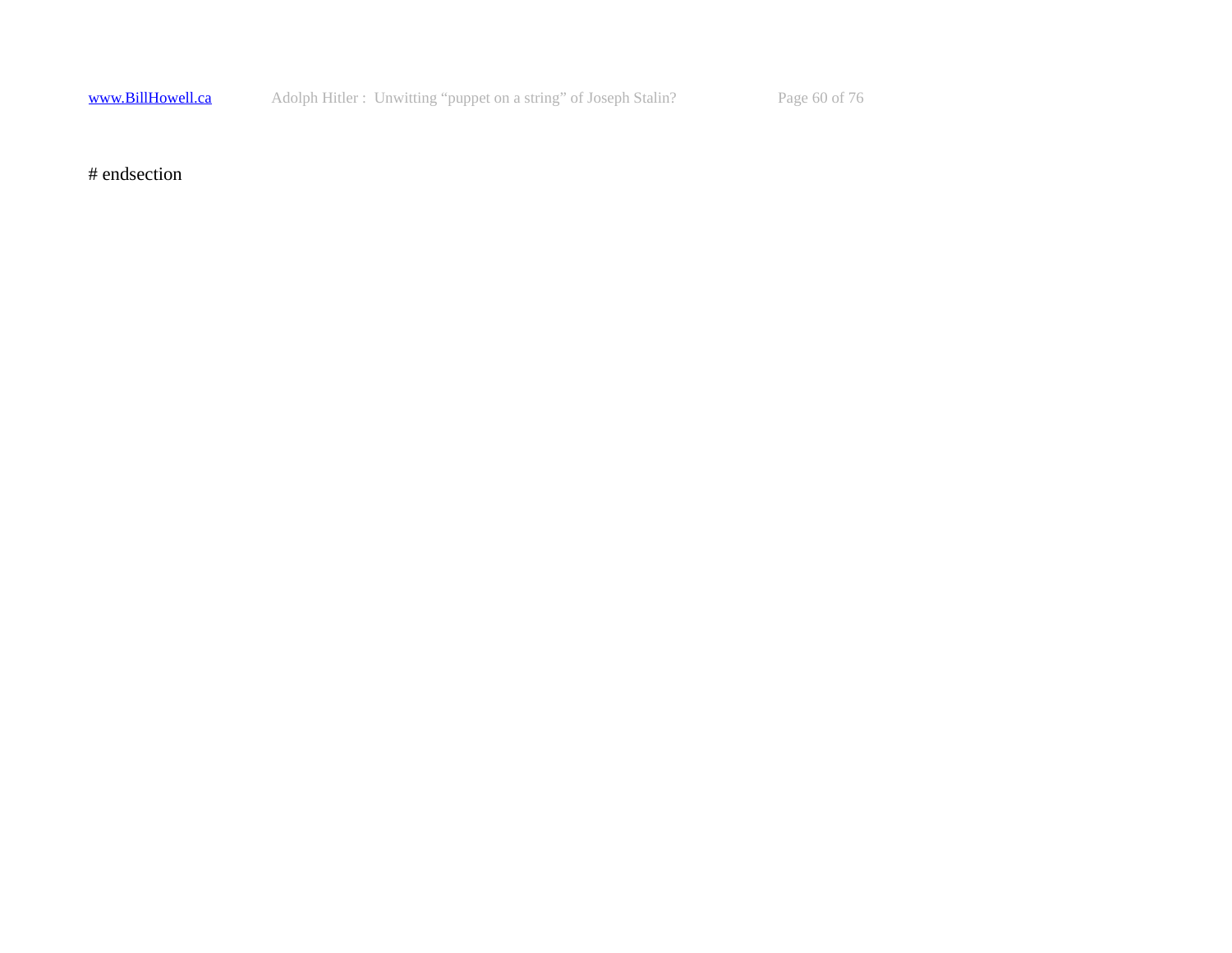# endsection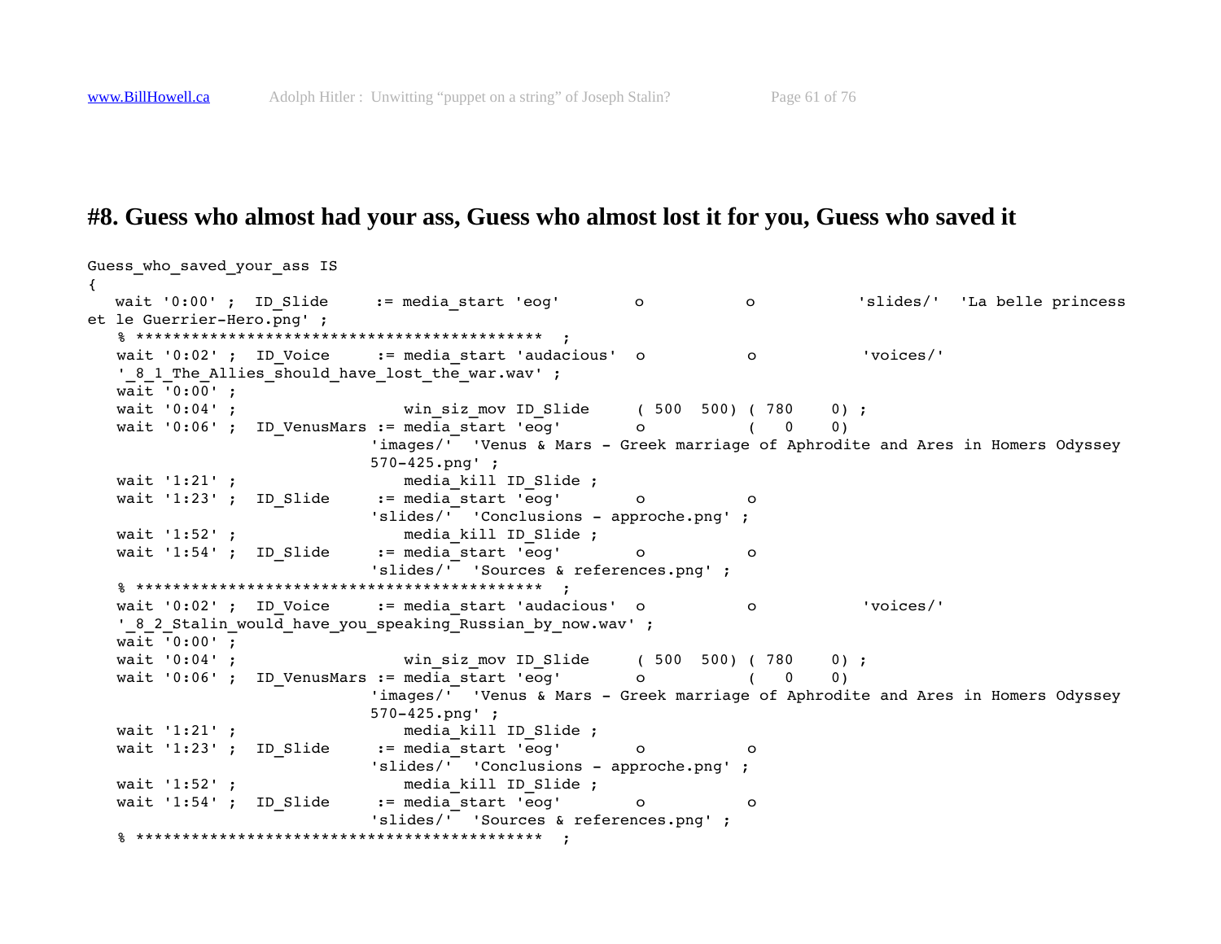## #8. Guess who almost had your ass, Guess who almost lost it for you, Guess who saved it

```
Guess_who_saved_your_ass IS
{
   wait '0:00' ;  ID_Slide     := media_start 'eog'        o           o           'slides/'  'La belle princess
et le Guerrier-Hero.png' ;
   % *******************************************  ;
   wait '0:02' ;  ID_Voice     := media_start 'audacious'  o           o           'voices/'
   '_8_1_The_Allies_should_have_lost_the_war.wav' ;
   wait '0:00' ;
   wait '0:04' ;                    win_siz_mov ID_Slide     ( 500  500) ( 780    0) ;
   wait '0:06' ;  ID_VenusMars := media_start 'eog'        o           (   0    0)
                              'images/'  'Venus & Mars - Greek marriage of Aphrodite and Ares in Homers Odyssey
                              570-425.png' ;
   wait '1:21' ;                    media_kill ID_Slide ;
   wait '1:23' ;  ID_Slide     := media_start 'eog'        o           o
                              'slides/'  'Conclusions - approche.png' ;
   wait '1:52' ;                    media_kill ID_Slide ;
   wait '1:54' ;  ID_Slide     := media_start 'eog'        o           o
                              'slides/'  'Sources & references.png' ;
   % *******************************************  ;
   wait '0:02' ;  ID_Voice     := media_start 'audacious'  o           o           'voices/'
   '_8_2_Stalin_would_have_you_speaking_Russian_by_now.wav' ;
   wait '0:00' ;
   wait '0:04' ;                    win_siz_mov ID_Slide     ( 500  500) ( 780    0) ;
   wait '0:06' ;  ID_VenusMars := media_start 'eog'        o           (   0    0)
                              'images/'  'Venus & Mars - Greek marriage of Aphrodite and Ares in Homers Odyssey
                              570-425.png' ;
   wait '1:21' ;                    media_kill ID_Slide ;
   wait '1:23' ;  ID_Slide     := media_start 'eog'        o           o
                              'slides/'  'Conclusions - approche.png' ;
   wait '1:52' ;                    media_kill ID_Slide ;
   wait '1:54' ;  ID_Slide     := media_start 'eog'        o           o
                              'slides/'  'Sources & references.png' ;
   % *******************************************  ;
```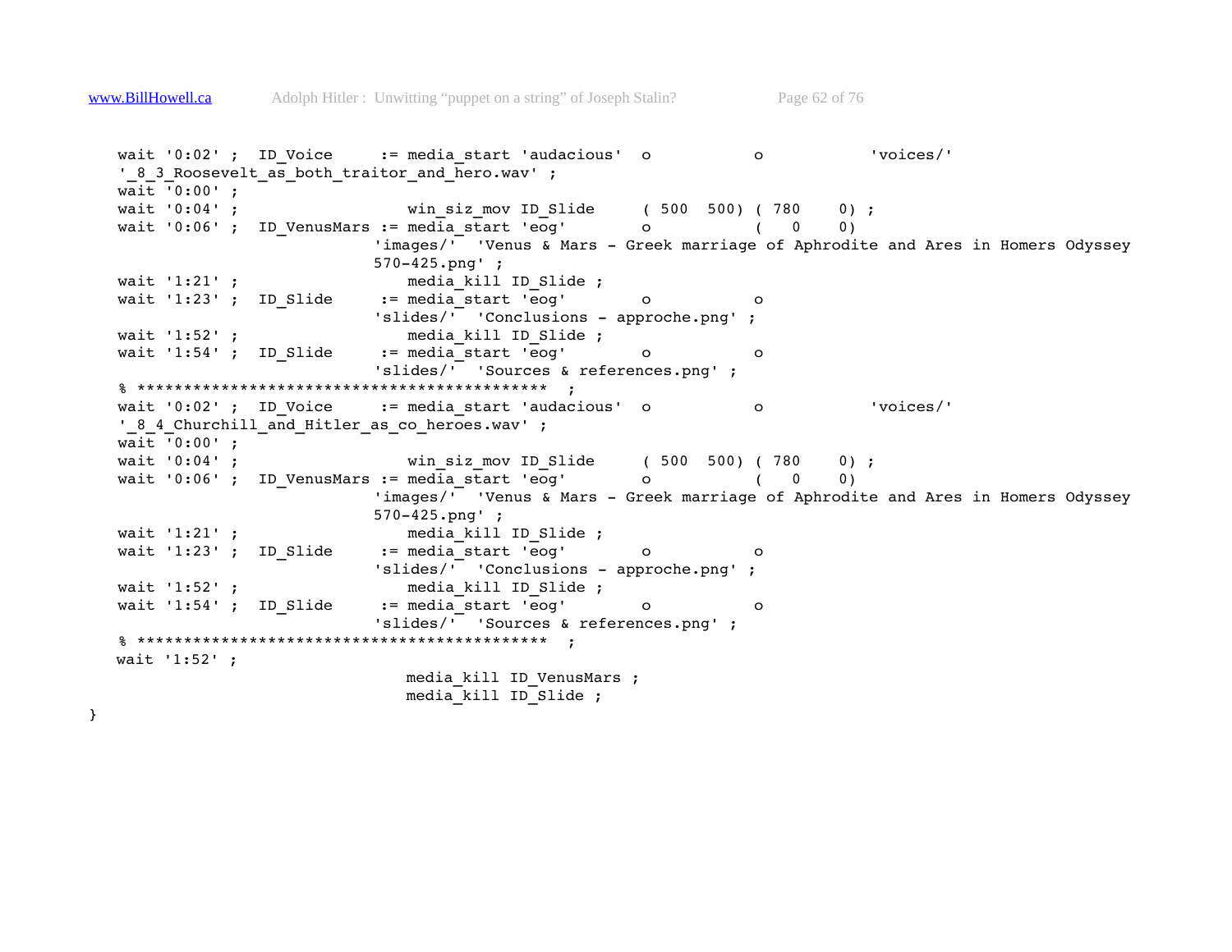```
   wait '0:02' ;  ID_Voice     := media_start 'audacious'  o           o           'voices/'
   '_8_3_Roosevelt_as_both_traitor_and_hero.wav' ;
   wait '0:00' ;
   wait '0:04' ;                  win_siz_mov ID_Slide     ( 500  500) ( 780    0) ;
   wait '0:06' ;  ID_VenusMars := media_start 'eog'        o           (   0    0)
                             'images/'  'Venus & Mars - Greek marriage of Aphrodite and Ares in Homers Odyssey
                             570-425.png' ;
   wait '1:21' ;                  media_kill ID_Slide ;
   wait '1:23' ;  ID_Slide     := media_start 'eog'        o           o
                             'slides/'  'Conclusions - approche.png' ;
   wait '1:52' ;                  media_kill ID_Slide ;
   wait '1:54' ;  ID_Slide     := media_start 'eog'        o           o
                             'slides/'  'Sources & references.png' ;
   % ******************************************  ;
   wait '0:02' ;  ID_Voice     := media_start 'audacious'  o           o           'voices/'
   '_8_4_Churchill_and_Hitler_as_co_heroes.wav' ;
   wait '0:00' ;
   wait '0:04' ;                  win_siz_mov ID_Slide     ( 500  500) ( 780    0) ;
   wait '0:06' ;  ID_VenusMars := media_start 'eog'        o           (   0    0)
                             'images/'  'Venus & Mars - Greek marriage of Aphrodite and Ares in Homers Odyssey
                             570-425.png' ;
   wait '1:21' ;                  media_kill ID_Slide ;
   wait '1:23' ;  ID_Slide     := media_start 'eog'        o           o
                             'slides/'  'Conclusions - approche.png' ;
   wait '1:52' ;                  media_kill ID_Slide ;
   wait '1:54' ;  ID_Slide     := media_start 'eog'        o           o
                             'slides/'  'Sources & references.png' ;
   % ******************************************  ;
   wait '1:52' ;
                                  media_kill ID_VenusMars ;
                                  media_kill ID_Slide ;
}
```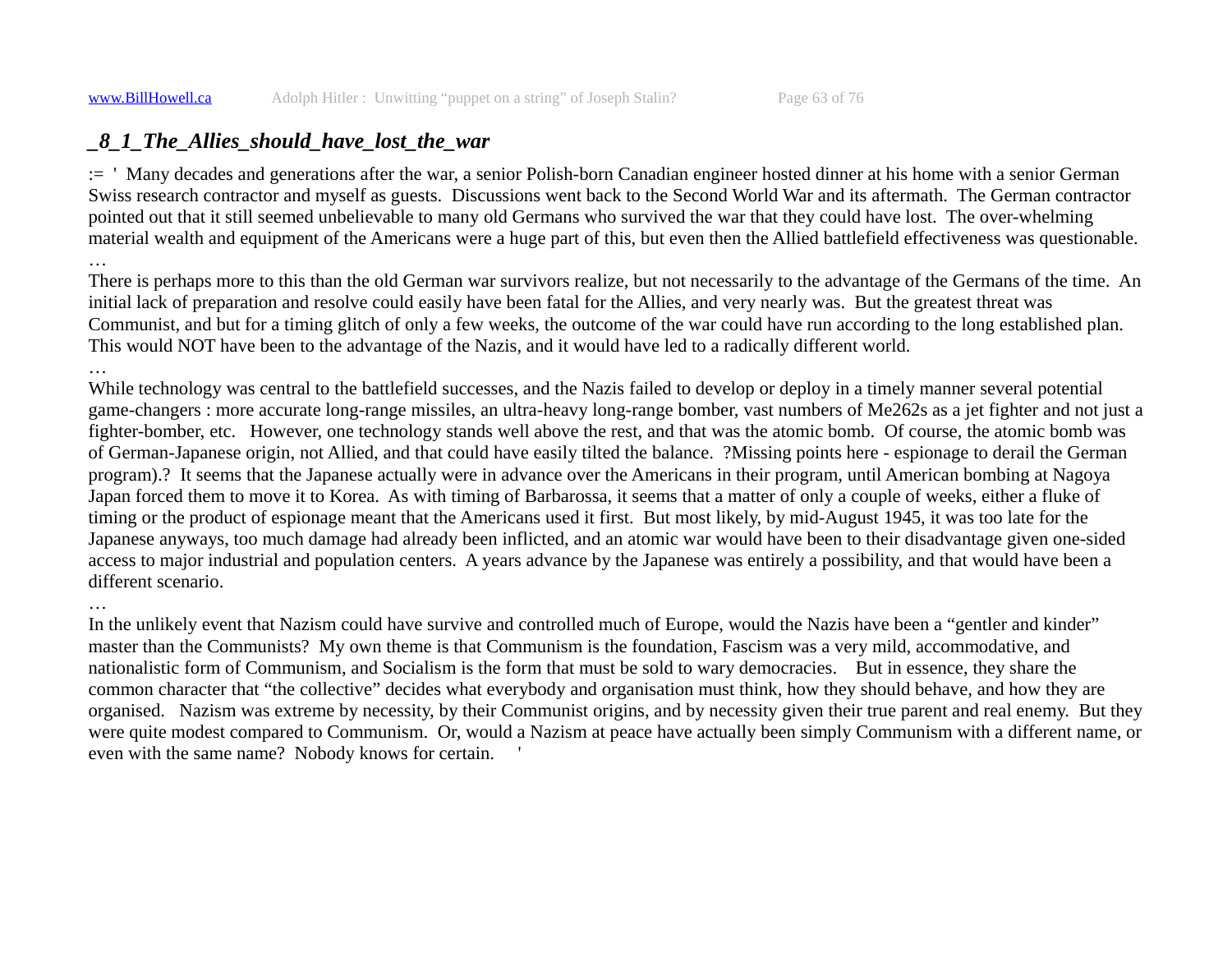## _8_1_The_Allies_should_have_lost_the_war

:= ' Many decades and generations after the war, a senior Polish-born Canadian engineer hosted dinner at his home with a senior German Swiss research contractor and myself as guests. Discussions went back to the Second World War and its aftermath. The German contractor pointed out that it still seemed unbelievable to many old Germans who survived the war that they could have lost. The over-whelming material wealth and equipment of the Americans were a huge part of this, but even then the Allied battlefield effectiveness was questionable.
…
There is perhaps more to this than the old German war survivors realize, but not necessarily to the advantage of the Germans of the time. An initial lack of preparation and resolve could easily have been fatal for the Allies, and very nearly was. But the greatest threat was Communist, and but for a timing glitch of only a few weeks, the outcome of the war could have run according to the long established plan. This would NOT have been to the advantage of the Nazis, and it would have led to a radically different world.
…
While technology was central to the battlefield successes, and the Nazis failed to develop or deploy in a timely manner several potential game-changers : more accurate long-range missiles, an ultra-heavy long-range bomber, vast numbers of Me262s as a jet fighter and not just a fighter-bomber, etc. However, one technology stands well above the rest, and that was the atomic bomb. Of course, the atomic bomb was of German-Japanese origin, not Allied, and that could have easily tilted the balance. ?Missing points here - espionage to derail the German program).? It seems that the Japanese actually were in advance over the Americans in their program, until American bombing at Nagoya Japan forced them to move it to Korea. As with timing of Barbarossa, it seems that a matter of only a couple of weeks, either a fluke of timing or the product of espionage meant that the Americans used it first. But most likely, by mid-August 1945, it was too late for the Japanese anyways, too much damage had already been inflicted, and an atomic war would have been to their disadvantage given one-sided access to major industrial and population centers. A years advance by the Japanese was entirely a possibility, and that would have been a different scenario.
…
In the unlikely event that Nazism could have survive and controlled much of Europe, would the Nazis have been a "gentler and kinder" master than the Communists? My own theme is that Communism is the foundation, Fascism was a very mild, accommodative, and nationalistic form of Communism, and Socialism is the form that must be sold to wary democracies. But in essence, they share the common character that "the collective" decides what everybody and organisation must think, how they should behave, and how they are organised. Nazism was extreme by necessity, by their Communist origins, and by necessity given their true parent and real enemy. But they were quite modest compared to Communism. Or, would a Nazism at peace have actually been simply Communism with a different name, or even with the same name? Nobody knows for certain. '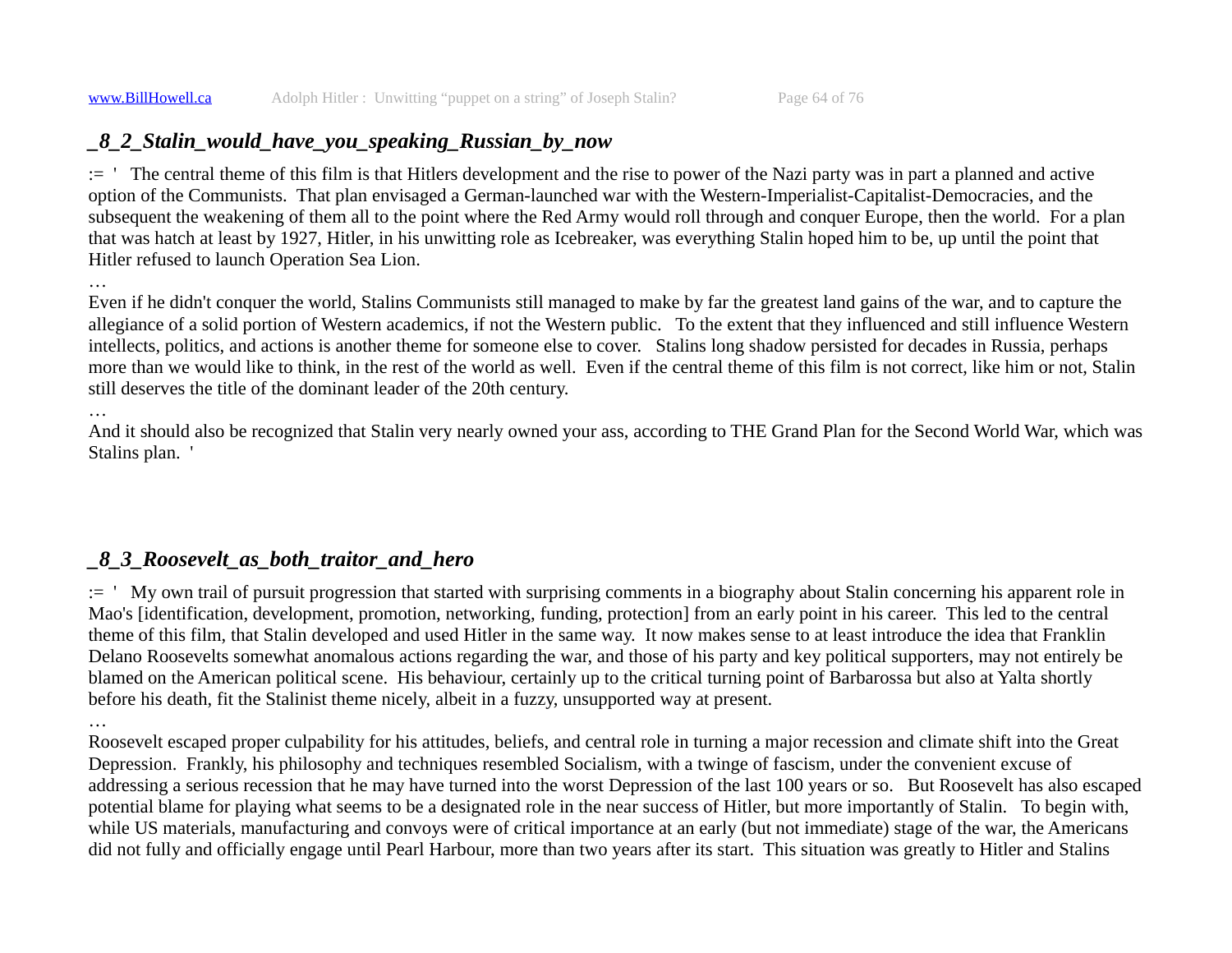## *_8_2_Stalin_would_have_you_speaking_Russian_by_now*

:= '  The central theme of this film is that Hitlers development and the rise to power of the Nazi party was in part a planned and active option of the Communists. That plan envisaged a German-launched war with the Western-Imperialist-Capitalist-Democracies, and the subsequent the weakening of them all to the point where the Red Army would roll through and conquer Europe, then the world. For a plan that was hatch at least by 1927, Hitler, in his unwitting role as Icebreaker, was everything Stalin hoped him to be, up until the point that Hitler refused to launch Operation Sea Lion.

…

Even if he didn't conquer the world, Stalins Communists still managed to make by far the greatest land gains of the war, and to capture the allegiance of a solid portion of Western academics, if not the Western public. To the extent that they influenced and still influence Western intellects, politics, and actions is another theme for someone else to cover. Stalins long shadow persisted for decades in Russia, perhaps more than we would like to think, in the rest of the world as well. Even if the central theme of this film is not correct, like him or not, Stalin still deserves the title of the dominant leader of the 20th century.

…

And it should also be recognized that Stalin very nearly owned your ass, according to THE Grand Plan for the Second World War, which was Stalins plan. '

## *_8_3_Roosevelt_as_both_traitor_and_hero*

:= '  My own trail of pursuit progression that started with surprising comments in a biography about Stalin concerning his apparent role in Mao's [identification, development, promotion, networking, funding, protection] from an early point in his career. This led to the central theme of this film, that Stalin developed and used Hitler in the same way. It now makes sense to at least introduce the idea that Franklin Delano Roosevelts somewhat anomalous actions regarding the war, and those of his party and key political supporters, may not entirely be blamed on the American political scene. His behaviour, certainly up to the critical turning point of Barbarossa but also at Yalta shortly before his death, fit the Stalinist theme nicely, albeit in a fuzzy, unsupported way at present.

…

Roosevelt escaped proper culpability for his attitudes, beliefs, and central role in turning a major recession and climate shift into the Great Depression. Frankly, his philosophy and techniques resembled Socialism, with a twinge of fascism, under the convenient excuse of addressing a serious recession that he may have turned into the worst Depression of the last 100 years or so. But Roosevelt has also escaped potential blame for playing what seems to be a designated role in the near success of Hitler, but more importantly of Stalin. To begin with, while US materials, manufacturing and convoys were of critical importance at an early (but not immediate) stage of the war, the Americans did not fully and officially engage until Pearl Harbour, more than two years after its start. This situation was greatly to Hitler and Stalins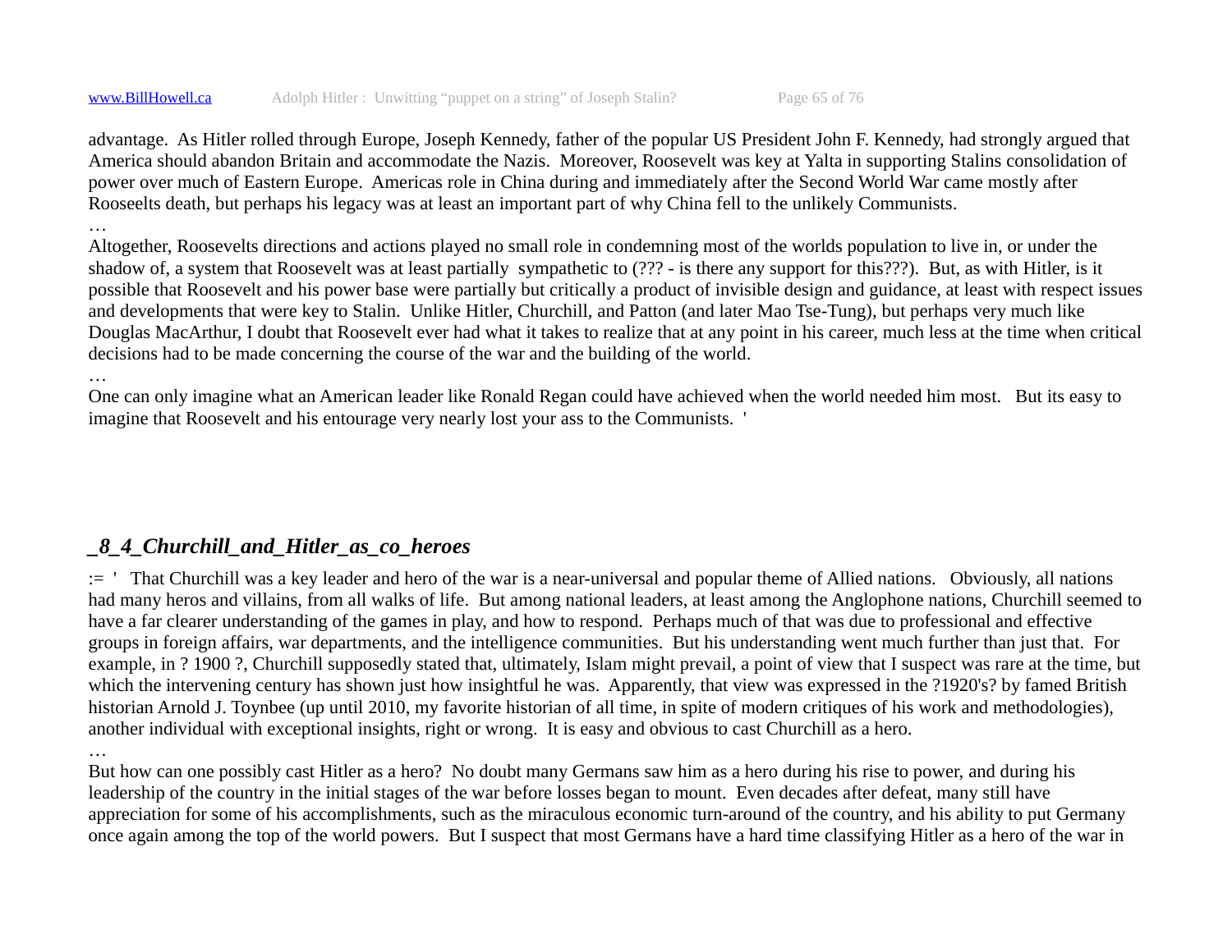advantage. As Hitler rolled through Europe, Joseph Kennedy, father of the popular US President John F. Kennedy, had strongly argued that America should abandon Britain and accommodate the Nazis. Moreover, Roosevelt was key at Yalta in supporting Stalins consolidation of power over much of Eastern Europe. Americas role in China during and immediately after the Second World War came mostly after Rooseelts death, but perhaps his legacy was at least an important part of why China fell to the unlikely Communists.

…

Altogether, Roosevelts directions and actions played no small role in condemning most of the worlds population to live in, or under the shadow of, a system that Roosevelt was at least partially sympathetic to (??? - is there any support for this???). But, as with Hitler, is it possible that Roosevelt and his power base were partially but critically a product of invisible design and guidance, at least with respect issues and developments that were key to Stalin. Unlike Hitler, Churchill, and Patton (and later Mao Tse-Tung), but perhaps very much like Douglas MacArthur, I doubt that Roosevelt ever had what it takes to realize that at any point in his career, much less at the time when critical decisions had to be made concerning the course of the war and the building of the world.

…

One can only imagine what an American leader like Ronald Regan could have achieved when the world needed him most. But its easy to imagine that Roosevelt and his entourage very nearly lost your ass to the Communists. '

## _8_4_Churchill_and_Hitler_as_co_heroes

:= ' That Churchill was a key leader and hero of the war is a near-universal and popular theme of Allied nations. Obviously, all nations had many heros and villains, from all walks of life. But among national leaders, at least among the Anglophone nations, Churchill seemed to have a far clearer understanding of the games in play, and how to respond. Perhaps much of that was due to professional and effective groups in foreign affairs, war departments, and the intelligence communities. But his understanding went much further than just that. For example, in ? 1900 ?, Churchill supposedly stated that, ultimately, Islam might prevail, a point of view that I suspect was rare at the time, but which the intervening century has shown just how insightful he was. Apparently, that view was expressed in the ?1920's? by famed British historian Arnold J. Toynbee (up until 2010, my favorite historian of all time, in spite of modern critiques of his work and methodologies), another individual with exceptional insights, right or wrong. It is easy and obvious to cast Churchill as a hero.

…

But how can one possibly cast Hitler as a hero? No doubt many Germans saw him as a hero during his rise to power, and during his leadership of the country in the initial stages of the war before losses began to mount. Even decades after defeat, many still have appreciation for some of his accomplishments, such as the miraculous economic turn-around of the country, and his ability to put Germany once again among the top of the world powers. But I suspect that most Germans have a hard time classifying Hitler as a hero of the war in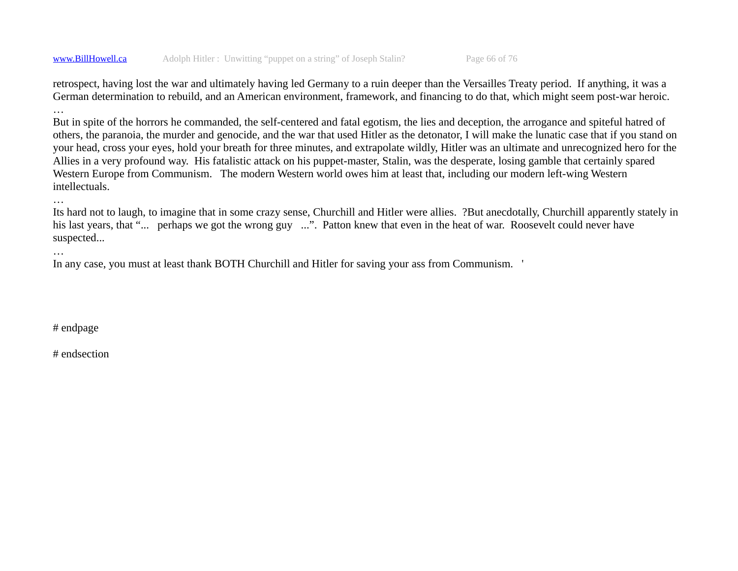retrospect, having lost the war and ultimately having led Germany to a ruin deeper than the Versailles Treaty period. If anything, it was a German determination to rebuild, and an American environment, framework, and financing to do that, which might seem post-war heroic.
…
But in spite of the horrors he commanded, the self-centered and fatal egotism, the lies and deception, the arrogance and spiteful hatred of others, the paranoia, the murder and genocide, and the war that used Hitler as the detonator, I will make the lunatic case that if you stand on your head, cross your eyes, hold your breath for three minutes, and extrapolate wildly, Hitler was an ultimate and unrecognized hero for the Allies in a very profound way. His fatalistic attack on his puppet-master, Stalin, was the desperate, losing gamble that certainly spared Western Europe from Communism. The modern Western world owes him at least that, including our modern left-wing Western intellectuals.
…
Its hard not to laugh, to imagine that in some crazy sense, Churchill and Hitler were allies. ?But anecdotally, Churchill apparently stately in his last years, that "... perhaps we got the wrong guy ...". Patton knew that even in the heat of war. Roosevelt could never have suspected...
…
In any case, you must at least thank BOTH Churchill and Hitler for saving your ass from Communism. '

# endpage

# endsection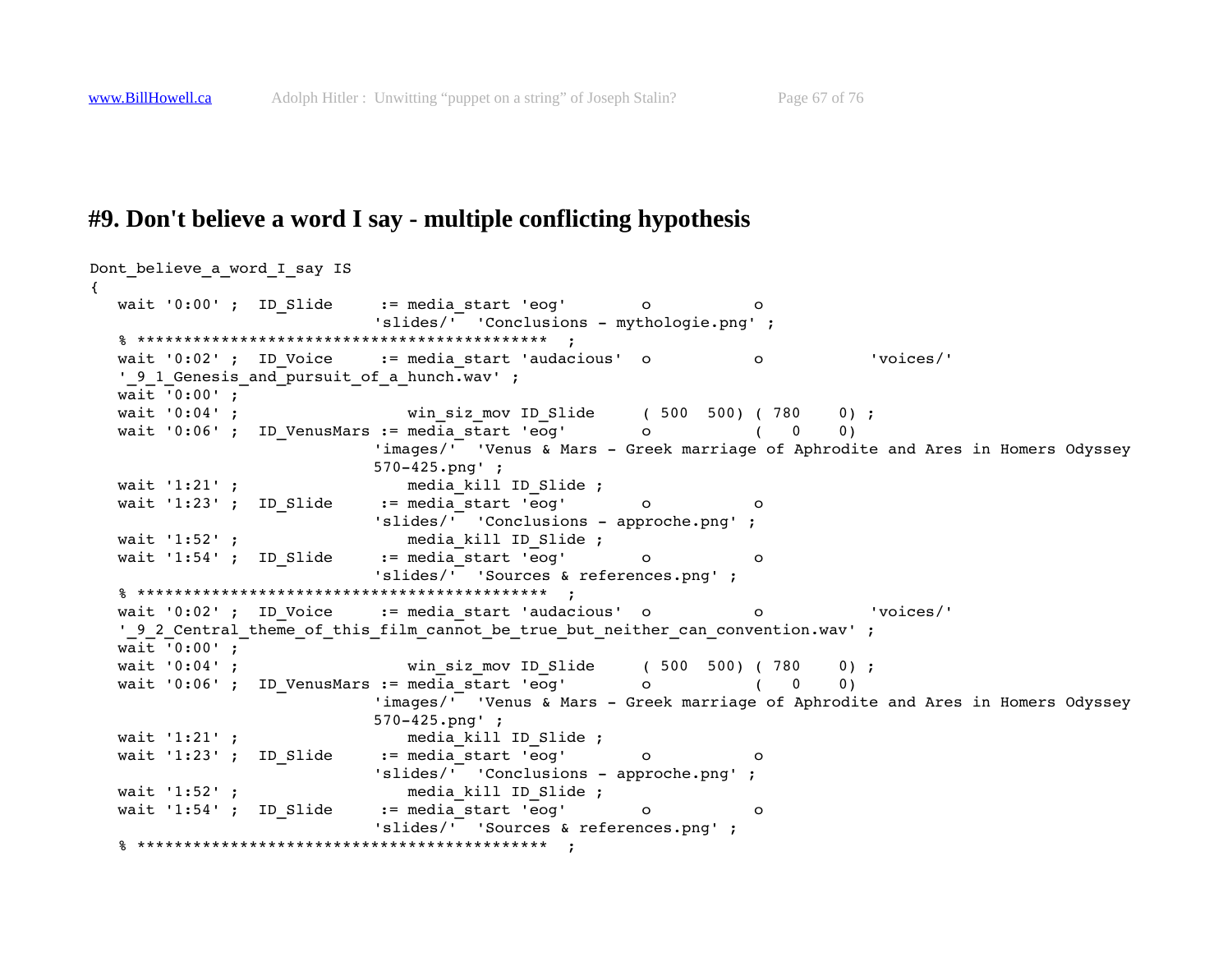# #9. Don't believe a word I say - multiple conflicting hypothesis

```
Dont_believe_a_word_I_say IS
{
   wait '0:00' ;  ID_Slide     := media_start 'eog'        o           o
                              'slides/'  'Conclusions - mythologie.png' ;
   % ********************************************  ;
   wait '0:02' ;  ID_Voice     := media_start 'audacious'  o           o           'voices/'
   '_9_1_Genesis_and_pursuit_of_a_hunch.wav' ;
   wait '0:00' ;
   wait '0:04' ;                  win_siz_mov ID_Slide     ( 500  500) ( 780    0) ;
   wait '0:06' ;  ID_VenusMars := media_start 'eog'        o           (   0    0)
                              'images/'  'Venus & Mars - Greek marriage of Aphrodite and Ares in Homers Odyssey
                              570-425.png' ;
   wait '1:21' ;                  media_kill ID_Slide ;
   wait '1:23' ;  ID_Slide     := media_start 'eog'        o           o
                              'slides/'  'Conclusions - approche.png' ;
   wait '1:52' ;                  media_kill ID_Slide ;
   wait '1:54' ;  ID_Slide     := media_start 'eog'        o           o
                              'slides/'  'Sources & references.png' ;
   % ********************************************  ;
   wait '0:02' ;  ID_Voice     := media_start 'audacious'  o           o           'voices/'
   '_9_2_Central_theme_of_this_film_cannot_be_true_but_neither_can_convention.wav' ;
   wait '0:00' ;
   wait '0:04' ;                  win_siz_mov ID_Slide     ( 500  500) ( 780    0) ;
   wait '0:06' ;  ID_VenusMars := media_start 'eog'        o           (   0    0)
                              'images/'  'Venus & Mars - Greek marriage of Aphrodite and Ares in Homers Odyssey
                              570-425.png' ;
   wait '1:21' ;                  media_kill ID_Slide ;
   wait '1:23' ;  ID_Slide     := media_start 'eog'        o           o
                              'slides/'  'Conclusions - approche.png' ;
   wait '1:52' ;                  media_kill ID_Slide ;
   wait '1:54' ;  ID_Slide     := media_start 'eog'        o           o
                              'slides/'  'Sources & references.png' ;
   % ********************************************  ;
```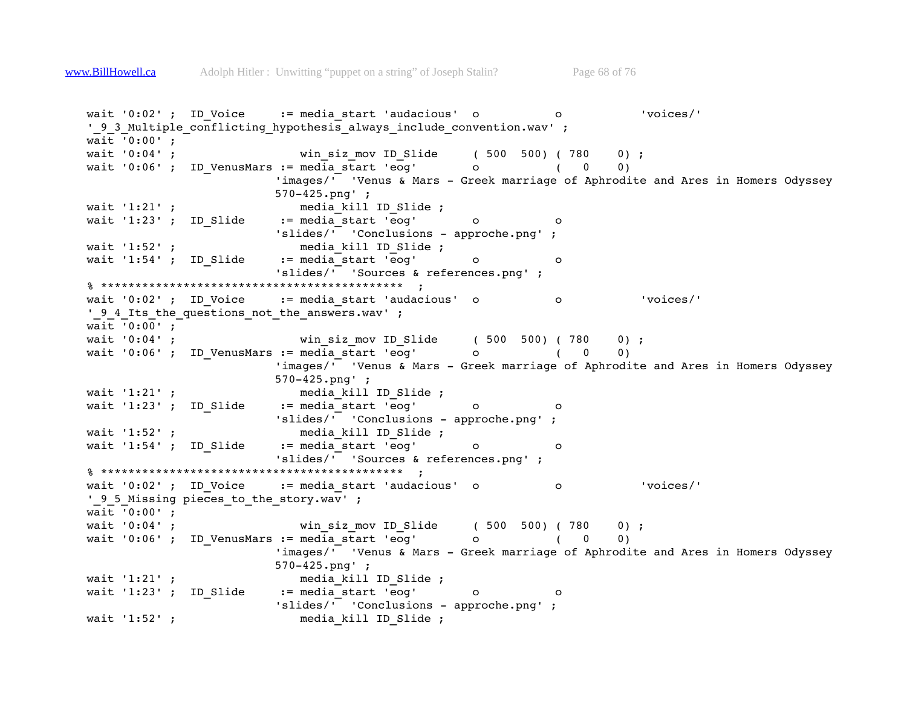```
wait '0:02' ;  ID_Voice     := media_start 'audacious'  o           o           'voices/'
'_9_3_Multiple_conflicting_hypothesis_always_include_convention.wav' ;
wait '0:00' ;
wait '0:04' ;                  win_siz_mov ID_Slide     ( 500  500) ( 780    0) ;
wait '0:06' ;  ID_VenusMars := media_start 'eog'        o           (   0    0)
                         'images/'  'Venus & Mars - Greek marriage of Aphrodite and Ares in Homers Odyssey
                         570-425.png' ;
wait '1:21' ;                  media_kill ID_Slide ;
wait '1:23' ;  ID_Slide     := media_start 'eog'        o           o
                         'slides/'  'Conclusions - approche.png' ;
wait '1:52' ;                  media_kill ID_Slide ;
wait '1:54' ;  ID_Slide     := media_start 'eog'        o           o
                         'slides/'  'Sources & references.png' ;
% ********************************************  ;
wait '0:02' ;  ID_Voice     := media_start 'audacious'  o           o           'voices/'
'_9_4_Its_the_questions_not_the_answers.wav' ;
wait '0:00' ;
wait '0:04' ;                  win_siz_mov ID_Slide     ( 500  500) ( 780    0) ;
wait '0:06' ;  ID_VenusMars := media_start 'eog'        o           (   0    0)
                         'images/'  'Venus & Mars - Greek marriage of Aphrodite and Ares in Homers Odyssey
                         570-425.png' ;
wait '1:21' ;                  media_kill ID_Slide ;
wait '1:23' ;  ID_Slide     := media_start 'eog'        o           o
                         'slides/'  'Conclusions - approche.png' ;
wait '1:52' ;                  media_kill ID_Slide ;
wait '1:54' ;  ID_Slide     := media_start 'eog'        o           o
                         'slides/'  'Sources & references.png' ;
% ********************************************  ;
wait '0:02' ;  ID_Voice     := media_start 'audacious'  o           o           'voices/'
'_9_5_Missing pieces_to_the_story.wav' ;
wait '0:00' ;
wait '0:04' ;                  win_siz_mov ID_Slide     ( 500  500) ( 780    0) ;
wait '0:06' ;  ID_VenusMars := media_start 'eog'        o           (   0    0)
                         'images/'  'Venus & Mars - Greek marriage of Aphrodite and Ares in Homers Odyssey
                         570-425.png' ;
wait '1:21' ;                  media_kill ID_Slide ;
wait '1:23' ;  ID_Slide     := media_start 'eog'        o           o
                         'slides/'  'Conclusions - approche.png' ;
wait '1:52' ;                  media_kill ID_Slide ;
```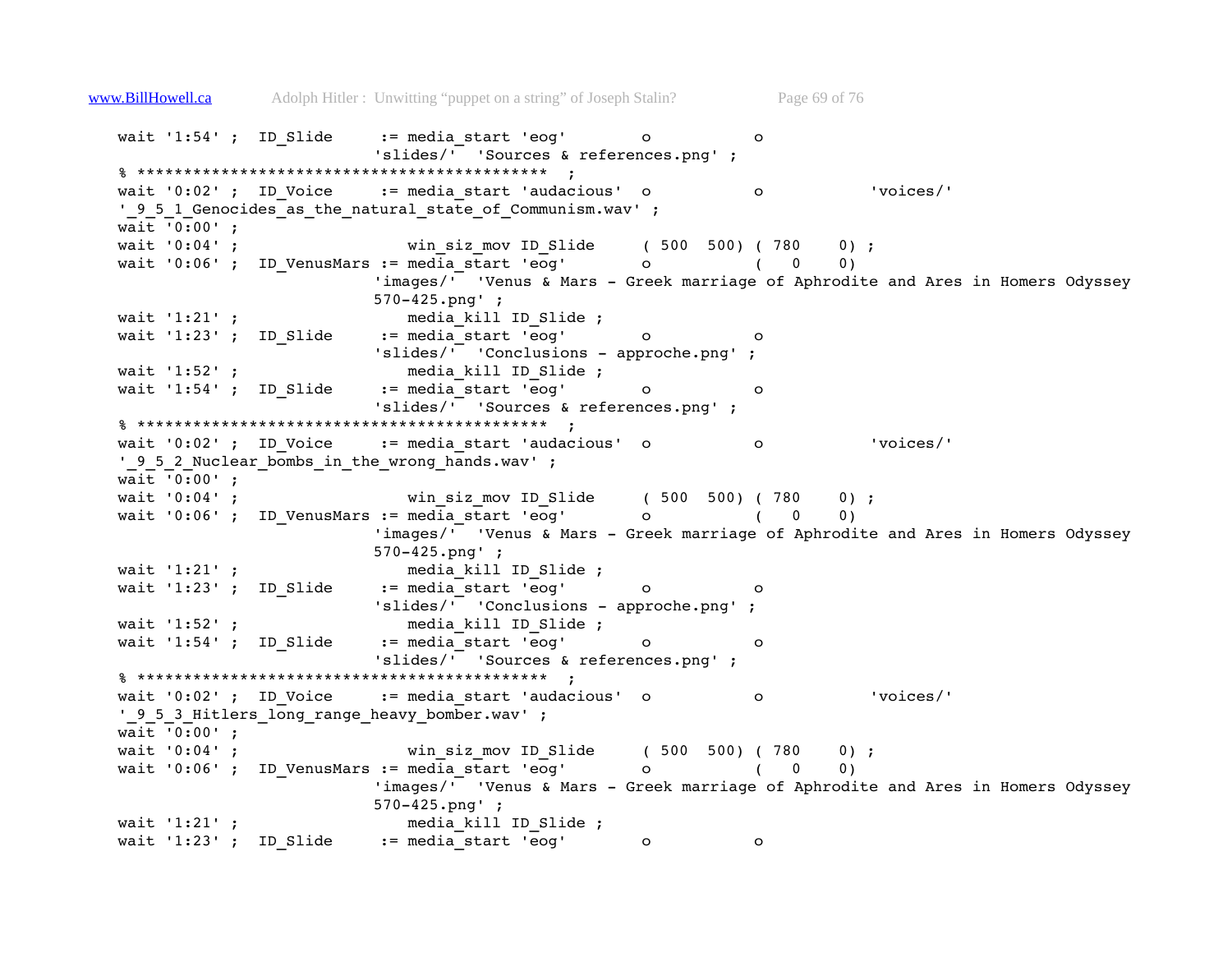```
wait '1:54' ;  ID_Slide     := media_start 'eog'        o           o
                           'slides/'  'Sources & references.png' ;
% *********************************************  ;
wait '0:02' ;  ID_Voice     := media_start 'audacious'  o           o           'voices/'
'_9_5_1_Genocides_as_the_natural_state_of_Communism.wav' ;
wait '0:00' ;
wait '0:04' ;                  win_siz_mov ID_Slide     ( 500  500) ( 780    0) ;
wait '0:06' ;  ID_VenusMars := media_start 'eog'        o           (   0    0)
                           'images/'  'Venus & Mars - Greek marriage of Aphrodite and Ares in Homers Odyssey
                           570-425.png' ;
wait '1:21' ;                  media_kill ID_Slide ;
wait '1:23' ;  ID_Slide     := media_start 'eog'        o           o
                           'slides/'  'Conclusions - approche.png' ;
wait '1:52' ;                  media_kill ID_Slide ;
wait '1:54' ;  ID_Slide     := media_start 'eog'        o           o
                           'slides/'  'Sources & references.png' ;
% *********************************************  ;
wait '0:02' ;  ID_Voice     := media_start 'audacious'  o           o           'voices/'
'_9_5_2_Nuclear_bombs_in_the_wrong_hands.wav' ;
wait '0:00' ;
wait '0:04' ;                  win_siz_mov ID_Slide     ( 500  500) ( 780    0) ;
wait '0:06' ;  ID_VenusMars := media_start 'eog'        o           (   0    0)
                           'images/'  'Venus & Mars - Greek marriage of Aphrodite and Ares in Homers Odyssey
                           570-425.png' ;
wait '1:21' ;                  media_kill ID_Slide ;
wait '1:23' ;  ID_Slide     := media_start 'eog'        o           o
                           'slides/'  'Conclusions - approche.png' ;
wait '1:52' ;                  media_kill ID_Slide ;
wait '1:54' ;  ID_Slide     := media_start 'eog'        o           o
                           'slides/'  'Sources & references.png' ;
% *********************************************  ;
wait '0:02' ;  ID_Voice     := media_start 'audacious'  o           o           'voices/'
'_9_5_3_Hitlers_long_range_heavy_bomber.wav' ;
wait '0:00' ;
wait '0:04' ;                  win_siz_mov ID_Slide     ( 500  500) ( 780    0) ;
wait '0:06' ;  ID_VenusMars := media_start 'eog'        o           (   0    0)
                           'images/'  'Venus & Mars - Greek marriage of Aphrodite and Ares in Homers Odyssey
                           570-425.png' ;
wait '1:21' ;                  media_kill ID_Slide ;
wait '1:23' ;  ID_Slide     := media_start 'eog'        o           o
```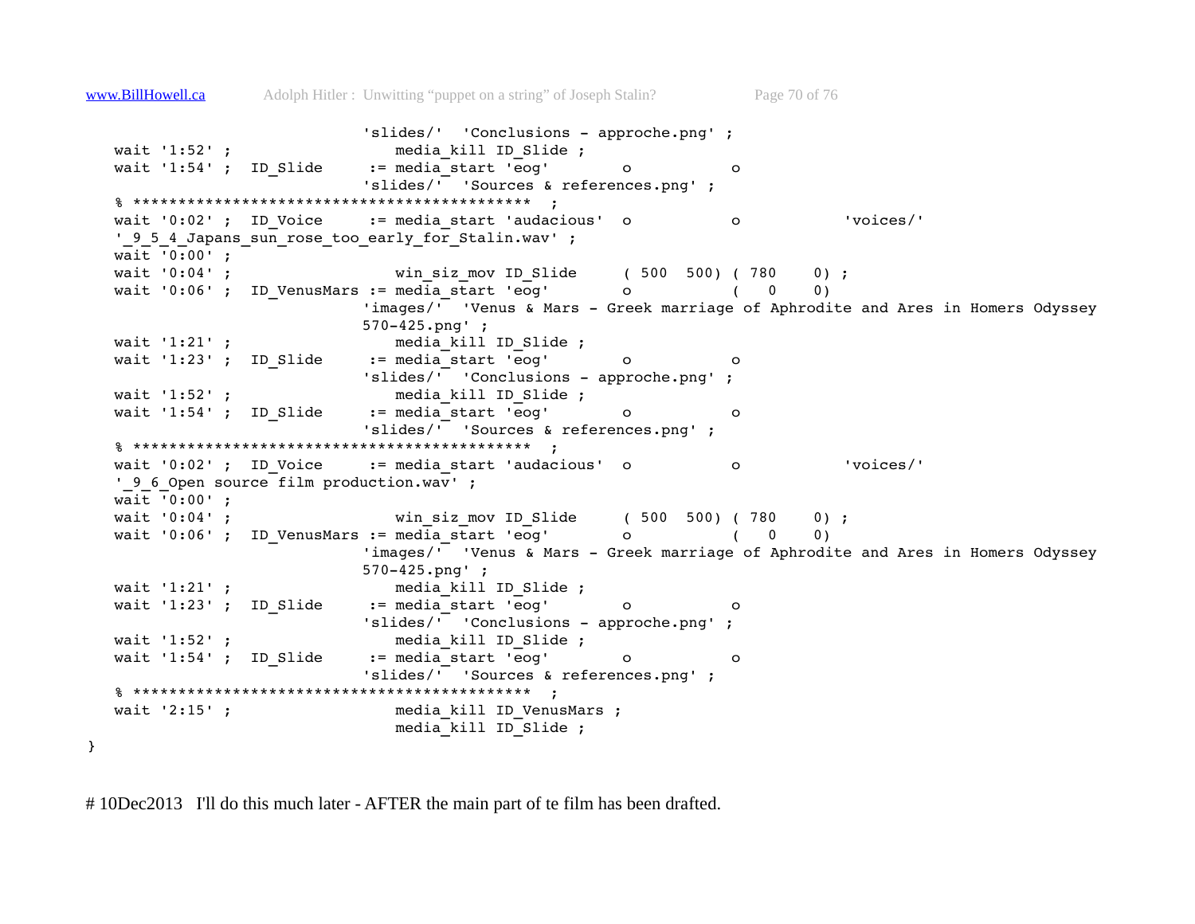```
                              'slides/'  'Conclusions - approche.png' ;
   wait '1:52' ;                 media_kill ID_Slide ;
   wait '1:54' ;  ID_Slide     := media_start 'eog'       o           o
                              'slides/'  'Sources & references.png' ;
   % ******************************************  ;
   wait '0:02' ;  ID_Voice     := media_start 'audacious'  o           o           'voices/'
   '_9_5_4_Japans_sun_rose_too_early_for_Stalin.wav' ;
   wait '0:00' ;
   wait '0:04' ;                 win_siz_mov ID_Slide     ( 500  500) ( 780    0) ;
   wait '0:06' ;  ID_VenusMars := media_start 'eog'       o           (   0    0)
                              'images/'  'Venus & Mars - Greek marriage of Aphrodite and Ares in Homers Odyssey
                              570-425.png' ;
   wait '1:21' ;                 media_kill ID_Slide ;
   wait '1:23' ;  ID_Slide     := media_start 'eog'       o           o
                              'slides/'  'Conclusions - approche.png' ;
   wait '1:52' ;                 media_kill ID_Slide ;
   wait '1:54' ;  ID_Slide     := media_start 'eog'       o           o
                              'slides/'  'Sources & references.png' ;
   % ******************************************  ;
   wait '0:02' ;  ID_Voice     := media_start 'audacious'  o           o           'voices/'
   '_9_6_Open source film production.wav' ;
   wait '0:00' ;
   wait '0:04' ;                 win_siz_mov ID_Slide     ( 500  500) ( 780    0) ;
   wait '0:06' ;  ID_VenusMars := media_start 'eog'       o           (   0    0)
                              'images/'  'Venus & Mars - Greek marriage of Aphrodite and Ares in Homers Odyssey
                              570-425.png' ;
   wait '1:21' ;                 media_kill ID_Slide ;
   wait '1:23' ;  ID_Slide     := media_start 'eog'       o           o
                              'slides/'  'Conclusions - approche.png' ;
   wait '1:52' ;                 media_kill ID_Slide ;
   wait '1:54' ;  ID_Slide     := media_start 'eog'       o           o
                              'slides/'  'Sources & references.png' ;
   % ******************************************  ;
   wait '2:15' ;                 media_kill ID_VenusMars ;
                                 media_kill ID_Slide ;
}
```

# 10Dec2013   I'll do this much later - AFTER the main part of te film has been drafted.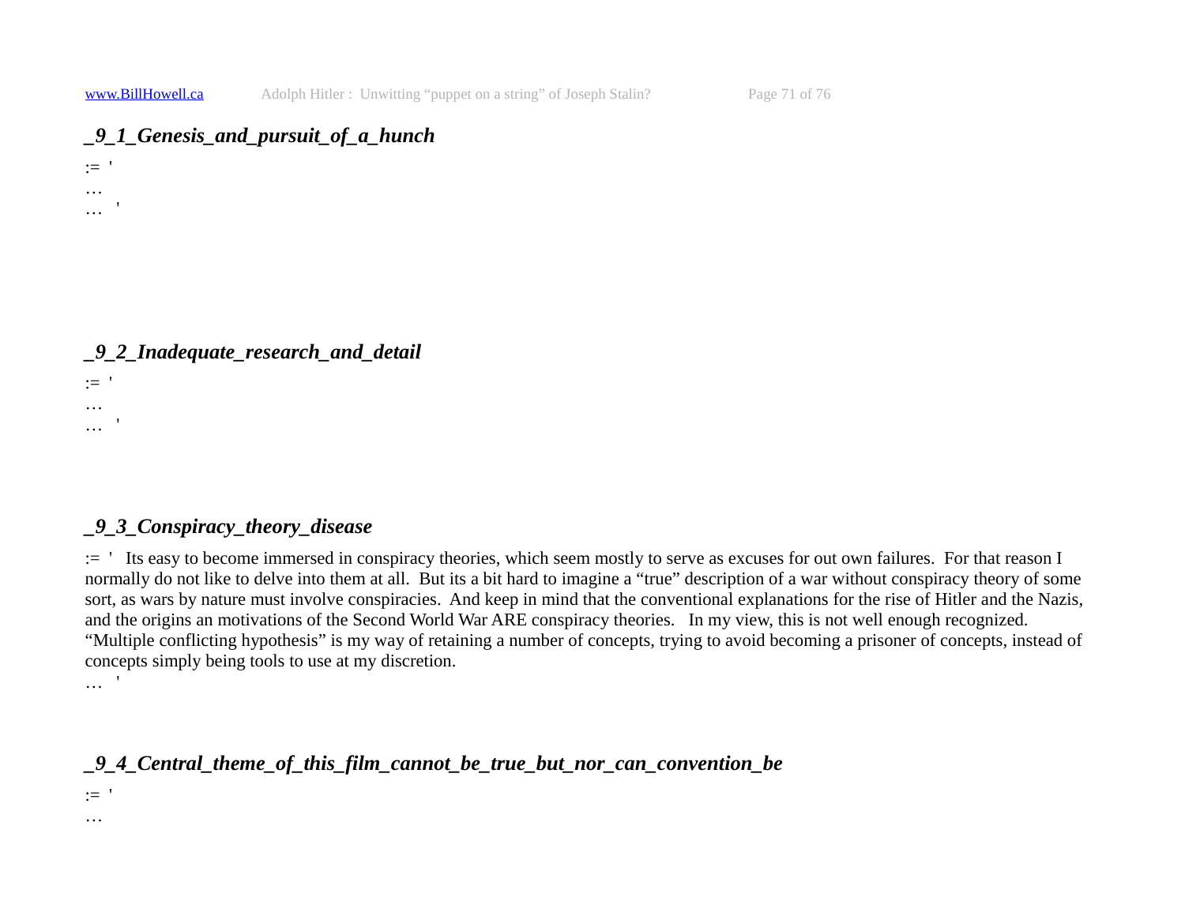### *_9_1_Genesis_and_pursuit_of_a_hunch*

:= '
…
…  '

### *_9_2_Inadequate_research_and_detail*

:= '
…
…  '

### *_9_3_Conspiracy_theory_disease*

:=  '  Its easy to become immersed in conspiracy theories, which seem mostly to serve as excuses for out own failures.  For that reason I normally do not like to delve into them at all.  But its a bit hard to imagine a "true" description of a war without conspiracy theory of some sort, as wars by nature must involve conspiracies.  And keep in mind that the conventional explanations for the rise of Hitler and the Nazis, and the origins an motivations of the Second World War ARE conspiracy theories.   In my view, this is not well enough recognized.
"Multiple conflicting hypothesis" is my way of retaining a number of concepts, trying to avoid becoming a prisoner of concepts, instead of concepts simply being tools to use at my discretion.
…  '

### *_9_4_Central_theme_of_this_film_cannot_be_true_but_nor_can_convention_be*

:= '
…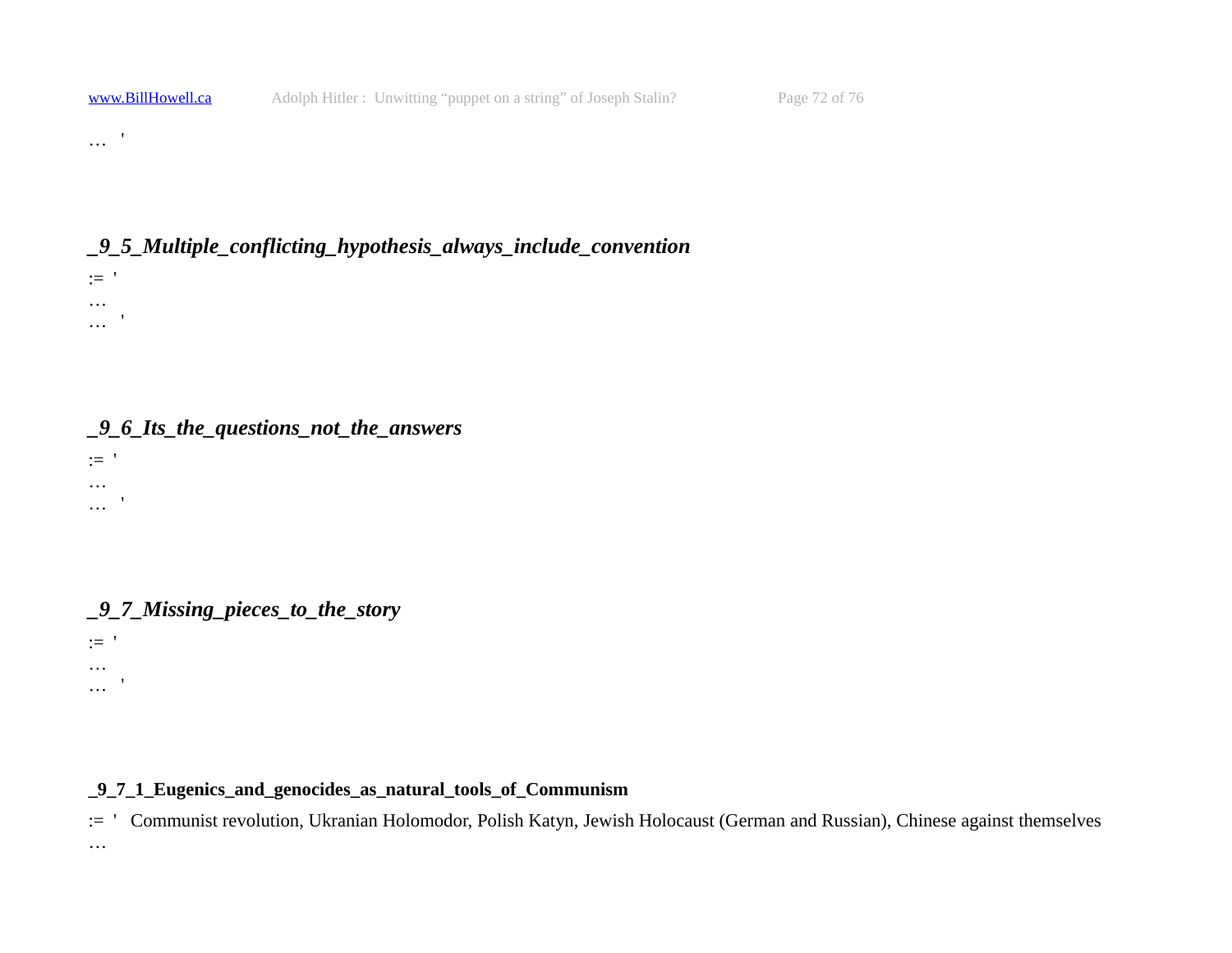… '

### _9_5_Multiple_conflicting_hypothesis_always_include_convention

:= '
…
… '

### _9_6_Its_the_questions_not_the_answers

:= '
…
… '

### _9_7_Missing_pieces_to_the_story

:= '
…
… '

#### _9_7_1_Eugenics_and_genocides_as_natural_tools_of_Communism

:= ' Communist revolution, Ukranian Holomodor, Polish Katyn, Jewish Holocaust (German and Russian), Chinese against themselves
…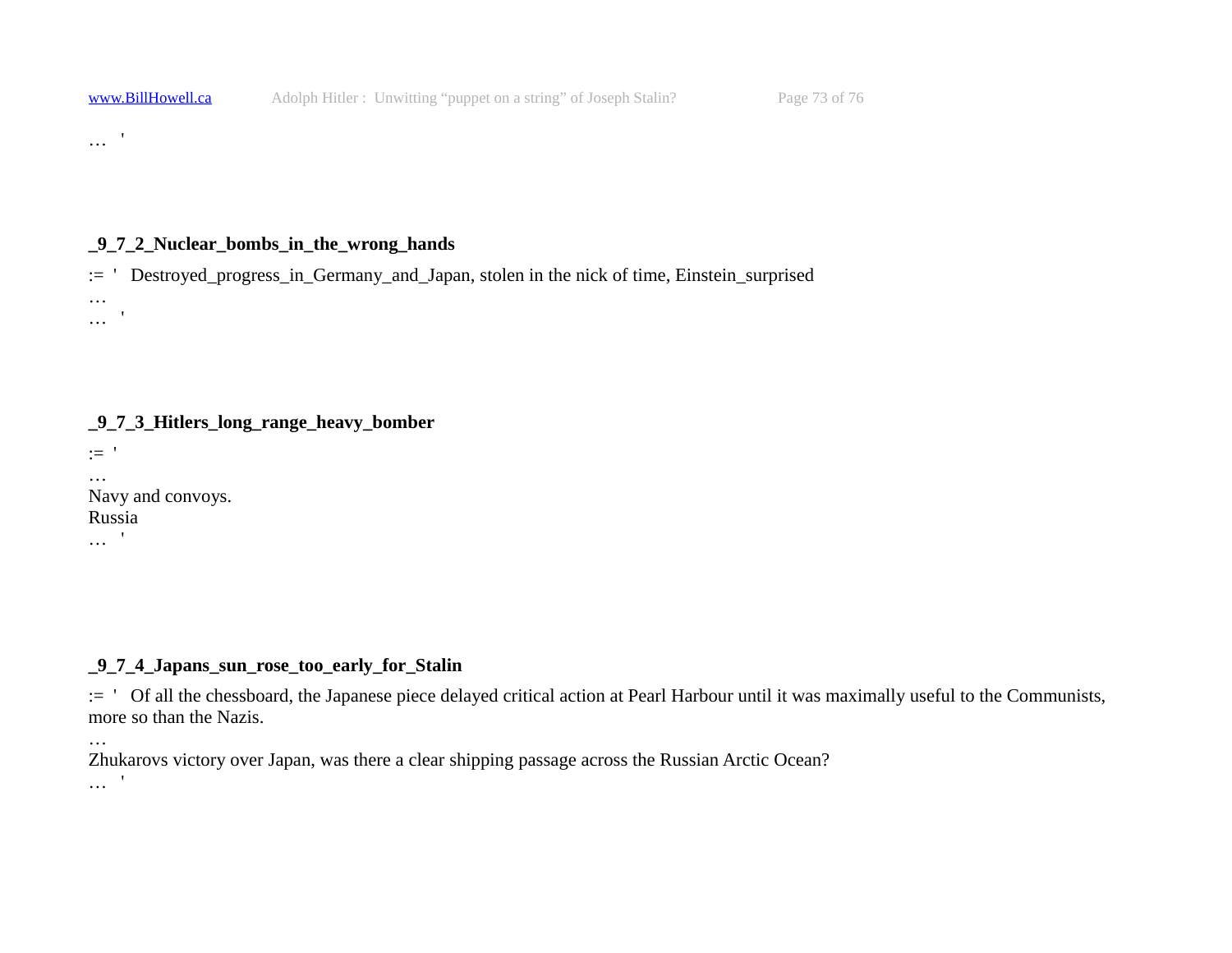… '

**_9_7_2_Nuclear_bombs_in_the_wrong_hands**

:= ' Destroyed_progress_in_Germany_and_Japan, stolen in the nick of time, Einstein_surprised
…
… '

**_9_7_3_Hitlers_long_range_heavy_bomber**

:= '
…
Navy and convoys.
Russia
… '

**_9_7_4_Japans_sun_rose_too_early_for_Stalin**

:= ' Of all the chessboard, the Japanese piece delayed critical action at Pearl Harbour until it was maximally useful to the Communists, more so than the Nazis.
…
Zhukarovs victory over Japan, was there a clear shipping passage across the Russian Arctic Ocean?
… '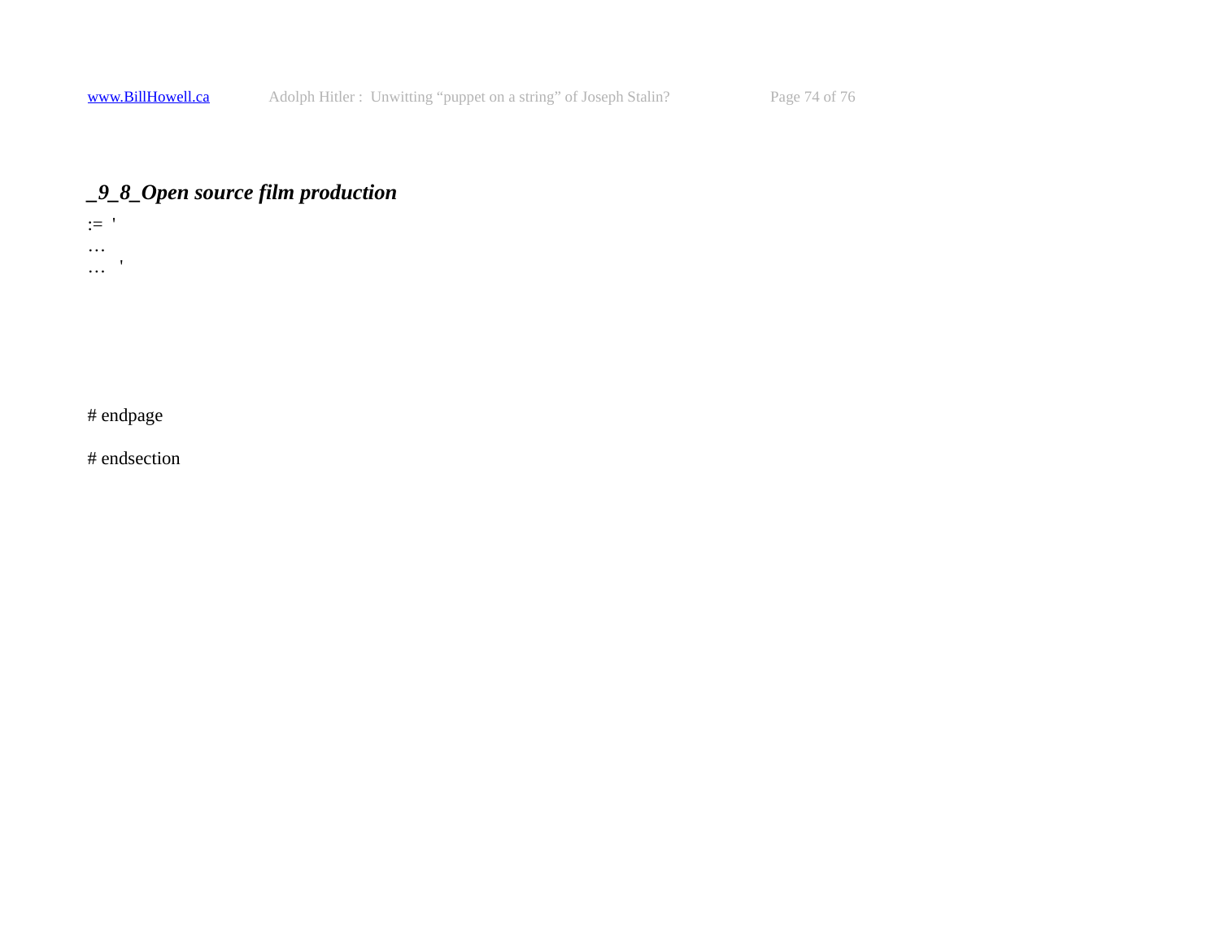### _9_8_Open source film production

:= '
…
…  '

# endpage

# endsection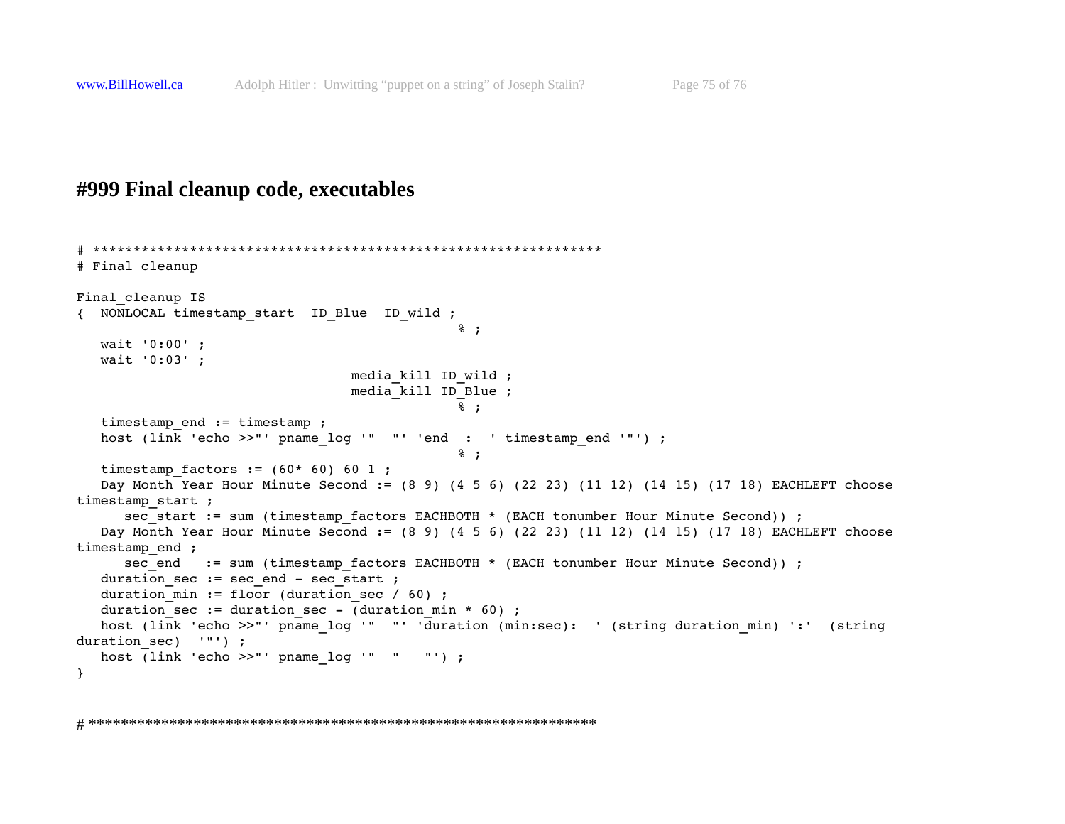# #999 Final cleanup code, executables

```
# ****************************************************************
# Final cleanup

Final_cleanup IS
{  NONLOCAL timestamp_start  ID_Blue  ID_wild ;
                                                  % ;
   wait '0:00' ;
   wait '0:03' ;
                                  media_kill ID_wild ;
                                  media_kill ID_Blue ;
                                                  % ;
   timestamp_end := timestamp ;
   host (link 'echo >>"' pname_log '"  "' 'end  :  ' timestamp_end '"') ;
                                                  % ;
   timestamp_factors := (60* 60) 60 1 ;
   Day Month Year Hour Minute Second := (8 9) (4 5 6) (22 23) (11 12) (14 15) (17 18) EACHLEFT choose
timestamp_start ;
      sec_start := sum (timestamp_factors EACHBOTH * (EACH tonumber Hour Minute Second)) ;
   Day Month Year Hour Minute Second := (8 9) (4 5 6) (22 23) (11 12) (14 15) (17 18) EACHLEFT choose
timestamp_end ;
      sec_end   := sum (timestamp_factors EACHBOTH * (EACH tonumber Hour Minute Second)) ;
   duration_sec := sec_end - sec_start ;
   duration_min := floor (duration_sec / 60) ;
   duration_sec := duration_sec - (duration_min * 60) ;
   host (link 'echo >>"' pname_log '"  "' 'duration (min:sec):  ' (string duration_min) ':'  (string
duration_sec)  '"') ;
   host (link 'echo >>"' pname_log '"  "   "') ;
}


# ****************************************************************
```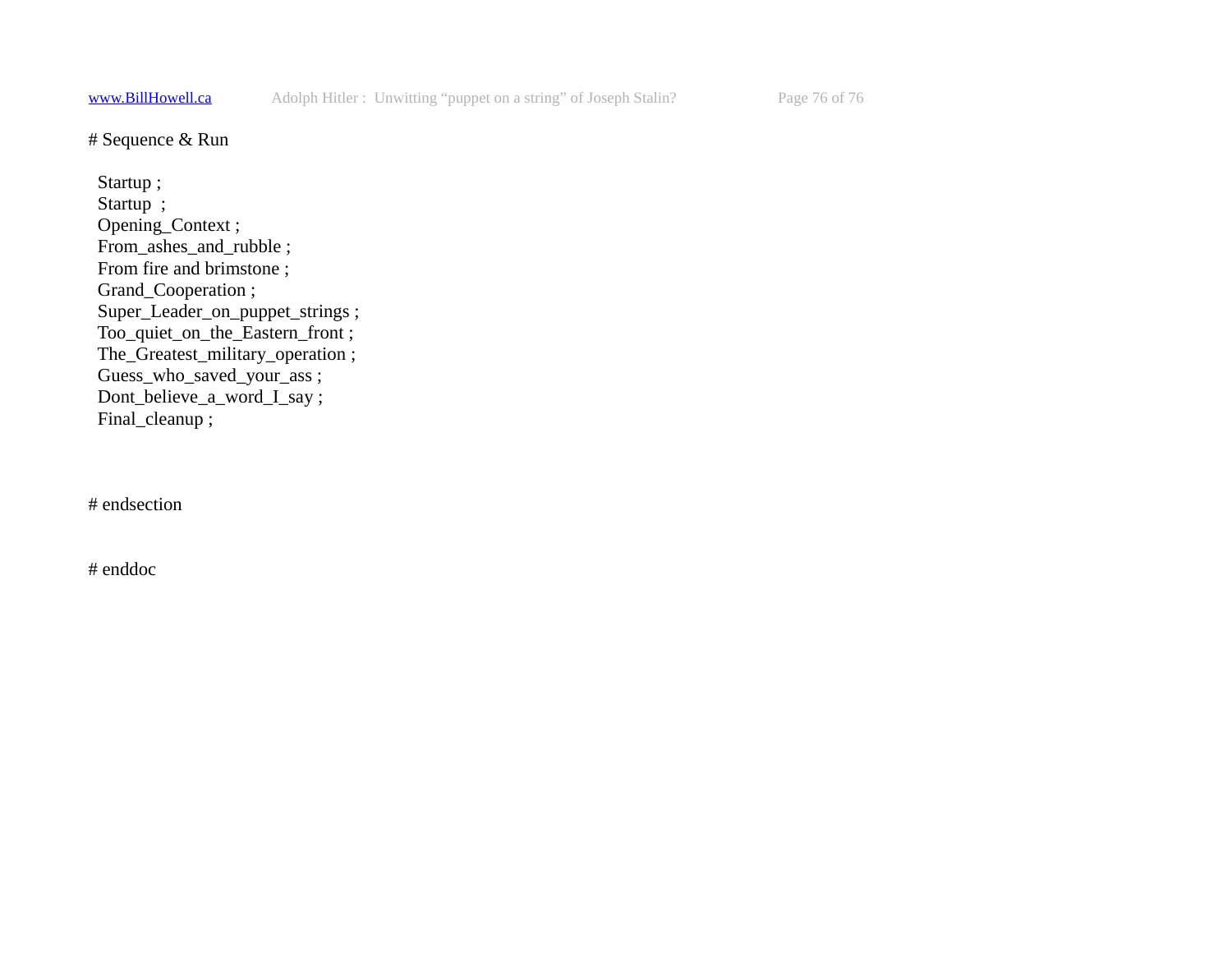# Sequence & Run

```
 Startup ;
 Startup  ;
 Opening_Context ;
 From_ashes_and_rubble ;
 From fire and brimstone ;
 Grand_Cooperation ;
 Super_Leader_on_puppet_strings ;
 Too_quiet_on_the_Eastern_front ;
 The_Greatest_military_operation ;
 Guess_who_saved_your_ass ;
 Dont_believe_a_word_I_say ;
 Final_cleanup ;
```

# endsection

# enddoc